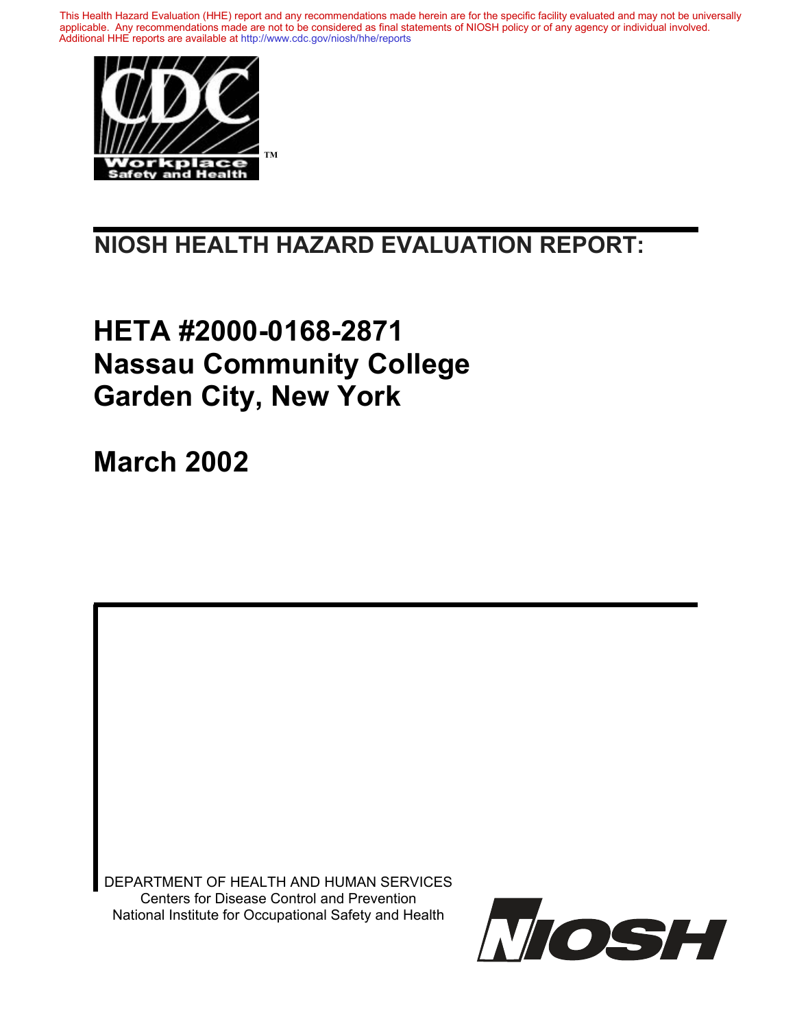This Health Hazard Evaluation (HHE) report and any recommendations made herein are for the specific facility evaluated and may not be universally applicable. Any recommendations made are not to be considered as final statements of NIOSH policy or of any agency or individual involved. Additional HHE reports are available at http://www.cdc.gov/niosh/hhe/reports

# NIOSH HEALTH HAZARD EVALUATION REPORT:

# HETA #2000-0168-2871
# Nassau Community College
# Garden City, New York

# March 2002

DEPARTMENT OF HEALTH AND HUMAN SERVICES
Centers for Disease Control and Prevention
National Institute for Occupational Safety and Health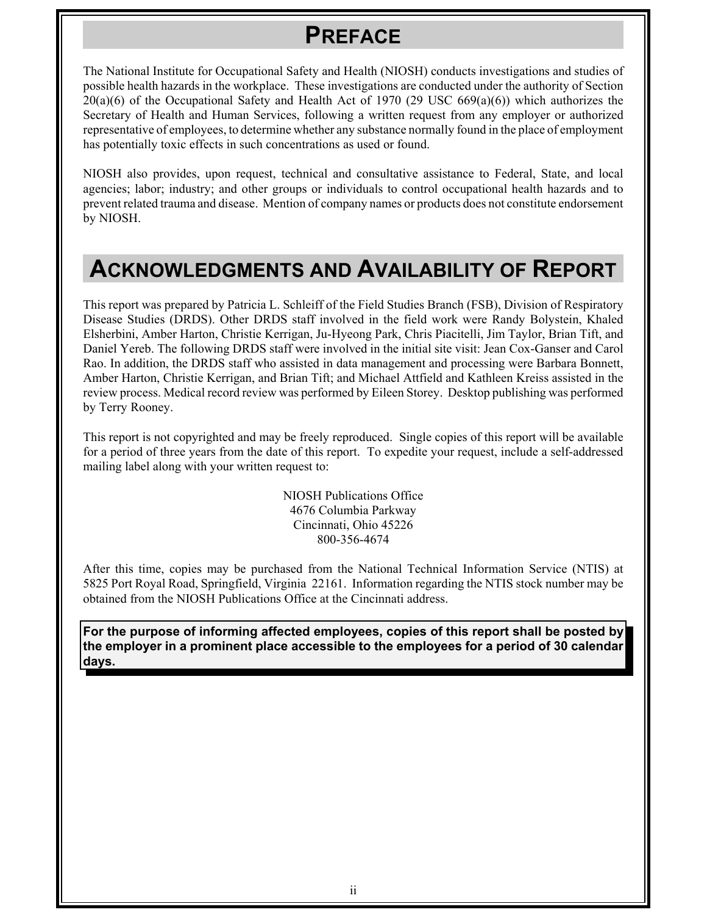# PREFACE

The National Institute for Occupational Safety and Health (NIOSH) conducts investigations and studies of possible health hazards in the workplace. These investigations are conducted under the authority of Section 20(a)(6) of the Occupational Safety and Health Act of 1970 (29 USC 669(a)(6)) which authorizes the Secretary of Health and Human Services, following a written request from any employer or authorized representative of employees, to determine whether any substance normally found in the place of employment has potentially toxic effects in such concentrations as used or found.

NIOSH also provides, upon request, technical and consultative assistance to Federal, State, and local agencies; labor; industry; and other groups or individuals to control occupational health hazards and to prevent related trauma and disease. Mention of company names or products does not constitute endorsement by NIOSH.

# ACKNOWLEDGMENTS AND AVAILABILITY OF REPORT

This report was prepared by Patricia L. Schleiff of the Field Studies Branch (FSB), Division of Respiratory Disease Studies (DRDS). Other DRDS staff involved in the field work were Randy Bolystein, Khaled Elsherbini, Amber Harton, Christie Kerrigan, Ju-Hyeong Park, Chris Piacitelli, Jim Taylor, Brian Tift, and Daniel Yereb. The following DRDS staff were involved in the initial site visit: Jean Cox-Ganser and Carol Rao. In addition, the DRDS staff who assisted in data management and processing were Barbara Bonnett, Amber Harton, Christie Kerrigan, and Brian Tift; and Michael Attfield and Kathleen Kreiss assisted in the review process. Medical record review was performed by Eileen Storey. Desktop publishing was performed by Terry Rooney.

This report is not copyrighted and may be freely reproduced. Single copies of this report will be available for a period of three years from the date of this report. To expedite your request, include a self-addressed mailing label along with your written request to:

NIOSH Publications Office
4676 Columbia Parkway
Cincinnati, Ohio 45226
800-356-4674

After this time, copies may be purchased from the National Technical Information Service (NTIS) at 5825 Port Royal Road, Springfield, Virginia 22161. Information regarding the NTIS stock number may be obtained from the NIOSH Publications Office at the Cincinnati address.

**For the purpose of informing affected employees, copies of this report shall be posted by the employer in a prominent place accessible to the employees for a period of 30 calendar days.**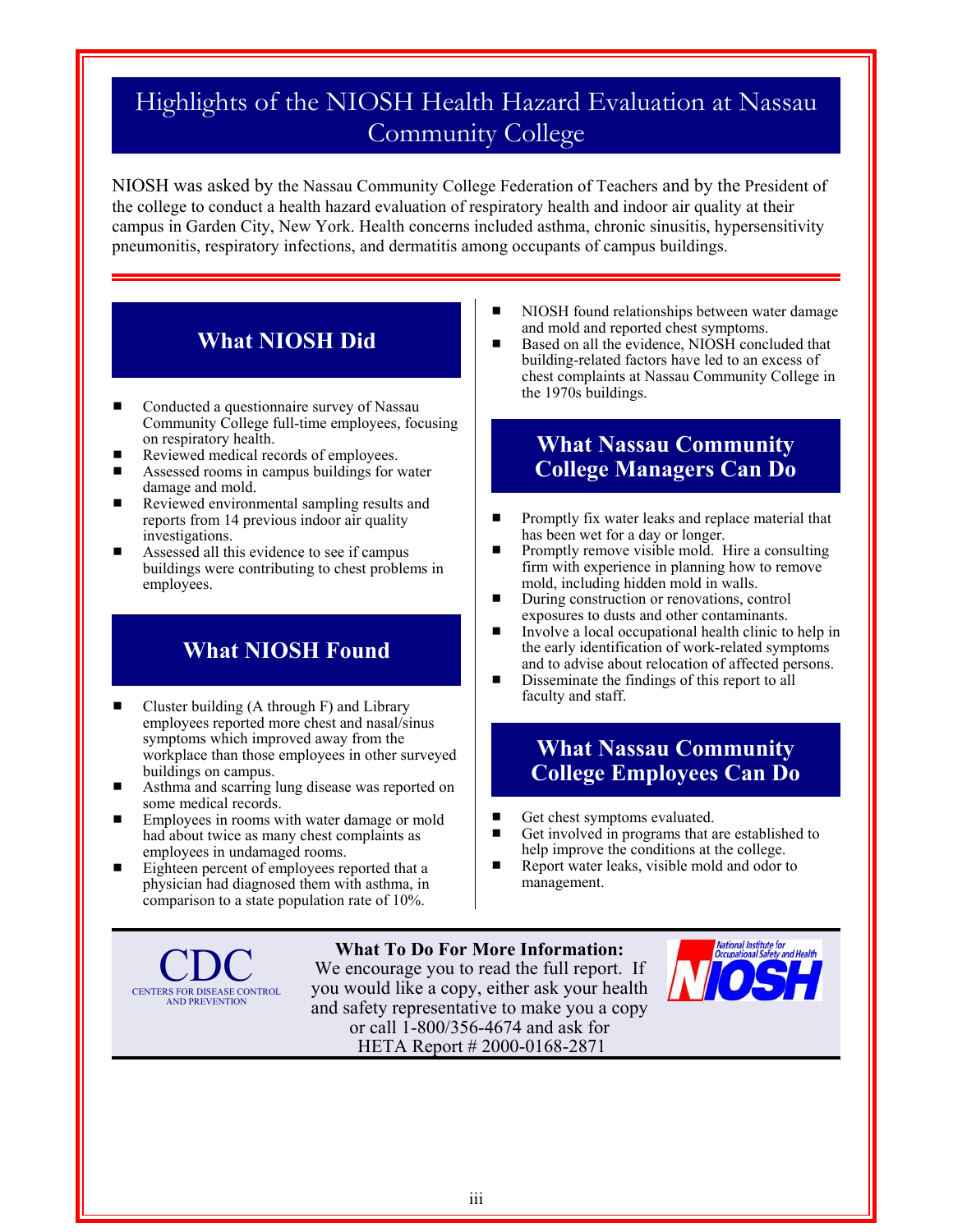# Highlights of the NIOSH Health Hazard Evaluation at Nassau Community College

NIOSH was asked by the Nassau Community College Federation of Teachers and by the President of the college to conduct a health hazard evaluation of respiratory health and indoor air quality at their campus in Garden City, New York. Health concerns included asthma, chronic sinusitis, hypersensitivity pneumonitis, respiratory infections, and dermatitis among occupants of campus buildings.

## What NIOSH Did

- Conducted a questionnaire survey of Nassau Community College full-time employees, focusing on respiratory health.
- Reviewed medical records of employees.
- Assessed rooms in campus buildings for water damage and mold.
- Reviewed environmental sampling results and reports from 14 previous indoor air quality investigations.
- Assessed all this evidence to see if campus buildings were contributing to chest problems in employees.

## What NIOSH Found

- Cluster building (A through F) and Library employees reported more chest and nasal/sinus symptoms which improved away from the workplace than those employees in other surveyed buildings on campus.
- Asthma and scarring lung disease was reported on some medical records.
- Employees in rooms with water damage or mold had about twice as many chest complaints as employees in undamaged rooms.
- Eighteen percent of employees reported that a physician had diagnosed them with asthma, in comparison to a state population rate of 10%.
- NIOSH found relationships between water damage and mold and reported chest symptoms.
- Based on all the evidence, NIOSH concluded that building-related factors have led to an excess of chest complaints at Nassau Community College in the 1970s buildings.

## What Nassau Community College Managers Can Do

- Promptly fix water leaks and replace material that has been wet for a day or longer.
- Promptly remove visible mold. Hire a consulting firm with experience in planning how to remove mold, including hidden mold in walls.
- During construction or renovations, control exposures to dusts and other contaminants.
- Involve a local occupational health clinic to help in the early identification of work-related symptoms and to advise about relocation of affected persons.
- Disseminate the findings of this report to all faculty and staff.

## What Nassau Community College Employees Can Do

- Get chest symptoms evaluated.
- Get involved in programs that are established to help improve the conditions at the college.
- Report water leaks, visible mold and odor to management.

CDC
CENTERS FOR DISEASE CONTROL AND PREVENTION

**What To Do For More Information:**
We encourage you to read the full report. If you would like a copy, either ask your health and safety representative to make you a copy or call 1-800/356-4674 and ask for HETA Report # 2000-0168-2871

National Institute for Occupational Safety and Health
NIOSH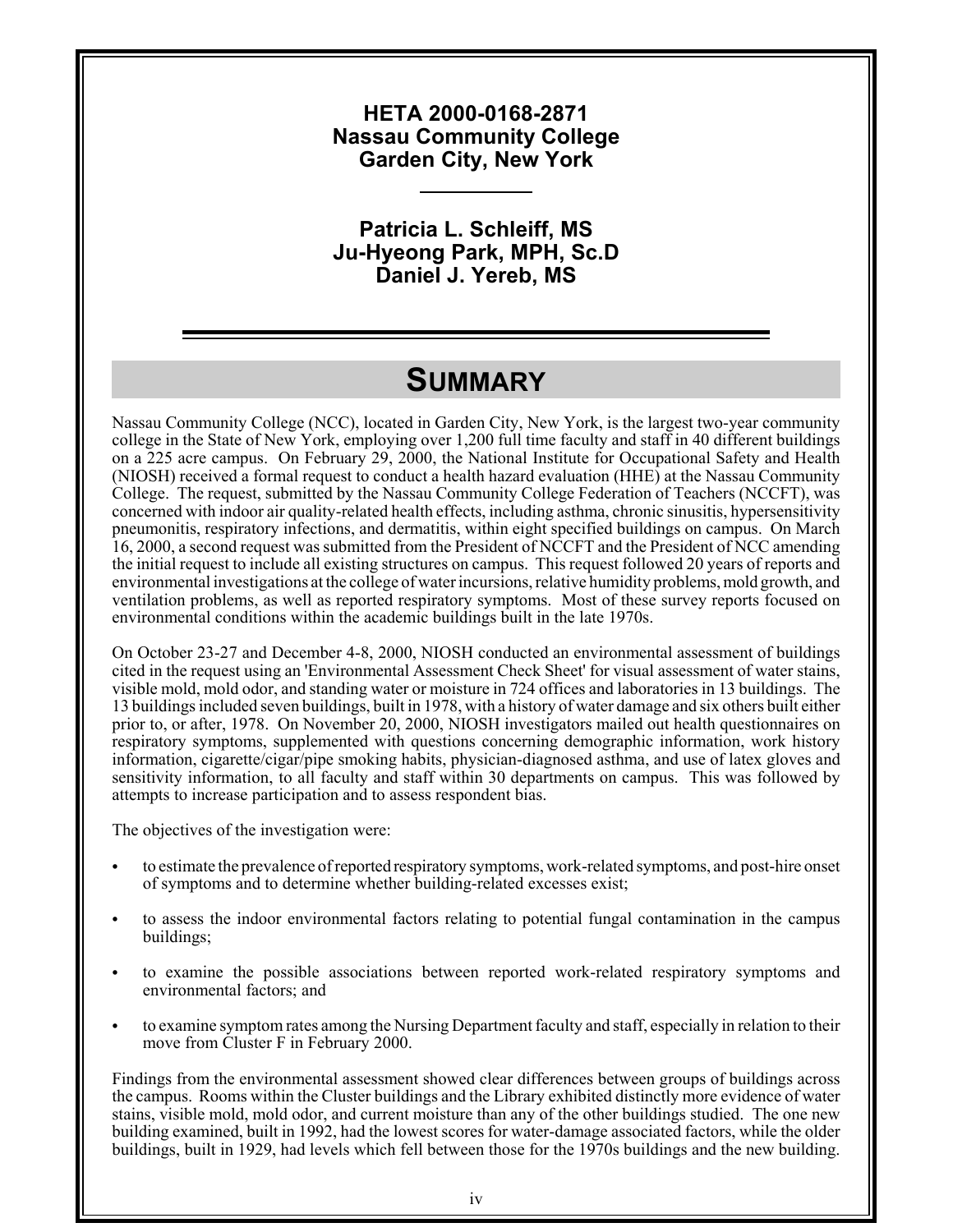**HETA 2000-0168-2871**
**Nassau Community College**
**Garden City, New York**

**Patricia L. Schleiff, MS**
**Ju-Hyeong Park, MPH, Sc.D**
**Daniel J. Yereb, MS**

# SUMMARY

Nassau Community College (NCC), located in Garden City, New York, is the largest two-year community college in the State of New York, employing over 1,200 full time faculty and staff in 40 different buildings on a 225 acre campus. On February 29, 2000, the National Institute for Occupational Safety and Health (NIOSH) received a formal request to conduct a health hazard evaluation (HHE) at the Nassau Community College. The request, submitted by the Nassau Community College Federation of Teachers (NCCFT), was concerned with indoor air quality-related health effects, including asthma, chronic sinusitis, hypersensitivity pneumonitis, respiratory infections, and dermatitis, within eight specified buildings on campus. On March 16, 2000, a second request was submitted from the President of NCCFT and the President of NCC amending the initial request to include all existing structures on campus. This request followed 20 years of reports and environmental investigations at the college of water incursions, relative humidity problems, mold growth, and ventilation problems, as well as reported respiratory symptoms. Most of these survey reports focused on environmental conditions within the academic buildings built in the late 1970s.

On October 23-27 and December 4-8, 2000, NIOSH conducted an environmental assessment of buildings cited in the request using an 'Environmental Assessment Check Sheet' for visual assessment of water stains, visible mold, mold odor, and standing water or moisture in 724 offices and laboratories in 13 buildings. The 13 buildings included seven buildings, built in 1978, with a history of water damage and six others built either prior to, or after, 1978. On November 20, 2000, NIOSH investigators mailed out health questionnaires on respiratory symptoms, supplemented with questions concerning demographic information, work history information, cigarette/cigar/pipe smoking habits, physician-diagnosed asthma, and use of latex gloves and sensitivity information, to all faculty and staff within 30 departments on campus. This was followed by attempts to increase participation and to assess respondent bias.

The objectives of the investigation were:

- to estimate the prevalence of reported respiratory symptoms, work-related symptoms, and post-hire onset of symptoms and to determine whether building-related excesses exist;
- to assess the indoor environmental factors relating to potential fungal contamination in the campus buildings;
- to examine the possible associations between reported work-related respiratory symptoms and environmental factors; and
- to examine symptom rates among the Nursing Department faculty and staff, especially in relation to their move from Cluster F in February 2000.

Findings from the environmental assessment showed clear differences between groups of buildings across the campus. Rooms within the Cluster buildings and the Library exhibited distinctly more evidence of water stains, visible mold, mold odor, and current moisture than any of the other buildings studied. The one new building examined, built in 1992, had the lowest scores for water-damage associated factors, while the older buildings, built in 1929, had levels which fell between those for the 1970s buildings and the new building.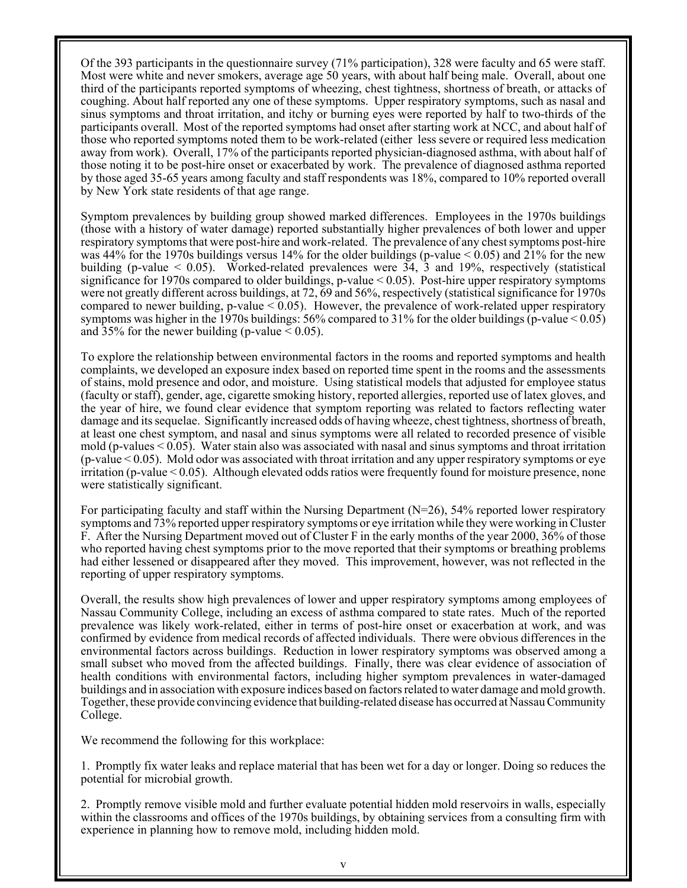Of the 393 participants in the questionnaire survey (71% participation), 328 were faculty and 65 were staff. Most were white and never smokers, average age 50 years, with about half being male. Overall, about one third of the participants reported symptoms of wheezing, chest tightness, shortness of breath, or attacks of coughing. About half reported any one of these symptoms. Upper respiratory symptoms, such as nasal and sinus symptoms and throat irritation, and itchy or burning eyes were reported by half to two-thirds of the participants overall. Most of the reported symptoms had onset after starting work at NCC, and about half of those who reported symptoms noted them to be work-related (either less severe or required less medication away from work). Overall, 17% of the participants reported physician-diagnosed asthma, with about half of those noting it to be post-hire onset or exacerbated by work. The prevalence of diagnosed asthma reported by those aged 35-65 years among faculty and staff respondents was 18%, compared to 10% reported overall by New York state residents of that age range.

Symptom prevalences by building group showed marked differences. Employees in the 1970s buildings (those with a history of water damage) reported substantially higher prevalences of both lower and upper respiratory symptoms that were post-hire and work-related. The prevalence of any chest symptoms post-hire was 44% for the 1970s buildings versus 14% for the older buildings (p-value $< 0.05$) and 21% for the new building (p-value $< 0.05$). Worked-related prevalences were 34, 3 and 19%, respectively (statistical significance for 1970s compared to older buildings, p-value $< 0.05$). Post-hire upper respiratory symptoms were not greatly different across buildings, at 72, 69 and 56%, respectively (statistical significance for 1970s compared to newer building, p-value $< 0.05$). However, the prevalence of work-related upper respiratory symptoms was higher in the 1970s buildings: 56% compared to 31% for the older buildings (p-value $< 0.05$) and 35% for the newer building (p-value $< 0.05$).

To explore the relationship between environmental factors in the rooms and reported symptoms and health complaints, we developed an exposure index based on reported time spent in the rooms and the assessments of stains, mold presence and odor, and moisture. Using statistical models that adjusted for employee status (faculty or staff), gender, age, cigarette smoking history, reported allergies, reported use of latex gloves, and the year of hire, we found clear evidence that symptom reporting was related to factors reflecting water damage and its sequelae. Significantly increased odds of having wheeze, chest tightness, shortness of breath, at least one chest symptom, and nasal and sinus symptoms were all related to recorded presence of visible mold (p-values $< 0.05$). Water stain also was associated with nasal and sinus symptoms and throat irritation (p-value $< 0.05$). Mold odor was associated with throat irritation and any upper respiratory symptoms or eye irritation (p-value $< 0.05$). Although elevated odds ratios were frequently found for moisture presence, none were statistically significant.

For participating faculty and staff within the Nursing Department (N=26), 54% reported lower respiratory symptoms and 73% reported upper respiratory symptoms or eye irritation while they were working in Cluster F. After the Nursing Department moved out of Cluster F in the early months of the year 2000, 36% of those who reported having chest symptoms prior to the move reported that their symptoms or breathing problems had either lessened or disappeared after they moved. This improvement, however, was not reflected in the reporting of upper respiratory symptoms.

Overall, the results show high prevalences of lower and upper respiratory symptoms among employees of Nassau Community College, including an excess of asthma compared to state rates. Much of the reported prevalence was likely work-related, either in terms of post-hire onset or exacerbation at work, and was confirmed by evidence from medical records of affected individuals. There were obvious differences in the environmental factors across buildings. Reduction in lower respiratory symptoms was observed among a small subset who moved from the affected buildings. Finally, there was clear evidence of association of health conditions with environmental factors, including higher symptom prevalences in water-damaged buildings and in association with exposure indices based on factors related to water damage and mold growth. Together, these provide convincing evidence that building-related disease has occurred at Nassau Community College.

We recommend the following for this workplace:

1. Promptly fix water leaks and replace material that has been wet for a day or longer. Doing so reduces the potential for microbial growth.

2. Promptly remove visible mold and further evaluate potential hidden mold reservoirs in walls, especially within the classrooms and offices of the 1970s buildings, by obtaining services from a consulting firm with experience in planning how to remove mold, including hidden mold.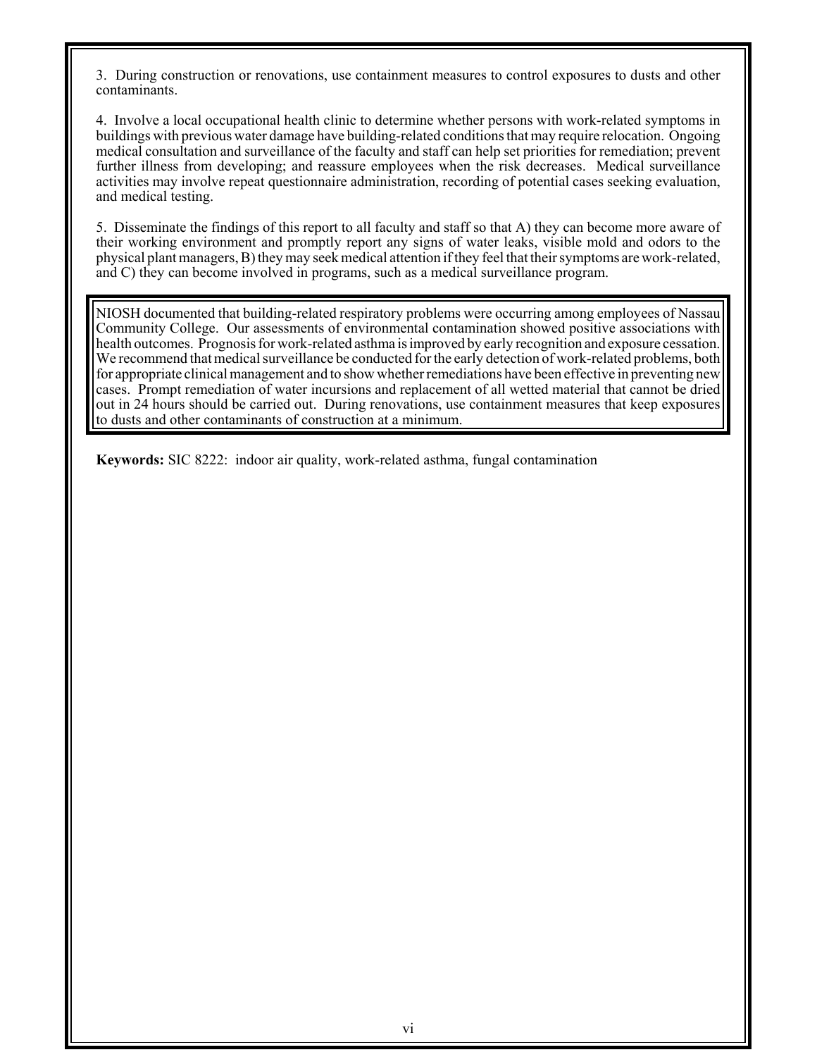3. During construction or renovations, use containment measures to control exposures to dusts and other contaminants.

4. Involve a local occupational health clinic to determine whether persons with work-related symptoms in buildings with previous water damage have building-related conditions that may require relocation. Ongoing medical consultation and surveillance of the faculty and staff can help set priorities for remediation; prevent further illness from developing; and reassure employees when the risk decreases. Medical surveillance activities may involve repeat questionnaire administration, recording of potential cases seeking evaluation, and medical testing.

5. Disseminate the findings of this report to all faculty and staff so that A) they can become more aware of their working environment and promptly report any signs of water leaks, visible mold and odors to the physical plant managers, B) they may seek medical attention if they feel that their symptoms are work-related, and C) they can become involved in programs, such as a medical surveillance program.

NIOSH documented that building-related respiratory problems were occurring among employees of Nassau Community College. Our assessments of environmental contamination showed positive associations with health outcomes. Prognosis for work-related asthma is improved by early recognition and exposure cessation. We recommend that medical surveillance be conducted for the early detection of work-related problems, both for appropriate clinical management and to show whether remediations have been effective in preventing new cases. Prompt remediation of water incursions and replacement of all wetted material that cannot be dried out in 24 hours should be carried out. During renovations, use containment measures that keep exposures to dusts and other contaminants of construction at a minimum.

**Keywords:** SIC 8222: indoor air quality, work-related asthma, fungal contamination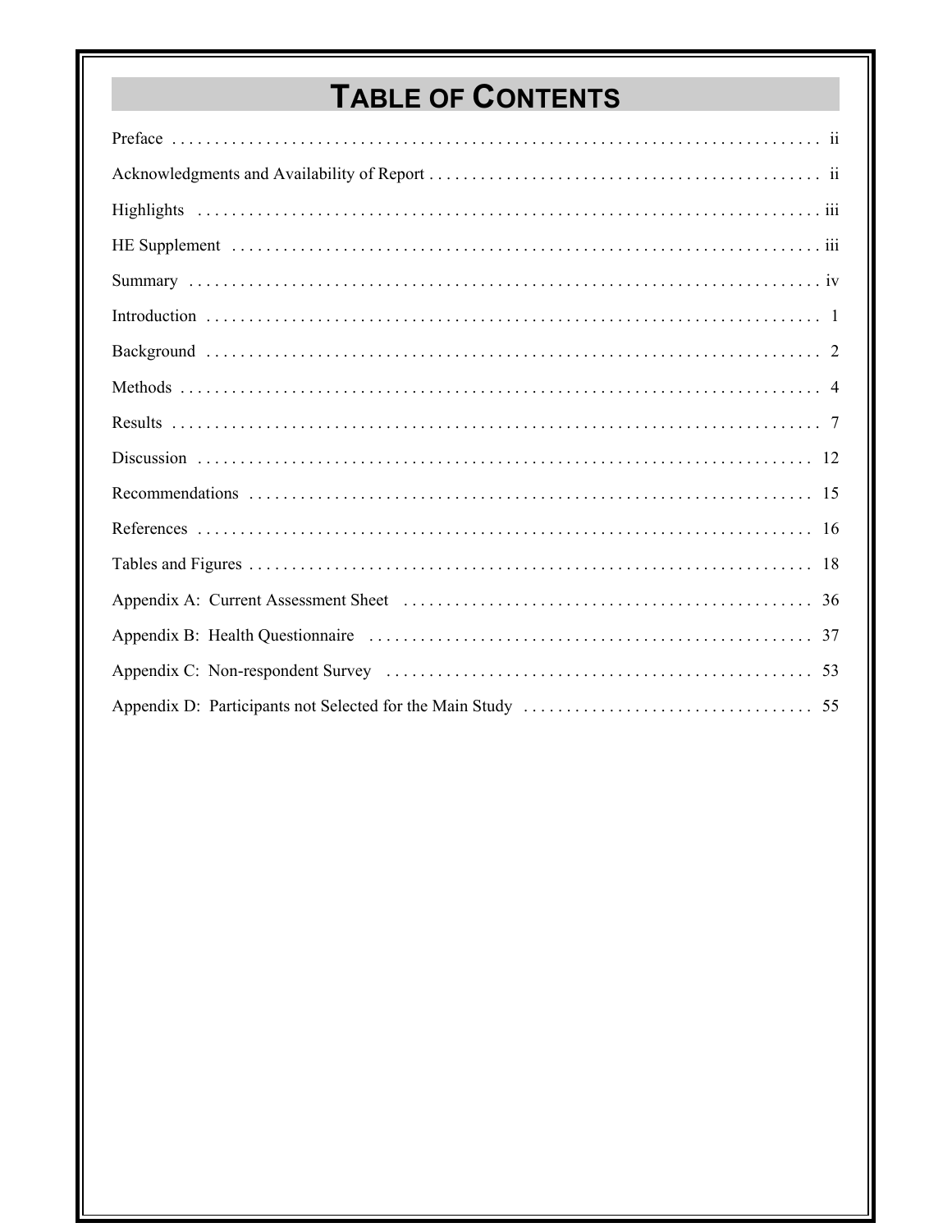# TABLE OF CONTENTS

Preface . . . . . . . . . . . . . . . . . . . . . . . . . . . . . . . . . . . . . . . . . . . . . . . . . . . . . . . . . . . . . . . . . . . . . . . . . . . ii

Acknowledgments and Availability of Report . . . . . . . . . . . . . . . . . . . . . . . . . . . . . . . . . . . . . . . . . . . . . . ii

Highlights . . . . . . . . . . . . . . . . . . . . . . . . . . . . . . . . . . . . . . . . . . . . . . . . . . . . . . . . . . . . . . . . . . . . . . . . . . iii

HE Supplement . . . . . . . . . . . . . . . . . . . . . . . . . . . . . . . . . . . . . . . . . . . . . . . . . . . . . . . . . . . . . . . . . . . . . . iii

Summary . . . . . . . . . . . . . . . . . . . . . . . . . . . . . . . . . . . . . . . . . . . . . . . . . . . . . . . . . . . . . . . . . . . . . . . . . . . iv

Introduction . . . . . . . . . . . . . . . . . . . . . . . . . . . . . . . . . . . . . . . . . . . . . . . . . . . . . . . . . . . . . . . . . . . . . . . . 1

Background . . . . . . . . . . . . . . . . . . . . . . . . . . . . . . . . . . . . . . . . . . . . . . . . . . . . . . . . . . . . . . . . . . . . . . . . 2

Methods . . . . . . . . . . . . . . . . . . . . . . . . . . . . . . . . . . . . . . . . . . . . . . . . . . . . . . . . . . . . . . . . . . . . . . . . . . . . 4

Results . . . . . . . . . . . . . . . . . . . . . . . . . . . . . . . . . . . . . . . . . . . . . . . . . . . . . . . . . . . . . . . . . . . . . . . . . . . . . 7

Discussion . . . . . . . . . . . . . . . . . . . . . . . . . . . . . . . . . . . . . . . . . . . . . . . . . . . . . . . . . . . . . . . . . . . . . . . . . 12

Recommendations . . . . . . . . . . . . . . . . . . . . . . . . . . . . . . . . . . . . . . . . . . . . . . . . . . . . . . . . . . . . . . . . . . 15

References . . . . . . . . . . . . . . . . . . . . . . . . . . . . . . . . . . . . . . . . . . . . . . . . . . . . . . . . . . . . . . . . . . . . . . . . 16

Tables and Figures . . . . . . . . . . . . . . . . . . . . . . . . . . . . . . . . . . . . . . . . . . . . . . . . . . . . . . . . . . . . . . . . . 18

Appendix A: Current Assessment Sheet . . . . . . . . . . . . . . . . . . . . . . . . . . . . . . . . . . . . . . . . . . . . . . . . 36

Appendix B: Health Questionnaire . . . . . . . . . . . . . . . . . . . . . . . . . . . . . . . . . . . . . . . . . . . . . . . . . . . . 37

Appendix C: Non-respondent Survey . . . . . . . . . . . . . . . . . . . . . . . . . . . . . . . . . . . . . . . . . . . . . . . . . . 53

Appendix D: Participants not Selected for the Main Study . . . . . . . . . . . . . . . . . . . . . . . . . . . . . . . . . . 55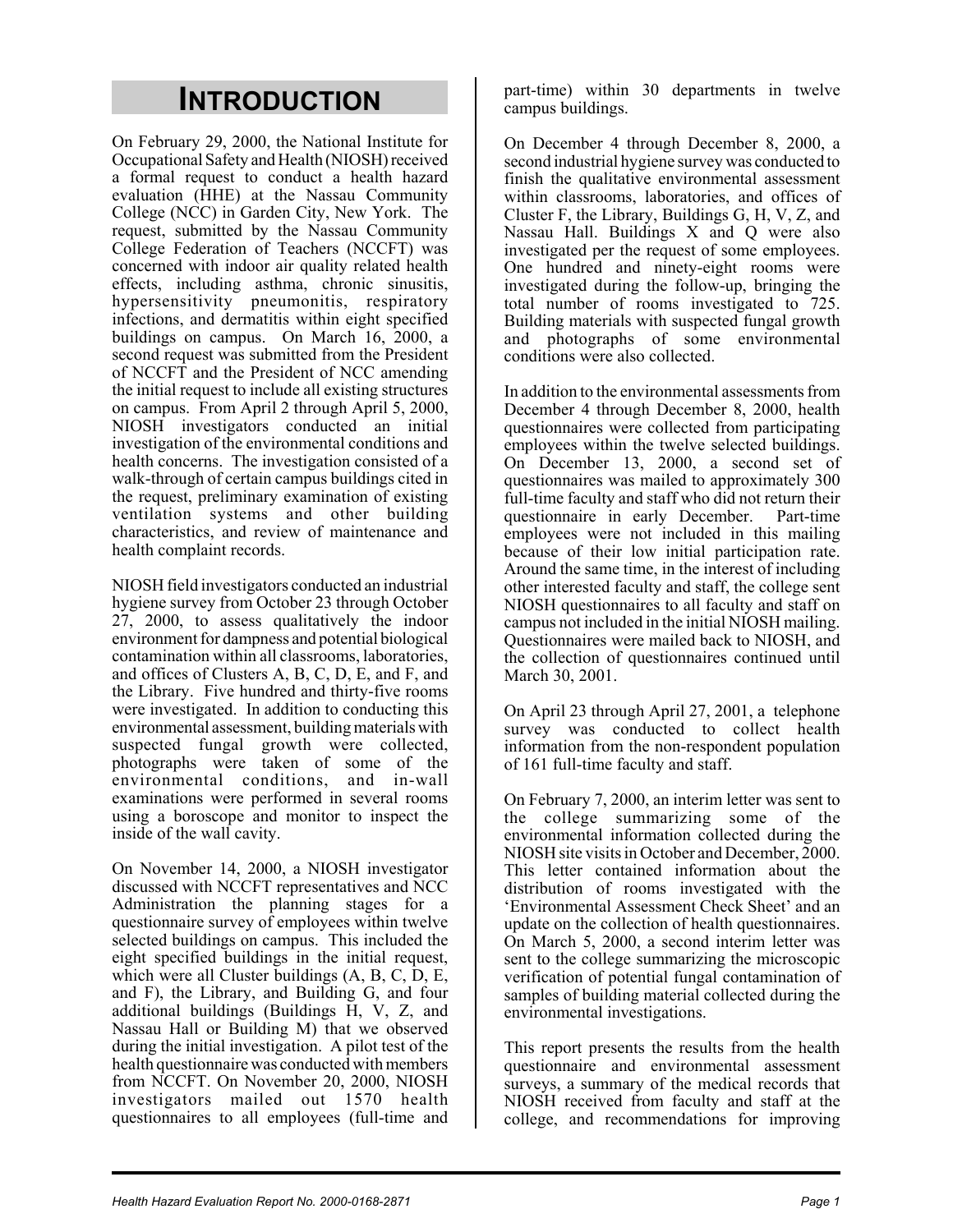# INTRODUCTION

On February 29, 2000, the National Institute for Occupational Safety and Health (NIOSH) received a formal request to conduct a health hazard evaluation (HHE) at the Nassau Community College (NCC) in Garden City, New York. The request, submitted by the Nassau Community College Federation of Teachers (NCCFT) was concerned with indoor air quality related health effects, including asthma, chronic sinusitis, hypersensitivity pneumonitis, respiratory infections, and dermatitis within eight specified buildings on campus. On March 16, 2000, a second request was submitted from the President of NCCFT and the President of NCC amending the initial request to include all existing structures on campus. From April 2 through April 5, 2000, NIOSH investigators conducted an initial investigation of the environmental conditions and health concerns. The investigation consisted of a walk-through of certain campus buildings cited in the request, preliminary examination of existing ventilation systems and other building characteristics, and review of maintenance and health complaint records.

NIOSH field investigators conducted an industrial hygiene survey from October 23 through October 27, 2000, to assess qualitatively the indoor environment for dampness and potential biological contamination within all classrooms, laboratories, and offices of Clusters A, B, C, D, E, and F, and the Library. Five hundred and thirty-five rooms were investigated. In addition to conducting this environmental assessment, building materials with suspected fungal growth were collected, photographs were taken of some of the environmental conditions, and in-wall examinations were performed in several rooms using a boroscope and monitor to inspect the inside of the wall cavity.

On November 14, 2000, a NIOSH investigator discussed with NCCFT representatives and NCC Administration the planning stages for a questionnaire survey of employees within twelve selected buildings on campus. This included the eight specified buildings in the initial request, which were all Cluster buildings (A, B, C, D, E, and F), the Library, and Building G, and four additional buildings (Buildings H, V, Z, and Nassau Hall or Building M) that we observed during the initial investigation. A pilot test of the health questionnaire was conducted with members from NCCFT. On November 20, 2000, NIOSH investigators mailed out 1570 health questionnaires to all employees (full-time and part-time) within 30 departments in twelve campus buildings.

On December 4 through December 8, 2000, a second industrial hygiene survey was conducted to finish the qualitative environmental assessment within classrooms, laboratories, and offices of Cluster F, the Library, Buildings G, H, V, Z, and Nassau Hall. Buildings X and Q were also investigated per the request of some employees. One hundred and ninety-eight rooms were investigated during the follow-up, bringing the total number of rooms investigated to 725. Building materials with suspected fungal growth and photographs of some environmental conditions were also collected.

In addition to the environmental assessments from December 4 through December 8, 2000, health questionnaires were collected from participating employees within the twelve selected buildings. On December 13, 2000, a second set of questionnaires was mailed to approximately 300 full-time faculty and staff who did not return their questionnaire in early December. Part-time employees were not included in this mailing because of their low initial participation rate. Around the same time, in the interest of including other interested faculty and staff, the college sent NIOSH questionnaires to all faculty and staff on campus not included in the initial NIOSH mailing. Questionnaires were mailed back to NIOSH, and the collection of questionnaires continued until March 30, 2001.

On April 23 through April 27, 2001, a telephone survey was conducted to collect health information from the non-respondent population of 161 full-time faculty and staff.

On February 7, 2000, an interim letter was sent to the college summarizing some of the environmental information collected during the NIOSH site visits in October and December, 2000. This letter contained information about the distribution of rooms investigated with the 'Environmental Assessment Check Sheet' and an update on the collection of health questionnaires. On March 5, 2000, a second interim letter was sent to the college summarizing the microscopic verification of potential fungal contamination of samples of building material collected during the environmental investigations.

This report presents the results from the health questionnaire and environmental assessment surveys, a summary of the medical records that NIOSH received from faculty and staff at the college, and recommendations for improving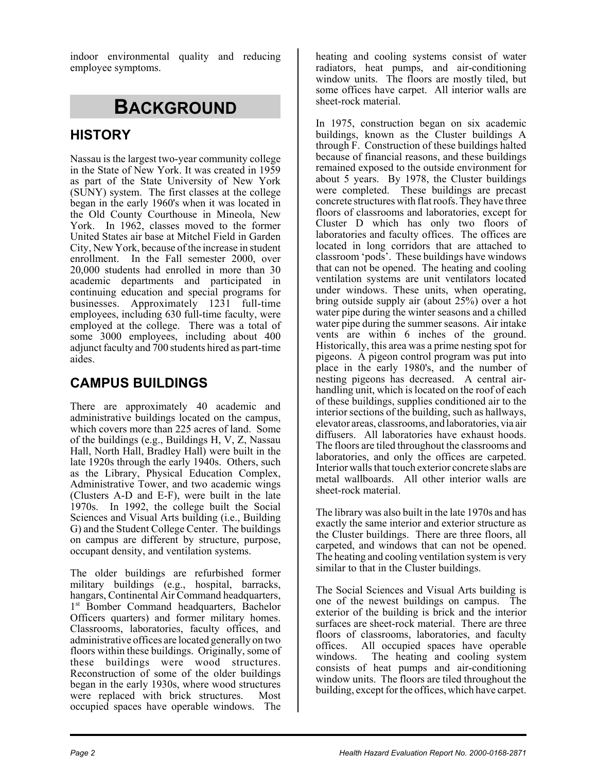indoor environmental quality and reducing employee symptoms.

# BACKGROUND

## HISTORY

Nassau is the largest two-year community college in the State of New York. It was created in 1959 as part of the State University of New York (SUNY) system. The first classes at the college began in the early 1960's when it was located in the Old County Courthouse in Mineola, New York. In 1962, classes moved to the former United States air base at Mitchel Field in Garden City, New York, because of the increase in student enrollment. In the Fall semester 2000, over 20,000 students had enrolled in more than 30 academic departments and participated in continuing education and special programs for businesses. Approximately 1231 full-time employees, including 630 full-time faculty, were employed at the college. There was a total of some 3000 employees, including about 400 adjunct faculty and 700 students hired as part-time aides.

## CAMPUS BUILDINGS

There are approximately 40 academic and administrative buildings located on the campus, which covers more than 225 acres of land. Some of the buildings (e.g., Buildings H, V, Z, Nassau Hall, North Hall, Bradley Hall) were built in the late 1920s through the early 1940s. Others, such as the Library, Physical Education Complex, Administrative Tower, and two academic wings (Clusters A-D and E-F), were built in the late 1970s. In 1992, the college built the Social Sciences and Visual Arts building (i.e., Building G) and the Student College Center. The buildings on campus are different by structure, purpose, occupant density, and ventilation systems.

The older buildings are refurbished former military buildings (e.g., hospital, barracks, hangars, Continental Air Command headquarters, 1st Bomber Command headquarters, Bachelor Officers quarters) and former military homes. Classrooms, laboratories, faculty offices, and administrative offices are located generally on two floors within these buildings. Originally, some of these buildings were wood structures. Reconstruction of some of the older buildings began in the early 1930s, where wood structures were replaced with brick structures. Most occupied spaces have operable windows. The heating and cooling systems consist of water radiators, heat pumps, and air-conditioning window units. The floors are mostly tiled, but some offices have carpet. All interior walls are sheet-rock material.

In 1975, construction began on six academic buildings, known as the Cluster buildings A through F. Construction of these buildings halted because of financial reasons, and these buildings remained exposed to the outside environment for about 5 years. By 1978, the Cluster buildings were completed. These buildings are precast concrete structures with flat roofs. They have three floors of classrooms and laboratories, except for Cluster D which has only two floors of laboratories and faculty offices. The offices are located in long corridors that are attached to classroom 'pods'. These buildings have windows that can not be opened. The heating and cooling ventilation systems are unit ventilators located under windows. These units, when operating, bring outside supply air (about 25%) over a hot water pipe during the winter seasons and a chilled water pipe during the summer seasons. Air intake vents are within 6 inches of the ground. Historically, this area was a prime nesting spot for pigeons. A pigeon control program was put into place in the early 1980's, and the number of nesting pigeons has decreased. A central air-handling unit, which is located on the roof of each of these buildings, supplies conditioned air to the interior sections of the building, such as hallways, elevator areas, classrooms, and laboratories, via air diffusers. All laboratories have exhaust hoods. The floors are tiled throughout the classrooms and laboratories, and only the offices are carpeted. Interior walls that touch exterior concrete slabs are metal wallboards. All other interior walls are sheet-rock material.

The library was also built in the late 1970s and has exactly the same interior and exterior structure as the Cluster buildings. There are three floors, all carpeted, and windows that can not be opened. The heating and cooling ventilation system is very similar to that in the Cluster buildings.

The Social Sciences and Visual Arts building is one of the newest buildings on campus. The exterior of the building is brick and the interior surfaces are sheet-rock material. There are three floors of classrooms, laboratories, and faculty offices. All occupied spaces have operable windows. The heating and cooling system consists of heat pumps and air-conditioning window units. The floors are tiled throughout the building, except for the offices, which have carpet.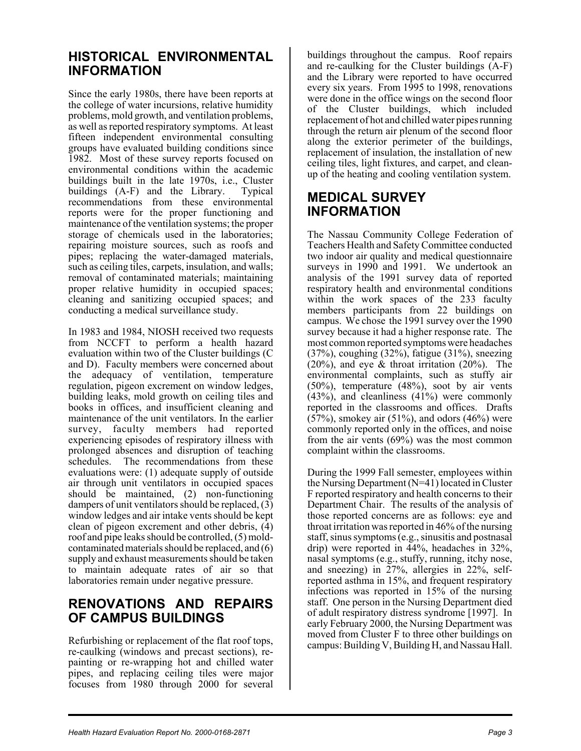## HISTORICAL ENVIRONMENTAL INFORMATION

Since the early 1980s, there have been reports at the college of water incursions, relative humidity problems, mold growth, and ventilation problems, as well as reported respiratory symptoms. At least fifteen independent environmental consulting groups have evaluated building conditions since 1982. Most of these survey reports focused on environmental conditions within the academic buildings built in the late 1970s, i.e., Cluster buildings (A-F) and the Library. Typical recommendations from these environmental reports were for the proper functioning and maintenance of the ventilation systems; the proper storage of chemicals used in the laboratories; repairing moisture sources, such as roofs and pipes; replacing the water-damaged materials, such as ceiling tiles, carpets, insulation, and walls; removal of contaminated materials; maintaining proper relative humidity in occupied spaces; cleaning and sanitizing occupied spaces; and conducting a medical surveillance study.

In 1983 and 1984, NIOSH received two requests from NCCFT to perform a health hazard evaluation within two of the Cluster buildings (C and D). Faculty members were concerned about the adequacy of ventilation, temperature regulation, pigeon excrement on window ledges, building leaks, mold growth on ceiling tiles and books in offices, and insufficient cleaning and maintenance of the unit ventilators. In the earlier survey, faculty members had reported experiencing episodes of respiratory illness with prolonged absences and disruption of teaching schedules. The recommendations from these evaluations were: (1) adequate supply of outside air through unit ventilators in occupied spaces should be maintained, (2) non-functioning dampers of unit ventilators should be replaced, (3) window ledges and air intake vents should be kept clean of pigeon excrement and other debris, (4) roof and pipe leaks should be controlled, (5) mold-contaminated materials should be replaced, and (6) supply and exhaust measurements should be taken to maintain adequate rates of air so that laboratories remain under negative pressure.

## RENOVATIONS AND REPAIRS OF CAMPUS BUILDINGS

Refurbishing or replacement of the flat roof tops, re-caulking (windows and precast sections), re-painting or re-wrapping hot and chilled water pipes, and replacing ceiling tiles were major focuses from 1980 through 2000 for several buildings throughout the campus. Roof repairs and re-caulking for the Cluster buildings (A-F) and the Library were reported to have occurred every six years. From 1995 to 1998, renovations were done in the office wings on the second floor of the Cluster buildings, which included replacement of hot and chilled water pipes running through the return air plenum of the second floor along the exterior perimeter of the buildings, replacement of insulation, the installation of new ceiling tiles, light fixtures, and carpet, and clean-up of the heating and cooling ventilation system.

## MEDICAL SURVEY INFORMATION

The Nassau Community College Federation of Teachers Health and Safety Committee conducted two indoor air quality and medical questionnaire surveys in 1990 and 1991. We undertook an analysis of the 1991 survey data of reported respiratory health and environmental conditions within the work spaces of the 233 faculty members participants from 22 buildings on campus. We chose the 1991 survey over the 1990 survey because it had a higher response rate. The most common reported symptoms were headaches (37%), coughing (32%), fatigue (31%), sneezing (20%), and eye & throat irritation (20%). The environmental complaints, such as stuffy air (50%), temperature (48%), soot by air vents (43%), and cleanliness (41%) were commonly reported in the classrooms and offices. Drafts (57%), smokey air (51%), and odors (46%) were commonly reported only in the offices, and noise from the air vents (69%) was the most common complaint within the classrooms.

During the 1999 Fall semester, employees within the Nursing Department (N=41) located in Cluster F reported respiratory and health concerns to their Department Chair. The results of the analysis of those reported concerns are as follows: eye and throat irritation was reported in 46% of the nursing staff, sinus symptoms (e.g., sinusitis and postnasal drip) were reported in 44%, headaches in 32%, nasal symptoms (e.g., stuffy, running, itchy nose, and sneezing) in 27%, allergies in 22%, self-reported asthma in 15%, and frequent respiratory infections was reported in 15% of the nursing staff. One person in the Nursing Department died of adult respiratory distress syndrome [1997]. In early February 2000, the Nursing Department was moved from Cluster F to three other buildings on campus: Building V, Building H, and Nassau Hall.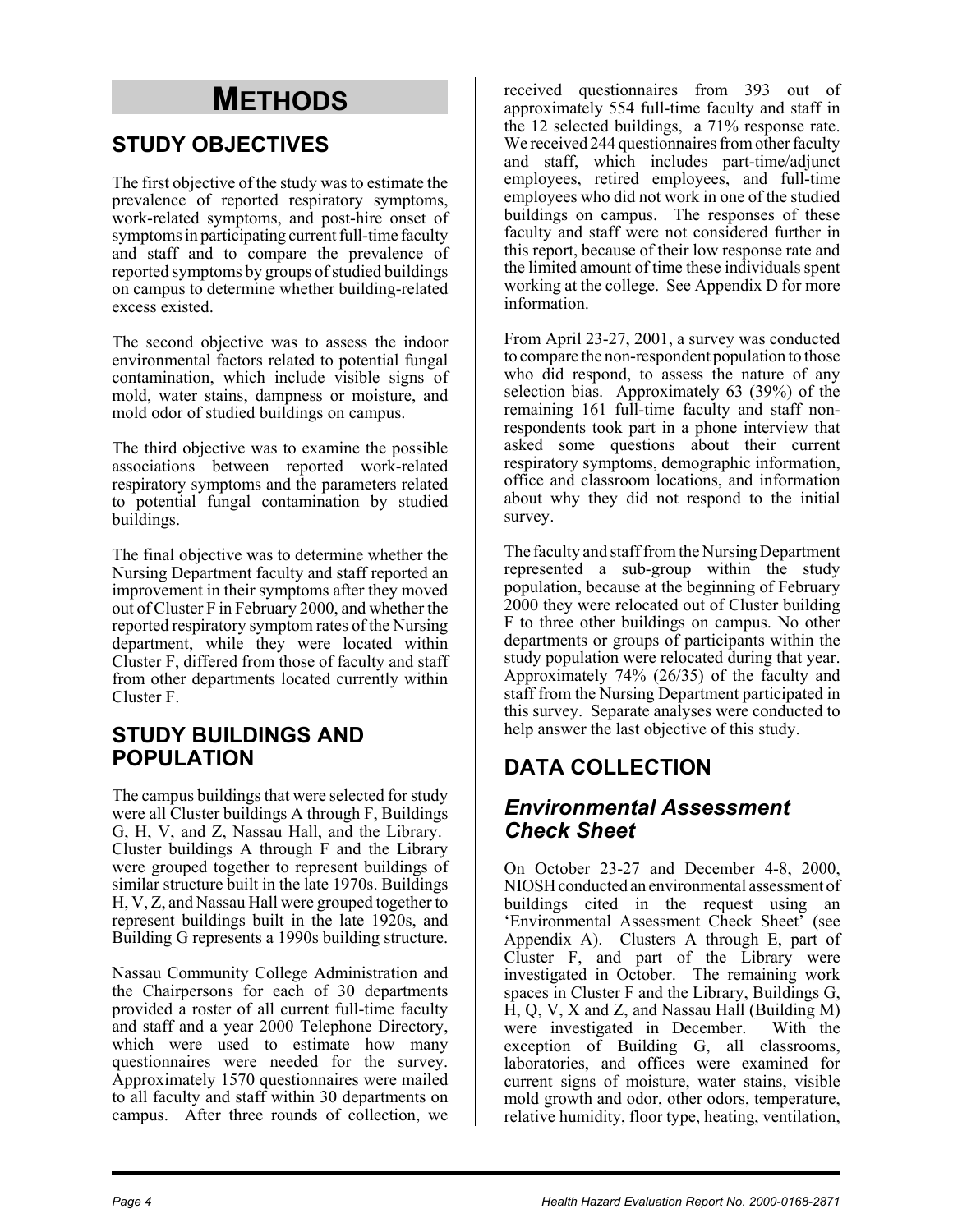# METHODS

## STUDY OBJECTIVES

The first objective of the study was to estimate the prevalence of reported respiratory symptoms, work-related symptoms, and post-hire onset of symptoms in participating current full-time faculty and staff and to compare the prevalence of reported symptoms by groups of studied buildings on campus to determine whether building-related excess existed.

The second objective was to assess the indoor environmental factors related to potential fungal contamination, which include visible signs of mold, water stains, dampness or moisture, and mold odor of studied buildings on campus.

The third objective was to examine the possible associations between reported work-related respiratory symptoms and the parameters related to potential fungal contamination by studied buildings.

The final objective was to determine whether the Nursing Department faculty and staff reported an improvement in their symptoms after they moved out of Cluster F in February 2000, and whether the reported respiratory symptom rates of the Nursing department, while they were located within Cluster F, differed from those of faculty and staff from other departments located currently within Cluster F.

## STUDY BUILDINGS AND POPULATION

The campus buildings that were selected for study were all Cluster buildings A through F, Buildings G, H, V, and Z, Nassau Hall, and the Library. Cluster buildings A through F and the Library were grouped together to represent buildings of similar structure built in the late 1970s. Buildings H, V, Z, and Nassau Hall were grouped together to represent buildings built in the late 1920s, and Building G represents a 1990s building structure.

Nassau Community College Administration and the Chairpersons for each of 30 departments provided a roster of all current full-time faculty and staff and a year 2000 Telephone Directory, which were used to estimate how many questionnaires were needed for the survey. Approximately 1570 questionnaires were mailed to all faculty and staff within 30 departments on campus. After three rounds of collection, we received questionnaires from 393 out of approximately 554 full-time faculty and staff in the 12 selected buildings, a 71% response rate. We received 244 questionnaires from other faculty and staff, which includes part-time/adjunct employees, retired employees, and full-time employees who did not work in one of the studied buildings on campus. The responses of these faculty and staff were not considered further in this report, because of their low response rate and the limited amount of time these individuals spent working at the college. See Appendix D for more information.

From April 23-27, 2001, a survey was conducted to compare the non-respondent population to those who did respond, to assess the nature of any selection bias. Approximately 63 (39%) of the remaining 161 full-time faculty and staff non-respondents took part in a phone interview that asked some questions about their current respiratory symptoms, demographic information, office and classroom locations, and information about why they did not respond to the initial survey.

The faculty and staff from the Nursing Department represented a sub-group within the study population, because at the beginning of February 2000 they were relocated out of Cluster building F to three other buildings on campus. No other departments or groups of participants within the study population were relocated during that year. Approximately 74% (26/35) of the faculty and staff from the Nursing Department participated in this survey. Separate analyses were conducted to help answer the last objective of this study.

## DATA COLLECTION

### *Environmental Assessment Check Sheet*

On October 23-27 and December 4-8, 2000, NIOSH conducted an environmental assessment of buildings cited in the request using an 'Environmental Assessment Check Sheet' (see Appendix A). Clusters A through E, part of Cluster F, and part of the Library were investigated in October. The remaining work spaces in Cluster F and the Library, Buildings G, H, Q, V, X and Z, and Nassau Hall (Building M) were investigated in December. With the exception of Building G, all classrooms, laboratories, and offices were examined for current signs of moisture, water stains, visible mold growth and odor, other odors, temperature, relative humidity, floor type, heating, ventilation,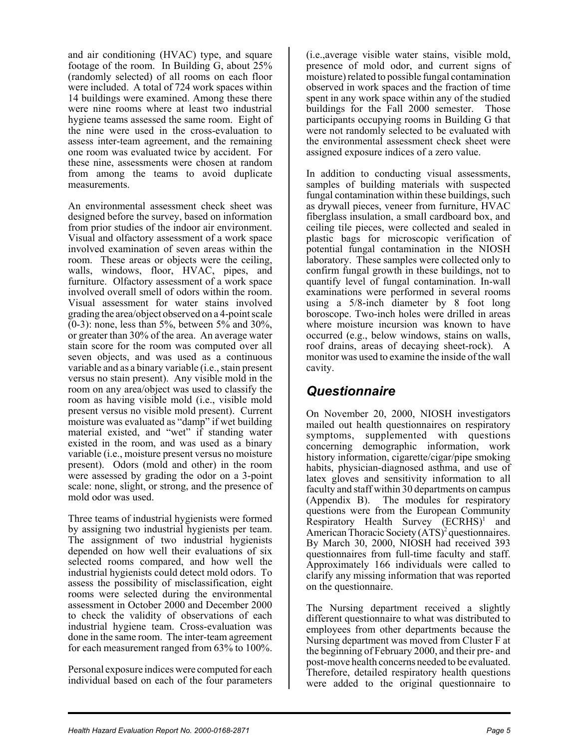and air conditioning (HVAC) type, and square footage of the room. In Building G, about 25% (randomly selected) of all rooms on each floor were included. A total of 724 work spaces within 14 buildings were examined. Among these there were nine rooms where at least two industrial hygiene teams assessed the same room. Eight of the nine were used in the cross-evaluation to assess inter-team agreement, and the remaining one room was evaluated twice by accident. For these nine, assessments were chosen at random from among the teams to avoid duplicate measurements.

An environmental assessment check sheet was designed before the survey, based on information from prior studies of the indoor air environment. Visual and olfactory assessment of a work space involved examination of seven areas within the room. These areas or objects were the ceiling, walls, windows, floor, HVAC, pipes, and furniture. Olfactory assessment of a work space involved overall smell of odors within the room. Visual assessment for water stains involved grading the area/object observed on a 4-point scale (0-3): none, less than 5%, between 5% and 30%, or greater than 30% of the area. An average water stain score for the room was computed over all seven objects, and was used as a continuous variable and as a binary variable (i.e., stain present versus no stain present). Any visible mold in the room on any area/object was used to classify the room as having visible mold (i.e., visible mold present versus no visible mold present). Current moisture was evaluated as "damp" if wet building material existed, and "wet" if standing water existed in the room, and was used as a binary variable (i.e., moisture present versus no moisture present). Odors (mold and other) in the room were assessed by grading the odor on a 3-point scale: none, slight, or strong, and the presence of mold odor was used.

Three teams of industrial hygienists were formed by assigning two industrial hygienists per team. The assignment of two industrial hygienists depended on how well their evaluations of six selected rooms compared, and how well the industrial hygienists could detect mold odors. To assess the possibility of misclassification, eight rooms were selected during the environmental assessment in October 2000 and December 2000 to check the validity of observations of each industrial hygiene team. Cross-evaluation was done in the same room. The inter-team agreement for each measurement ranged from 63% to 100%.

Personal exposure indices were computed for each individual based on each of the four parameters (i.e.,average visible water stains, visible mold, presence of mold odor, and current signs of moisture) related to possible fungal contamination observed in work spaces and the fraction of time spent in any work space within any of the studied buildings for the Fall 2000 semester. Those participants occupying rooms in Building G that were not randomly selected to be evaluated with the environmental assessment check sheet were assigned exposure indices of a zero value.

In addition to conducting visual assessments, samples of building materials with suspected fungal contamination within these buildings, such as drywall pieces, veneer from furniture, HVAC fiberglass insulation, a small cardboard box, and ceiling tile pieces, were collected and sealed in plastic bags for microscopic verification of potential fungal contamination in the NIOSH laboratory. These samples were collected only to confirm fungal growth in these buildings, not to quantify level of fungal contamination. In-wall examinations were performed in several rooms using a 5/8-inch diameter by 8 foot long boroscope. Two-inch holes were drilled in areas where moisture incursion was known to have occurred (e.g., below windows, stains on walls, roof drains, areas of decaying sheet-rock). A monitor was used to examine the inside of the wall cavity.

## *Questionnaire*

On November 20, 2000, NIOSH investigators mailed out health questionnaires on respiratory symptoms, supplemented with questions concerning demographic information, work history information, cigarette/cigar/pipe smoking habits, physician-diagnosed asthma, and use of latex gloves and sensitivity information to all faculty and staff within 30 departments on campus (Appendix B). The modules for respiratory questions were from the European Community Respiratory Health Survey (ECRHS)[1] and American Thoracic Society (ATS)[2] questionnaires. By March 30, 2000, NIOSH had received 393 questionnaires from full-time faculty and staff. Approximately 166 individuals were called to clarify any missing information that was reported on the questionnaire.

The Nursing department received a slightly different questionnaire to what was distributed to employees from other departments because the Nursing department was moved from Cluster F at the beginning of February 2000, and their pre- and post-move health concerns needed to be evaluated. Therefore, detailed respiratory health questions were added to the original questionnaire to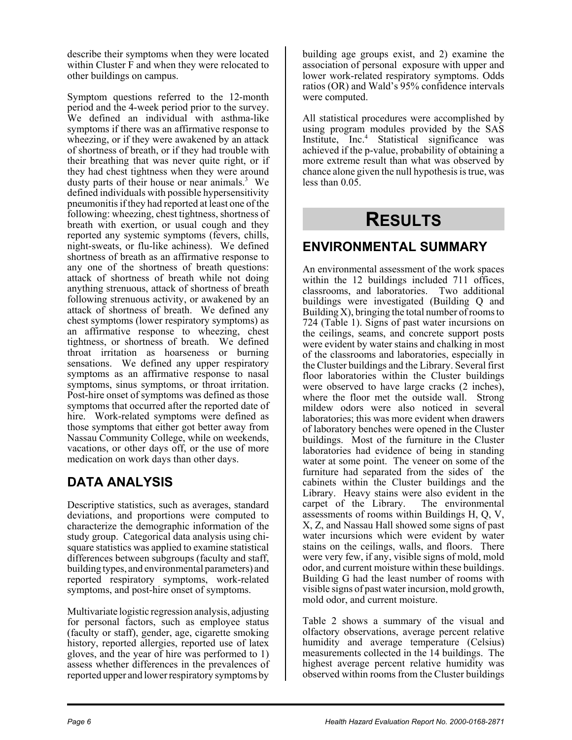describe their symptoms when they were located within Cluster F and when they were relocated to other buildings on campus.

Symptom questions referred to the 12-month period and the 4-week period prior to the survey. We defined an individual with asthma-like symptoms if there was an affirmative response to wheezing, or if they were awakened by an attack of shortness of breath, or if they had trouble with their breathing that was never quite right, or if they had chest tightness when they were around dusty parts of their house or near animals.[3] We defined individuals with possible hypersensitivity pneumonitis if they had reported at least one of the following: wheezing, chest tightness, shortness of breath with exertion, or usual cough and they reported any systemic symptoms (fevers, chills, night-sweats, or flu-like achiness). We defined shortness of breath as an affirmative response to any one of the shortness of breath questions: attack of shortness of breath while not doing anything strenuous, attack of shortness of breath following strenuous activity, or awakened by an attack of shortness of breath. We defined any chest symptoms (lower respiratory symptoms) as an affirmative response to wheezing, chest tightness, or shortness of breath. We defined throat irritation as hoarseness or burning sensations. We defined any upper respiratory symptoms as an affirmative response to nasal symptoms, sinus symptoms, or throat irritation. Post-hire onset of symptoms was defined as those symptoms that occurred after the reported date of hire. Work-related symptoms were defined as those symptoms that either got better away from Nassau Community College, while on weekends, vacations, or other days off, or the use of more medication on work days than other days.

## DATA ANALYSIS

Descriptive statistics, such as averages, standard deviations, and proportions were computed to characterize the demographic information of the study group. Categorical data analysis using chi-square statistics was applied to examine statistical differences between subgroups (faculty and staff, building types, and environmental parameters) and reported respiratory symptoms, work-related symptoms, and post-hire onset of symptoms.

Multivariate logistic regression analysis, adjusting for personal factors, such as employee status (faculty or staff), gender, age, cigarette smoking history, reported allergies, reported use of latex gloves, and the year of hire was performed to 1) assess whether differences in the prevalences of reported upper and lower respiratory symptoms by building age groups exist, and 2) examine the association of personal exposure with upper and lower work-related respiratory symptoms. Odds ratios (OR) and Wald's 95% confidence intervals were computed.

All statistical procedures were accomplished by using program modules provided by the SAS Institute, Inc.[4] Statistical significance was achieved if the p-value, probability of obtaining a more extreme result than what was observed by chance alone given the null hypothesis is true, was less than 0.05.

# RESULTS

## ENVIRONMENTAL SUMMARY

An environmental assessment of the work spaces within the 12 buildings included 711 offices, classrooms, and laboratories. Two additional buildings were investigated (Building Q and Building X), bringing the total number of rooms to 724 (Table 1). Signs of past water incursions on the ceilings, seams, and concrete support posts were evident by water stains and chalking in most of the classrooms and laboratories, especially in the Cluster buildings and the Library. Several first floor laboratories within the Cluster buildings were observed to have large cracks (2 inches), where the floor met the outside wall. Strong mildew odors were also noticed in several laboratories; this was more evident when drawers of laboratory benches were opened in the Cluster buildings. Most of the furniture in the Cluster laboratories had evidence of being in standing water at some point. The veneer on some of the furniture had separated from the sides of the cabinets within the Cluster buildings and the Library. Heavy stains were also evident in the carpet of the Library. The environmental assessments of rooms within Buildings H, Q, V, X, Z, and Nassau Hall showed some signs of past water incursions which were evident by water stains on the ceilings, walls, and floors. There were very few, if any, visible signs of mold, mold odor, and current moisture within these buildings. Building G had the least number of rooms with visible signs of past water incursion, mold growth, mold odor, and current moisture.

Table 2 shows a summary of the visual and olfactory observations, average percent relative humidity and average temperature (Celsius) measurements collected in the 14 buildings. The highest average percent relative humidity was observed within rooms from the Cluster buildings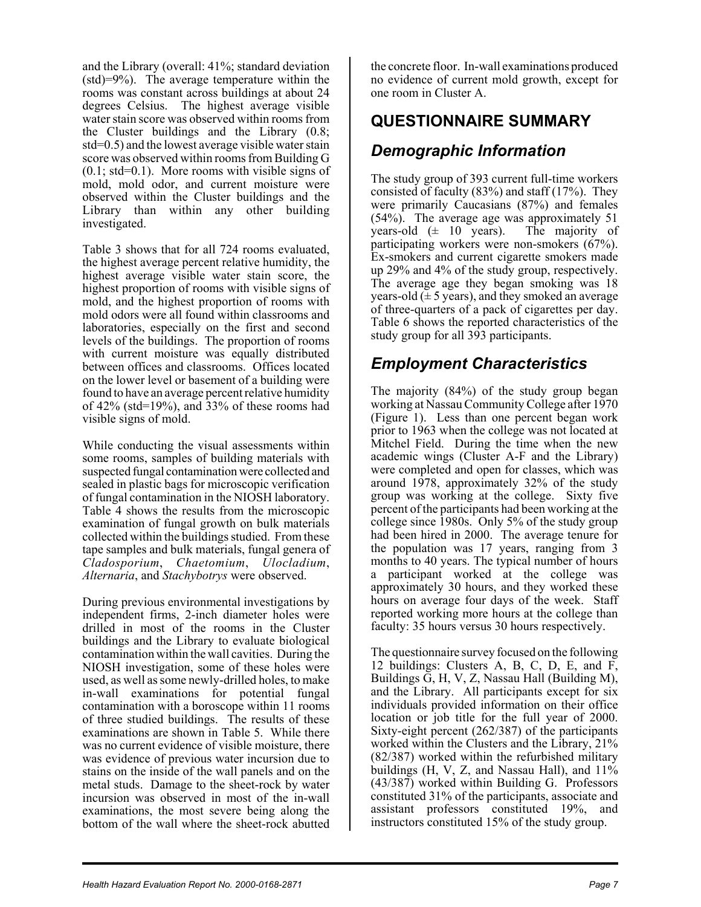and the Library (overall: 41%; standard deviation (std)=9%). The average temperature within the rooms was constant across buildings at about 24 degrees Celsius. The highest average visible water stain score was observed within rooms from the Cluster buildings and the Library (0.8; std=0.5) and the lowest average visible water stain score was observed within rooms from Building G (0.1; std=0.1). More rooms with visible signs of mold, mold odor, and current moisture were observed within the Cluster buildings and the Library than within any other building investigated.

Table 3 shows that for all 724 rooms evaluated, the highest average percent relative humidity, the highest average visible water stain score, the highest proportion of rooms with visible signs of mold, and the highest proportion of rooms with mold odors were all found within classrooms and laboratories, especially on the first and second levels of the buildings. The proportion of rooms with current moisture was equally distributed between offices and classrooms. Offices located on the lower level or basement of a building were found to have an average percent relative humidity of 42% (std=19%), and 33% of these rooms had visible signs of mold.

While conducting the visual assessments within some rooms, samples of building materials with suspected fungal contamination were collected and sealed in plastic bags for microscopic verification of fungal contamination in the NIOSH laboratory. Table 4 shows the results from the microscopic examination of fungal growth on bulk materials collected within the buildings studied. From these tape samples and bulk materials, fungal genera of *Cladosporium*, *Chaetomium*, *Ulocladium*, *Alternaria*, and *Stachybotrys* were observed.

During previous environmental investigations by independent firms, 2-inch diameter holes were drilled in most of the rooms in the Cluster buildings and the Library to evaluate biological contamination within the wall cavities. During the NIOSH investigation, some of these holes were used, as well as some newly-drilled holes, to make in-wall examinations for potential fungal contamination with a boroscope within 11 rooms of three studied buildings. The results of these examinations are shown in Table 5. While there was no current evidence of visible moisture, there was evidence of previous water incursion due to stains on the inside of the wall panels and on the metal studs. Damage to the sheet-rock by water incursion was observed in most of the in-wall examinations, the most severe being along the bottom of the wall where the sheet-rock abutted the concrete floor. In-wall examinations produced no evidence of current mold growth, except for one room in Cluster A.

## QUESTIONNAIRE SUMMARY

### *Demographic Information*

The study group of 393 current full-time workers consisted of faculty (83%) and staff (17%). They were primarily Caucasians (87%) and females (54%). The average age was approximately 51 years-old (± 10 years). The majority of participating workers were non-smokers (67%). Ex-smokers and current cigarette smokers made up 29% and 4% of the study group, respectively. The average age they began smoking was 18 years-old (± 5 years), and they smoked an average of three-quarters of a pack of cigarettes per day. Table 6 shows the reported characteristics of the study group for all 393 participants.

### *Employment Characteristics*

The majority (84%) of the study group began working at Nassau Community College after 1970 (Figure 1). Less than one percent began work prior to 1963 when the college was not located at Mitchel Field. During the time when the new academic wings (Cluster A-F and the Library) were completed and open for classes, which was around 1978, approximately 32% of the study group was working at the college. Sixty five percent of the participants had been working at the college since 1980s. Only 5% of the study group had been hired in 2000. The average tenure for the population was 17 years, ranging from 3 months to 40 years. The typical number of hours a participant worked at the college was approximately 30 hours, and they worked these hours on average four days of the week. Staff reported working more hours at the college than faculty: 35 hours versus 30 hours respectively.

The questionnaire survey focused on the following 12 buildings: Clusters A, B, C, D, E, and F, Buildings G, H, V, Z, Nassau Hall (Building M), and the Library. All participants except for six individuals provided information on their office location or job title for the full year of 2000. Sixty-eight percent (262/387) of the participants worked within the Clusters and the Library, 21% (82/387) worked within the refurbished military buildings (H, V, Z, and Nassau Hall), and 11% (43/387) worked within Building G. Professors constituted 31% of the participants, associate and assistant professors constituted 19%, and instructors constituted 15% of the study group.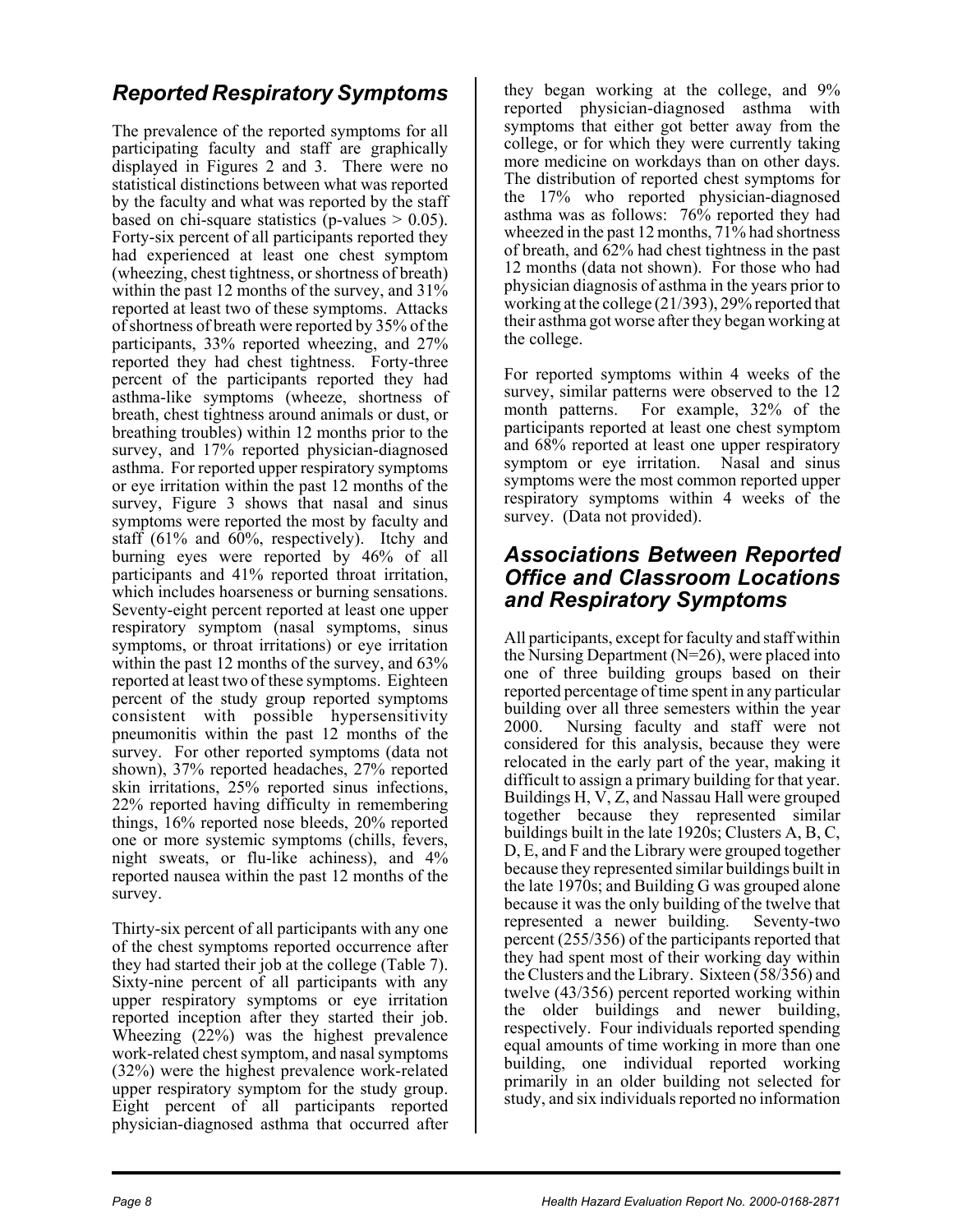## *Reported Respiratory Symptoms*

The prevalence of the reported symptoms for all participating faculty and staff are graphically displayed in Figures 2 and 3. There were no statistical distinctions between what was reported by the faculty and what was reported by the staff based on chi-square statistics (p-values $> 0.05$). Forty-six percent of all participants reported they had experienced at least one chest symptom (wheezing, chest tightness, or shortness of breath) within the past 12 months of the survey, and 31% reported at least two of these symptoms. Attacks of shortness of breath were reported by 35% of the participants, 33% reported wheezing, and 27% reported they had chest tightness. Forty-three percent of the participants reported they had asthma-like symptoms (wheeze, shortness of breath, chest tightness around animals or dust, or breathing troubles) within 12 months prior to the survey, and 17% reported physician-diagnosed asthma. For reported upper respiratory symptoms or eye irritation within the past 12 months of the survey, Figure 3 shows that nasal and sinus symptoms were reported the most by faculty and staff (61% and 60%, respectively). Itchy and burning eyes were reported by 46% of all participants and 41% reported throat irritation, which includes hoarseness or burning sensations. Seventy-eight percent reported at least one upper respiratory symptom (nasal symptoms, sinus symptoms, or throat irritations) or eye irritation within the past 12 months of the survey, and 63% reported at least two of these symptoms. Eighteen percent of the study group reported symptoms consistent with possible hypersensitivity pneumonitis within the past 12 months of the survey. For other reported symptoms (data not shown), 37% reported headaches, 27% reported skin irritations, 25% reported sinus infections, 22% reported having difficulty in remembering things, 16% reported nose bleeds, 20% reported one or more systemic symptoms (chills, fevers, night sweats, or flu-like achiness), and 4% reported nausea within the past 12 months of the survey.

Thirty-six percent of all participants with any one of the chest symptoms reported occurrence after they had started their job at the college (Table 7). Sixty-nine percent of all participants with any upper respiratory symptoms or eye irritation reported inception after they started their job. Wheezing (22%) was the highest prevalence work-related chest symptom, and nasal symptoms (32%) were the highest prevalence work-related upper respiratory symptom for the study group. Eight percent of all participants reported physician-diagnosed asthma that occurred after they began working at the college, and 9% reported physician-diagnosed asthma with symptoms that either got better away from the college, or for which they were currently taking more medicine on workdays than on other days. The distribution of reported chest symptoms for the 17% who reported physician-diagnosed asthma was as follows: 76% reported they had wheezed in the past 12 months, 71% had shortness of breath, and 62% had chest tightness in the past 12 months (data not shown). For those who had physician diagnosis of asthma in the years prior to working at the college (21/393), 29% reported that their asthma got worse after they began working at the college.

For reported symptoms within 4 weeks of the survey, similar patterns were observed to the 12 month patterns. For example, 32% of the participants reported at least one chest symptom and 68% reported at least one upper respiratory symptom or eye irritation. Nasal and sinus symptoms were the most common reported upper respiratory symptoms within 4 weeks of the survey. (Data not provided).

## *Associations Between Reported Office and Classroom Locations and Respiratory Symptoms*

All participants, except for faculty and staff within the Nursing Department (N=26), were placed into one of three building groups based on their reported percentage of time spent in any particular building over all three semesters within the year 2000. Nursing faculty and staff were not considered for this analysis, because they were relocated in the early part of the year, making it difficult to assign a primary building for that year. Buildings H, V, Z, and Nassau Hall were grouped together because they represented similar buildings built in the late 1920s; Clusters A, B, C, D, E, and F and the Library were grouped together because they represented similar buildings built in the late 1970s; and Building G was grouped alone because it was the only building of the twelve that represented a newer building. Seventy-two percent (255/356) of the participants reported that they had spent most of their working day within the Clusters and the Library. Sixteen (58/356) and twelve (43/356) percent reported working within the older buildings and newer building, respectively. Four individuals reported spending equal amounts of time working in more than one building, one individual reported working primarily in an older building not selected for study, and six individuals reported no information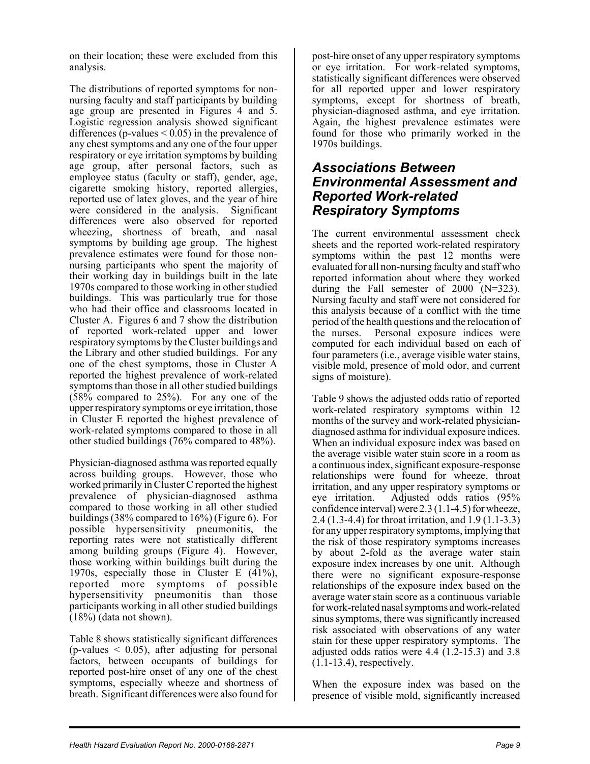on their location; these were excluded from this analysis.

The distributions of reported symptoms for non-nursing faculty and staff participants by building age group are presented in Figures 4 and 5. Logistic regression analysis showed significant differences (p-values $< 0.05$) in the prevalence of any chest symptoms and any one of the four upper respiratory or eye irritation symptoms by building age group, after personal factors, such as employee status (faculty or staff), gender, age, cigarette smoking history, reported allergies, reported use of latex gloves, and the year of hire were considered in the analysis. Significant differences were also observed for reported wheezing, shortness of breath, and nasal symptoms by building age group. The highest prevalence estimates were found for those non-nursing participants who spent the majority of their working day in buildings built in the late 1970s compared to those working in other studied buildings. This was particularly true for those who had their office and classrooms located in Cluster A. Figures 6 and 7 show the distribution of reported work-related upper and lower respiratory symptoms by the Cluster buildings and the Library and other studied buildings. For any one of the chest symptoms, those in Cluster A reported the highest prevalence of work-related symptoms than those in all other studied buildings (58% compared to 25%). For any one of the upper respiratory symptoms or eye irritation, those in Cluster E reported the highest prevalence of work-related symptoms compared to those in all other studied buildings (76% compared to 48%).

Physician-diagnosed asthma was reported equally across building groups. However, those who worked primarily in Cluster C reported the highest prevalence of physician-diagnosed asthma compared to those working in all other studied buildings (38% compared to 16%) (Figure 6). For possible hypersensitivity pneumonitis, the reporting rates were not statistically different among building groups (Figure 4). However, those working within buildings built during the 1970s, especially those in Cluster E (41%), reported more symptoms of possible hypersensitivity pneumonitis than those participants working in all other studied buildings (18%) (data not shown).

Table 8 shows statistically significant differences (p-values $< 0.05$), after adjusting for personal factors, between occupants of buildings for reported post-hire onset of any one of the chest symptoms, especially wheeze and shortness of breath. Significant differences were also found for post-hire onset of any upper respiratory symptoms or eye irritation. For work-related symptoms, statistically significant differences were observed for all reported upper and lower respiratory symptoms, except for shortness of breath, physician-diagnosed asthma, and eye irritation. Again, the highest prevalence estimates were found for those who primarily worked in the 1970s buildings.

## *Associations Between Environmental Assessment and Reported Work-related Respiratory Symptoms*

The current environmental assessment check sheets and the reported work-related respiratory symptoms within the past 12 months were evaluated for all non-nursing faculty and staff who reported information about where they worked during the Fall semester of 2000 (N=323). Nursing faculty and staff were not considered for this analysis because of a conflict with the time period of the health questions and the relocation of the nurses. Personal exposure indices were computed for each individual based on each of four parameters (i.e., average visible water stains, visible mold, presence of mold odor, and current signs of moisture).

Table 9 shows the adjusted odds ratio of reported work-related respiratory symptoms within 12 months of the survey and work-related physician-diagnosed asthma for individual exposure indices. When an individual exposure index was based on the average visible water stain score in a room as a continuous index, significant exposure-response relationships were found for wheeze, throat irritation, and any upper respiratory symptoms or eye irritation. Adjusted odds ratios (95% confidence interval) were 2.3 (1.1-4.5) for wheeze, 2.4 (1.3-4.4) for throat irritation, and 1.9 (1.1-3.3) for any upper respiratory symptoms, implying that the risk of those respiratory symptoms increases by about 2-fold as the average water stain exposure index increases by one unit. Although there were no significant exposure-response relationships of the exposure index based on the average water stain score as a continuous variable for work-related nasal symptoms and work-related sinus symptoms, there was significantly increased risk associated with observations of any water stain for these upper respiratory symptoms. The adjusted odds ratios were 4.4 (1.2-15.3) and 3.8 (1.1-13.4), respectively.

When the exposure index was based on the presence of visible mold, significantly increased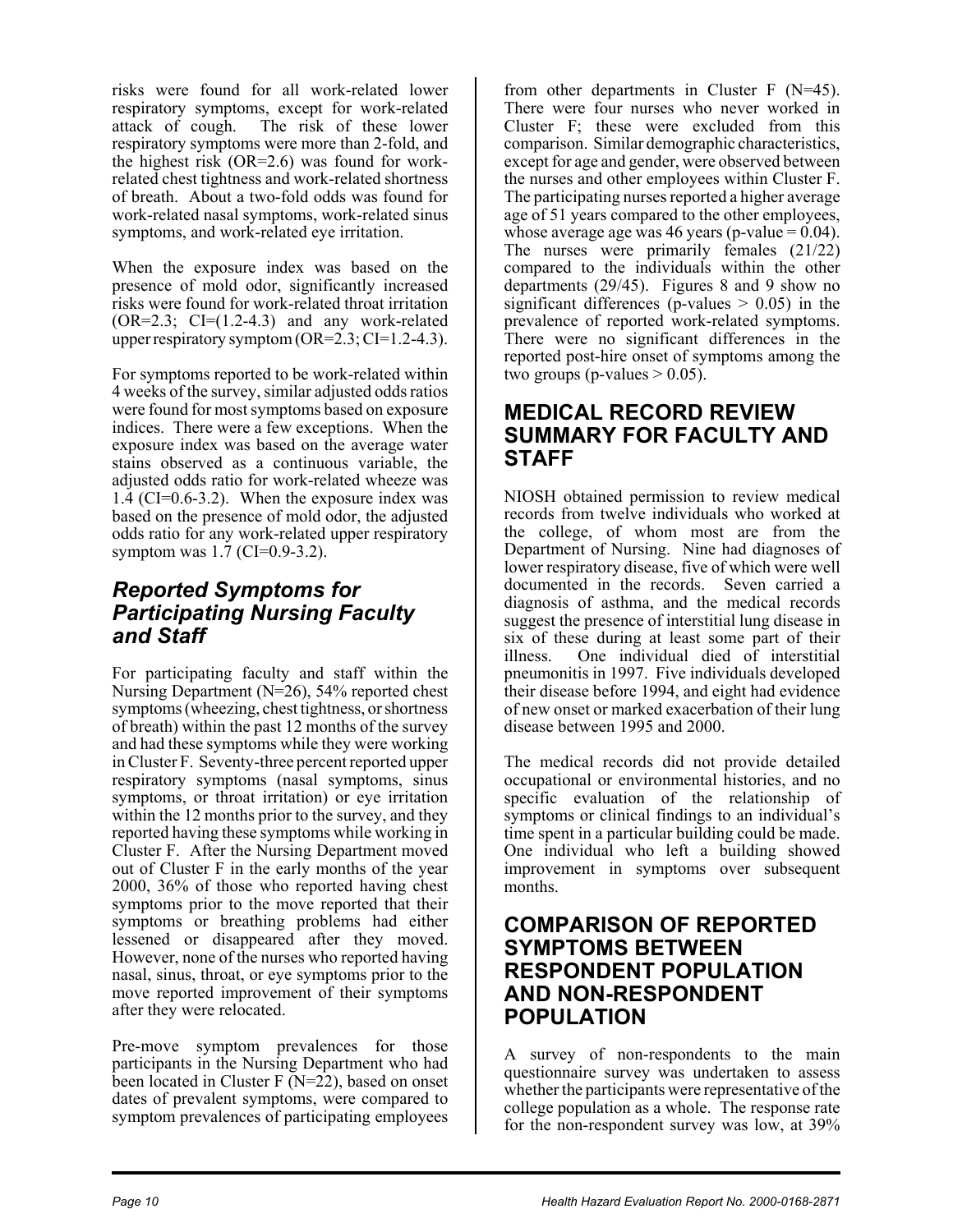risks were found for all work-related lower respiratory symptoms, except for work-related attack of cough. The risk of these lower respiratory symptoms were more than 2-fold, and the highest risk (OR=2.6) was found for work-related chest tightness and work-related shortness of breath. About a two-fold odds was found for work-related nasal symptoms, work-related sinus symptoms, and work-related eye irritation.

When the exposure index was based on the presence of mold odor, significantly increased risks were found for work-related throat irritation (OR=2.3; CI=(1.2-4.3) and any work-related upper respiratory symptom (OR=2.3; CI=1.2-4.3).

For symptoms reported to be work-related within 4 weeks of the survey, similar adjusted odds ratios were found for most symptoms based on exposure indices. There were a few exceptions. When the exposure index was based on the average water stains observed as a continuous variable, the adjusted odds ratio for work-related wheeze was 1.4 (CI=0.6-3.2). When the exposure index was based on the presence of mold odor, the adjusted odds ratio for any work-related upper respiratory symptom was 1.7 (CI=0.9-3.2).

### *Reported Symptoms for Participating Nursing Faculty and Staff*

For participating faculty and staff within the Nursing Department (N=26), 54% reported chest symptoms (wheezing, chest tightness, or shortness of breath) within the past 12 months of the survey and had these symptoms while they were working in Cluster F. Seventy-three percent reported upper respiratory symptoms (nasal symptoms, sinus symptoms, or throat irritation) or eye irritation within the 12 months prior to the survey, and they reported having these symptoms while working in Cluster F. After the Nursing Department moved out of Cluster F in the early months of the year 2000, 36% of those who reported having chest symptoms prior to the move reported that their symptoms or breathing problems had either lessened or disappeared after they moved. However, none of the nurses who reported having nasal, sinus, throat, or eye symptoms prior to the move reported improvement of their symptoms after they were relocated.

Pre-move symptom prevalences for those participants in the Nursing Department who had been located in Cluster F (N=22), based on onset dates of prevalent symptoms, were compared to symptom prevalences of participating employees from other departments in Cluster F (N=45). There were four nurses who never worked in Cluster F; these were excluded from this comparison. Similar demographic characteristics, except for age and gender, were observed between the nurses and other employees within Cluster F. The participating nurses reported a higher average age of 51 years compared to the other employees, whose average age was 46 years (p-value = 0.04). The nurses were primarily females (21/22) compared to the individuals within the other departments (29/45). Figures 8 and 9 show no significant differences (p-values > 0.05) in the prevalence of reported work-related symptoms. There were no significant differences in the reported post-hire onset of symptoms among the two groups (p-values > 0.05).

## MEDICAL RECORD REVIEW SUMMARY FOR FACULTY AND STAFF

NIOSH obtained permission to review medical records from twelve individuals who worked at the college, of whom most are from the Department of Nursing. Nine had diagnoses of lower respiratory disease, five of which were well documented in the records. Seven carried a diagnosis of asthma, and the medical records suggest the presence of interstitial lung disease in six of these during at least some part of their illness. One individual died of interstitial pneumonitis in 1997. Five individuals developed their disease before 1994, and eight had evidence of new onset or marked exacerbation of their lung disease between 1995 and 2000.

The medical records did not provide detailed occupational or environmental histories, and no specific evaluation of the relationship of symptoms or clinical findings to an individual's time spent in a particular building could be made. One individual who left a building showed improvement in symptoms over subsequent months.

## COMPARISON OF REPORTED SYMPTOMS BETWEEN RESPONDENT POPULATION AND NON-RESPONDENT POPULATION

A survey of non-respondents to the main questionnaire survey was undertaken to assess whether the participants were representative of the college population as a whole. The response rate for the non-respondent survey was low, at 39%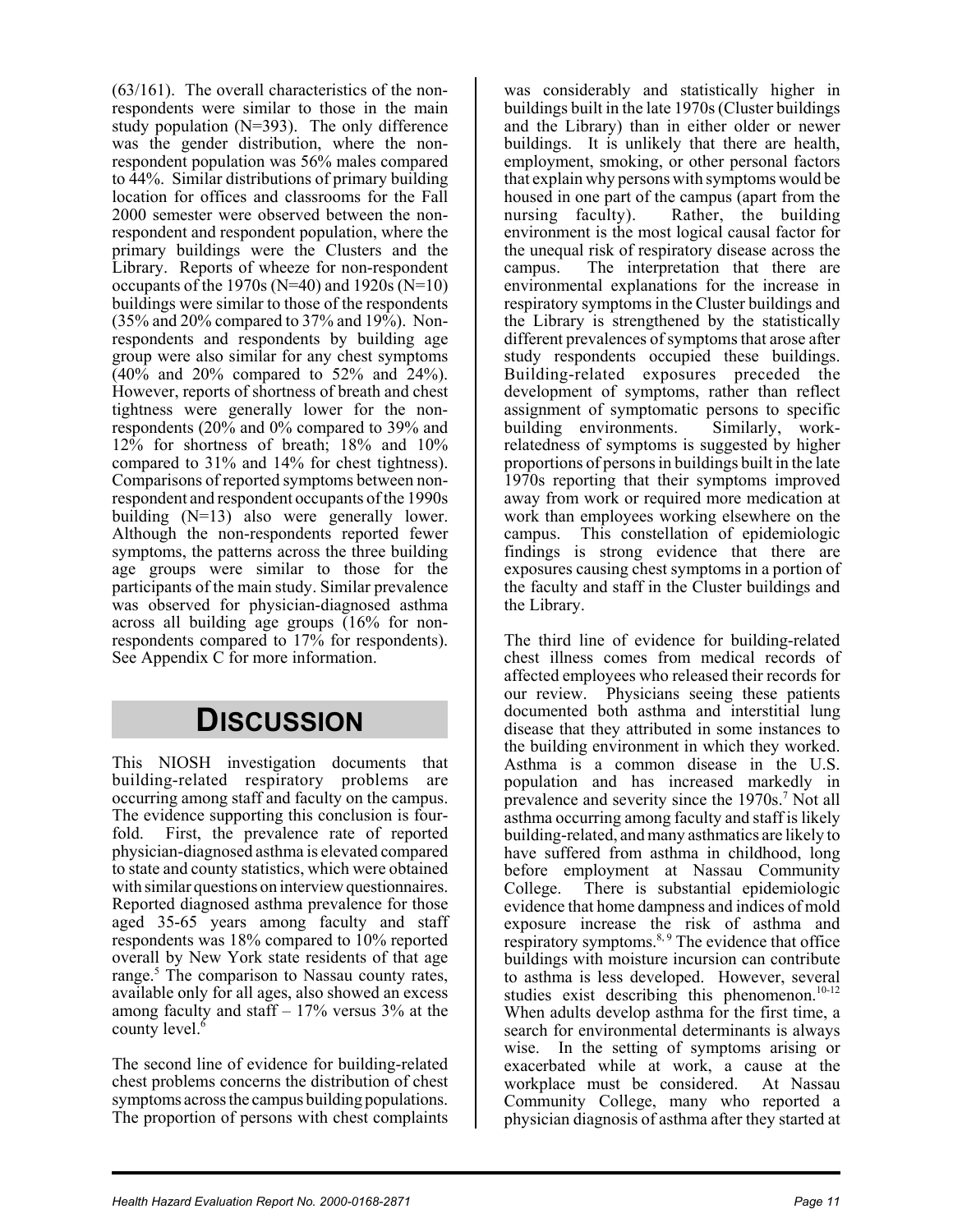(63/161). The overall characteristics of the non-respondents were similar to those in the main study population (N=393). The only difference was the gender distribution, where the non-respondent population was 56% males compared to 44%. Similar distributions of primary building location for offices and classrooms for the Fall 2000 semester were observed between the non-respondent and respondent population, where the primary buildings were the Clusters and the Library. Reports of wheeze for non-respondent occupants of the 1970s (N=40) and 1920s (N=10) buildings were similar to those of the respondents (35% and 20% compared to 37% and 19%). Non-respondents and respondents by building age group were also similar for any chest symptoms (40% and 20% compared to 52% and 24%). However, reports of shortness of breath and chest tightness were generally lower for the non-respondents (20% and 0% compared to 39% and 12% for shortness of breath; 18% and 10% compared to 31% and 14% for chest tightness). Comparisons of reported symptoms between non-respondent and respondent occupants of the 1990s building (N=13) also were generally lower. Although the non-respondents reported fewer symptoms, the patterns across the three building age groups were similar to those for the participants of the main study. Similar prevalence was observed for physician-diagnosed asthma across all building age groups (16% for non-respondents compared to 17% for respondents). See Appendix C for more information.

# DISCUSSION

This NIOSH investigation documents that building-related respiratory problems are occurring among staff and faculty on the campus. The evidence supporting this conclusion is four-fold. First, the prevalence rate of reported physician-diagnosed asthma is elevated compared to state and county statistics, which were obtained with similar questions on interview questionnaires. Reported diagnosed asthma prevalence for those aged 35-65 years among faculty and staff respondents was 18% compared to 10% reported overall by New York state residents of that age range.[5] The comparison to Nassau county rates, available only for all ages, also showed an excess among faculty and staff – 17% versus 3% at the county level.[6]

The second line of evidence for building-related chest problems concerns the distribution of chest symptoms across the campus building populations. The proportion of persons with chest complaints was considerably and statistically higher in buildings built in the late 1970s (Cluster buildings and the Library) than in either older or newer buildings. It is unlikely that there are health, employment, smoking, or other personal factors that explain why persons with symptoms would be housed in one part of the campus (apart from the nursing faculty). Rather, the building environment is the most logical causal factor for the unequal risk of respiratory disease across the campus. The interpretation that there are environmental explanations for the increase in respiratory symptoms in the Cluster buildings and the Library is strengthened by the statistically different prevalences of symptoms that arose after study respondents occupied these buildings. Building-related exposures preceded the development of symptoms, rather than reflect assignment of symptomatic persons to specific building environments. Similarly, work-relatedness of symptoms is suggested by higher proportions of persons in buildings built in the late 1970s reporting that their symptoms improved away from work or required more medication at work than employees working elsewhere on the campus. This constellation of epidemiologic findings is strong evidence that there are exposures causing chest symptoms in a portion of the faculty and staff in the Cluster buildings and the Library.

The third line of evidence for building-related chest illness comes from medical records of affected employees who released their records for our review. Physicians seeing these patients documented both asthma and interstitial lung disease that they attributed in some instances to the building environment in which they worked. Asthma is a common disease in the U.S. population and has increased markedly in prevalence and severity since the 1970s.[7] Not all asthma occurring among faculty and staff is likely building-related, and many asthmatics are likely to have suffered from asthma in childhood, long before employment at Nassau Community College. There is substantial epidemiologic evidence that home dampness and indices of mold exposure increase the risk of asthma and respiratory symptoms.[8, 9] The evidence that office buildings with moisture incursion can contribute to asthma is less developed. However, several studies exist describing this phenomenon.[10-12] When adults develop asthma for the first time, a search for environmental determinants is always wise. In the setting of symptoms arising or exacerbated while at work, a cause at the workplace must be considered. At Nassau Community College, many who reported a physician diagnosis of asthma after they started at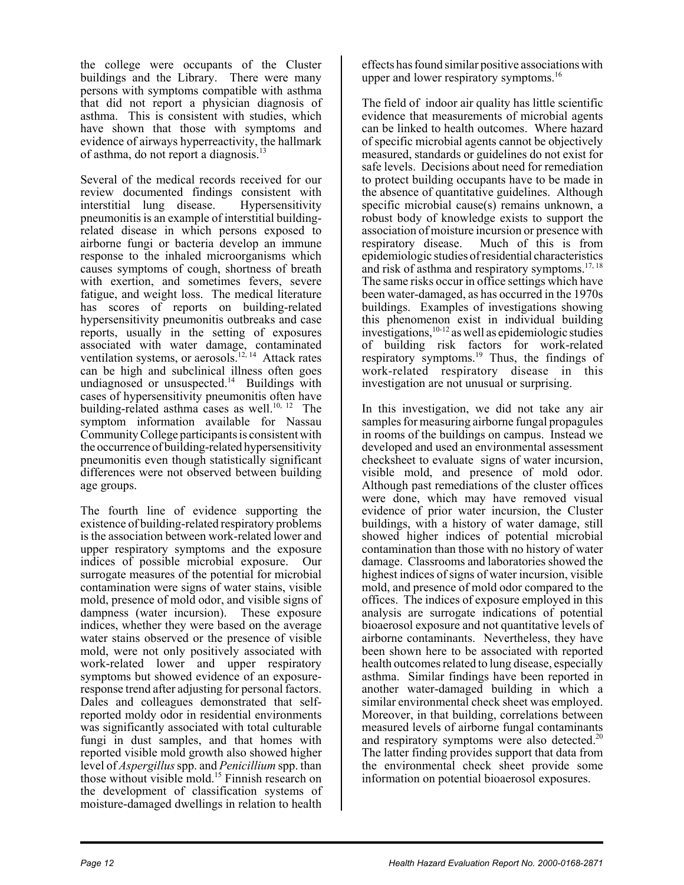the college were occupants of the Cluster buildings and the Library. There were many persons with symptoms compatible with asthma that did not report a physician diagnosis of asthma. This is consistent with studies, which have shown that those with symptoms and evidence of airways hyperreactivity, the hallmark of asthma, do not report a diagnosis.[13]

Several of the medical records received for our review documented findings consistent with interstitial lung disease. Hypersensitivity pneumonitis is an example of interstitial building-related disease in which persons exposed to airborne fungi or bacteria develop an immune response to the inhaled microorganisms which causes symptoms of cough, shortness of breath with exertion, and sometimes fevers, severe fatigue, and weight loss. The medical literature has scores of reports on building-related hypersensitivity pneumonitis outbreaks and case reports, usually in the setting of exposures associated with water damage, contaminated ventilation systems, or aerosols.[12, 14] Attack rates can be high and subclinical illness often goes undiagnosed or unsuspected.[14] Buildings with cases of hypersensitivity pneumonitis often have building-related asthma cases as well.[10, 12] The symptom information available for Nassau Community College participants is consistent with the occurrence of building-related hypersensitivity pneumonitis even though statistically significant differences were not observed between building age groups.

The fourth line of evidence supporting the existence of building-related respiratory problems is the association between work-related lower and upper respiratory symptoms and the exposure indices of possible microbial exposure. Our surrogate measures of the potential for microbial contamination were signs of water stains, visible mold, presence of mold odor, and visible signs of dampness (water incursion). These exposure indices, whether they were based on the average water stains observed or the presence of visible mold, were not only positively associated with work-related lower and upper respiratory symptoms but showed evidence of an exposure-response trend after adjusting for personal factors. Dales and colleagues demonstrated that self-reported moldy odor in residential environments was significantly associated with total culturable fungi in dust samples, and that homes with reported visible mold growth also showed higher level of *Aspergillus* spp. and *Penicillium* spp. than those without visible mold.[15] Finnish research on the development of classification systems of moisture-damaged dwellings in relation to health effects has found similar positive associations with upper and lower respiratory symptoms.[16]

The field of indoor air quality has little scientific evidence that measurements of microbial agents can be linked to health outcomes. Where hazard of specific microbial agents cannot be objectively measured, standards or guidelines do not exist for safe levels. Decisions about need for remediation to protect building occupants have to be made in the absence of quantitative guidelines. Although specific microbial cause(s) remains unknown, a robust body of knowledge exists to support the association of moisture incursion or presence with respiratory disease. Much of this is from epidemiologic studies of residential characteristics and risk of asthma and respiratory symptoms.[17, 18] The same risks occur in office settings which have been water-damaged, as has occurred in the 1970s buildings. Examples of investigations showing this phenomenon exist in individual building investigations,[10-12] as well as epidemiologic studies of building risk factors for work-related respiratory symptoms.[19] Thus, the findings of work-related respiratory disease in this investigation are not unusual or surprising.

In this investigation, we did not take any air samples for measuring airborne fungal propagules in rooms of the buildings on campus. Instead we developed and used an environmental assessment checksheet to evaluate signs of water incursion, visible mold, and presence of mold odor. Although past remediations of the cluster offices were done, which may have removed visual evidence of prior water incursion, the Cluster buildings, with a history of water damage, still showed higher indices of potential microbial contamination than those with no history of water damage. Classrooms and laboratories showed the highest indices of signs of water incursion, visible mold, and presence of mold odor compared to the offices. The indices of exposure employed in this analysis are surrogate indications of potential bioaerosol exposure and not quantitative levels of airborne contaminants. Nevertheless, they have been shown here to be associated with reported health outcomes related to lung disease, especially asthma. Similar findings have been reported in another water-damaged building in which a similar environmental check sheet was employed. Moreover, in that building, correlations between measured levels of airborne fungal contaminants and respiratory symptoms were also detected.[20] The latter finding provides support that data from the environmental check sheet provide some information on potential bioaerosol exposures.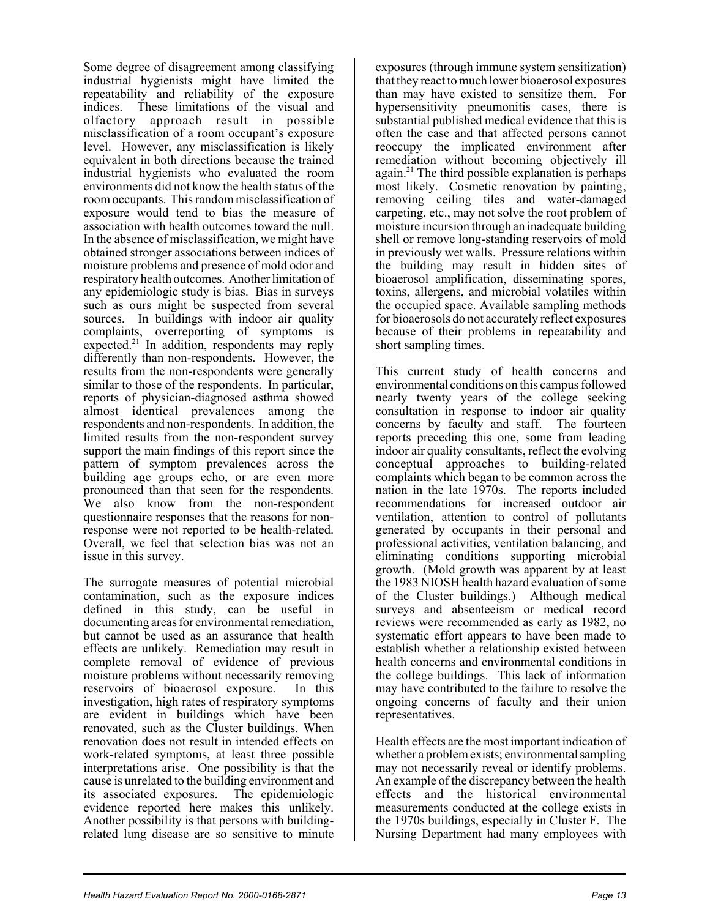Some degree of disagreement among classifying industrial hygienists might have limited the repeatability and reliability of the exposure indices. These limitations of the visual and olfactory approach result in possible misclassification of a room occupant's exposure level. However, any misclassification is likely equivalent in both directions because the trained industrial hygienists who evaluated the room environments did not know the health status of the room occupants. This random misclassification of exposure would tend to bias the measure of association with health outcomes toward the null. In the absence of misclassification, we might have obtained stronger associations between indices of moisture problems and presence of mold odor and respiratory health outcomes. Another limitation of any epidemiologic study is bias. Bias in surveys such as ours might be suspected from several sources. In buildings with indoor air quality complaints, overreporting of symptoms is expected.[21] In addition, respondents may reply differently than non-respondents. However, the results from the non-respondents were generally similar to those of the respondents. In particular, reports of physician-diagnosed asthma showed almost identical prevalences among the respondents and non-respondents. In addition, the limited results from the non-respondent survey support the main findings of this report since the pattern of symptom prevalences across the building age groups echo, or are even more pronounced than that seen for the respondents. We also know from the non-respondent questionnaire responses that the reasons for non-response were not reported to be health-related. Overall, we feel that selection bias was not an issue in this survey.

The surrogate measures of potential microbial contamination, such as the exposure indices defined in this study, can be useful in documenting areas for environmental remediation, but cannot be used as an assurance that health effects are unlikely. Remediation may result in complete removal of evidence of previous moisture problems without necessarily removing reservoirs of bioaerosol exposure. In this investigation, high rates of respiratory symptoms are evident in buildings which have been renovated, such as the Cluster buildings. When renovation does not result in intended effects on work-related symptoms, at least three possible interpretations arise. One possibility is that the cause is unrelated to the building environment and its associated exposures. The epidemiologic evidence reported here makes this unlikely. Another possibility is that persons with building-related lung disease are so sensitive to minute exposures (through immune system sensitization) that they react to much lower bioaerosol exposures than may have existed to sensitize them. For hypersensitivity pneumonitis cases, there is substantial published medical evidence that this is often the case and that affected persons cannot reoccupy the implicated environment after remediation without becoming objectively ill again.[21] The third possible explanation is perhaps most likely. Cosmetic renovation by painting, removing ceiling tiles and water-damaged carpeting, etc., may not solve the root problem of moisture incursion through an inadequate building shell or remove long-standing reservoirs of mold in previously wet walls. Pressure relations within the building may result in hidden sites of bioaerosol amplification, disseminating spores, toxins, allergens, and microbial volatiles within the occupied space. Available sampling methods for bioaerosols do not accurately reflect exposures because of their problems in repeatability and short sampling times.

This current study of health concerns and environmental conditions on this campus followed nearly twenty years of the college seeking consultation in response to indoor air quality concerns by faculty and staff. The fourteen reports preceding this one, some from leading indoor air quality consultants, reflect the evolving conceptual approaches to building-related complaints which began to be common across the nation in the late 1970s. The reports included recommendations for increased outdoor air ventilation, attention to control of pollutants generated by occupants in their personal and professional activities, ventilation balancing, and eliminating conditions supporting microbial growth. (Mold growth was apparent by at least the 1983 NIOSH health hazard evaluation of some of the Cluster buildings.) Although medical surveys and absenteeism or medical record reviews were recommended as early as 1982, no systematic effort appears to have been made to establish whether a relationship existed between health concerns and environmental conditions in the college buildings. This lack of information may have contributed to the failure to resolve the ongoing concerns of faculty and their union representatives.

Health effects are the most important indication of whether a problem exists; environmental sampling may not necessarily reveal or identify problems. An example of the discrepancy between the health effects and the historical environmental measurements conducted at the college exists in the 1970s buildings, especially in Cluster F. The Nursing Department had many employees with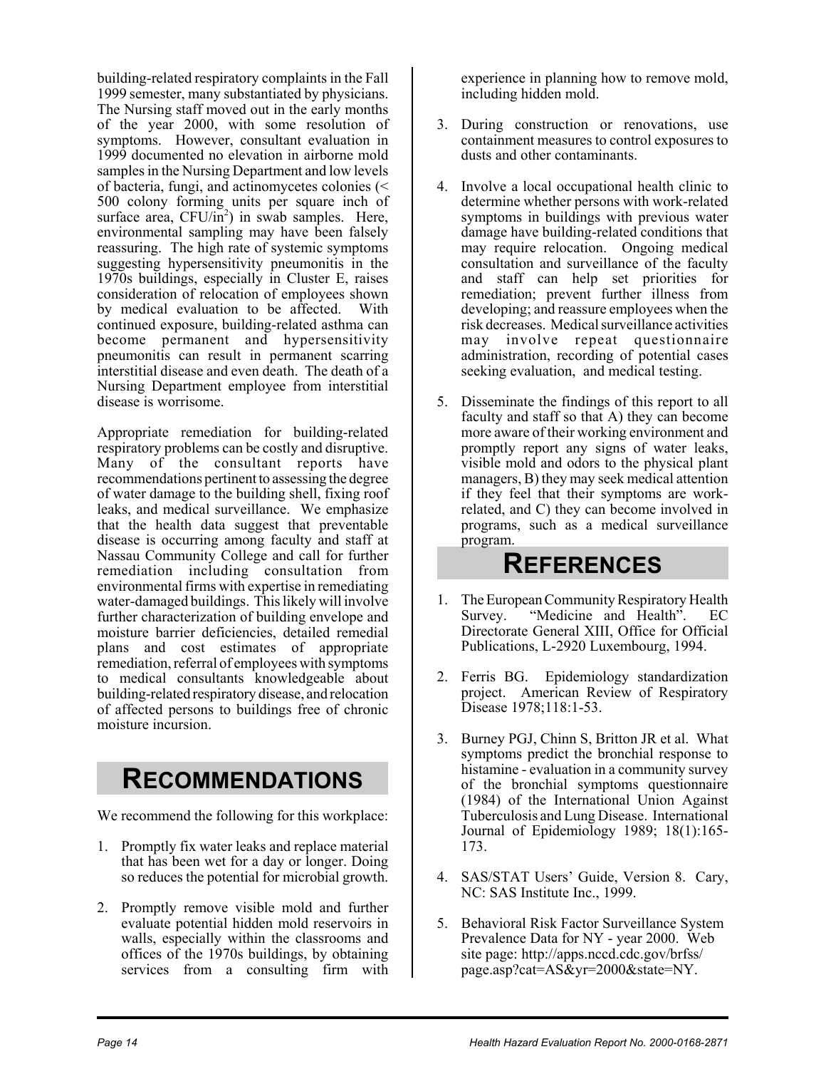building-related respiratory complaints in the Fall 1999 semester, many substantiated by physicians. The Nursing staff moved out in the early months of the year 2000, with some resolution of symptoms. However, consultant evaluation in 1999 documented no elevation in airborne mold samples in the Nursing Department and low levels of bacteria, fungi, and actinomycetes colonies (< 500 colony forming units per square inch of surface area, $CFU/in^2$) in swab samples. Here, environmental sampling may have been falsely reassuring. The high rate of systemic symptoms suggesting hypersensitivity pneumonitis in the 1970s buildings, especially in Cluster E, raises consideration of relocation of employees shown by medical evaluation to be affected. With continued exposure, building-related asthma can become permanent and hypersensitivity pneumonitis can result in permanent scarring interstitial disease and even death. The death of a Nursing Department employee from interstitial disease is worrisome.

Appropriate remediation for building-related respiratory problems can be costly and disruptive. Many of the consultant reports have recommendations pertinent to assessing the degree of water damage to the building shell, fixing roof leaks, and medical surveillance. We emphasize that the health data suggest that preventable disease is occurring among faculty and staff at Nassau Community College and call for further remediation including consultation from environmental firms with expertise in remediating water-damaged buildings. This likely will involve further characterization of building envelope and moisture barrier deficiencies, detailed remedial plans and cost estimates of appropriate remediation, referral of employees with symptoms to medical consultants knowledgeable about building-related respiratory disease, and relocation of affected persons to buildings free of chronic moisture incursion.

# RECOMMENDATIONS

We recommend the following for this workplace:

1. Promptly fix water leaks and replace material that has been wet for a day or longer. Doing so reduces the potential for microbial growth.

2. Promptly remove visible mold and further evaluate potential hidden mold reservoirs in walls, especially within the classrooms and offices of the 1970s buildings, by obtaining services from a consulting firm with experience in planning how to remove mold, including hidden mold.

3. During construction or renovations, use containment measures to control exposures to dusts and other contaminants.

4. Involve a local occupational health clinic to determine whether persons with work-related symptoms in buildings with previous water damage have building-related conditions that may require relocation. Ongoing medical consultation and surveillance of the faculty and staff can help set priorities for remediation; prevent further illness from developing; and reassure employees when the risk decreases. Medical surveillance activities may involve repeat questionnaire administration, recording of potential cases seeking evaluation, and medical testing.

5. Disseminate the findings of this report to all faculty and staff so that A) they can become more aware of their working environment and promptly report any signs of water leaks, visible mold and odors to the physical plant managers, B) they may seek medical attention if they feel that their symptoms are work-related, and C) they can become involved in programs, such as a medical surveillance program.

# REFERENCES

1. The European Community Respiratory Health Survey. "Medicine and Health". EC Directorate General XIII, Office for Official Publications, L-2920 Luxembourg, 1994.

2. Ferris BG. Epidemiology standardization project. American Review of Respiratory Disease 1978;118:1-53.

3. Burney PGJ, Chinn S, Britton JR et al. What symptoms predict the bronchial response to histamine - evaluation in a community survey of the bronchial symptoms questionnaire (1984) of the International Union Against Tuberculosis and Lung Disease. International Journal of Epidemiology 1989; 18(1):165-173.

4. SAS/STAT Users' Guide, Version 8. Cary, NC: SAS Institute Inc., 1999.

5. Behavioral Risk Factor Surveillance System Prevalence Data for NY - year 2000. Web site page: http://apps.nccd.cdc.gov/brfss/page.asp?cat=AS&yr=2000&state=NY.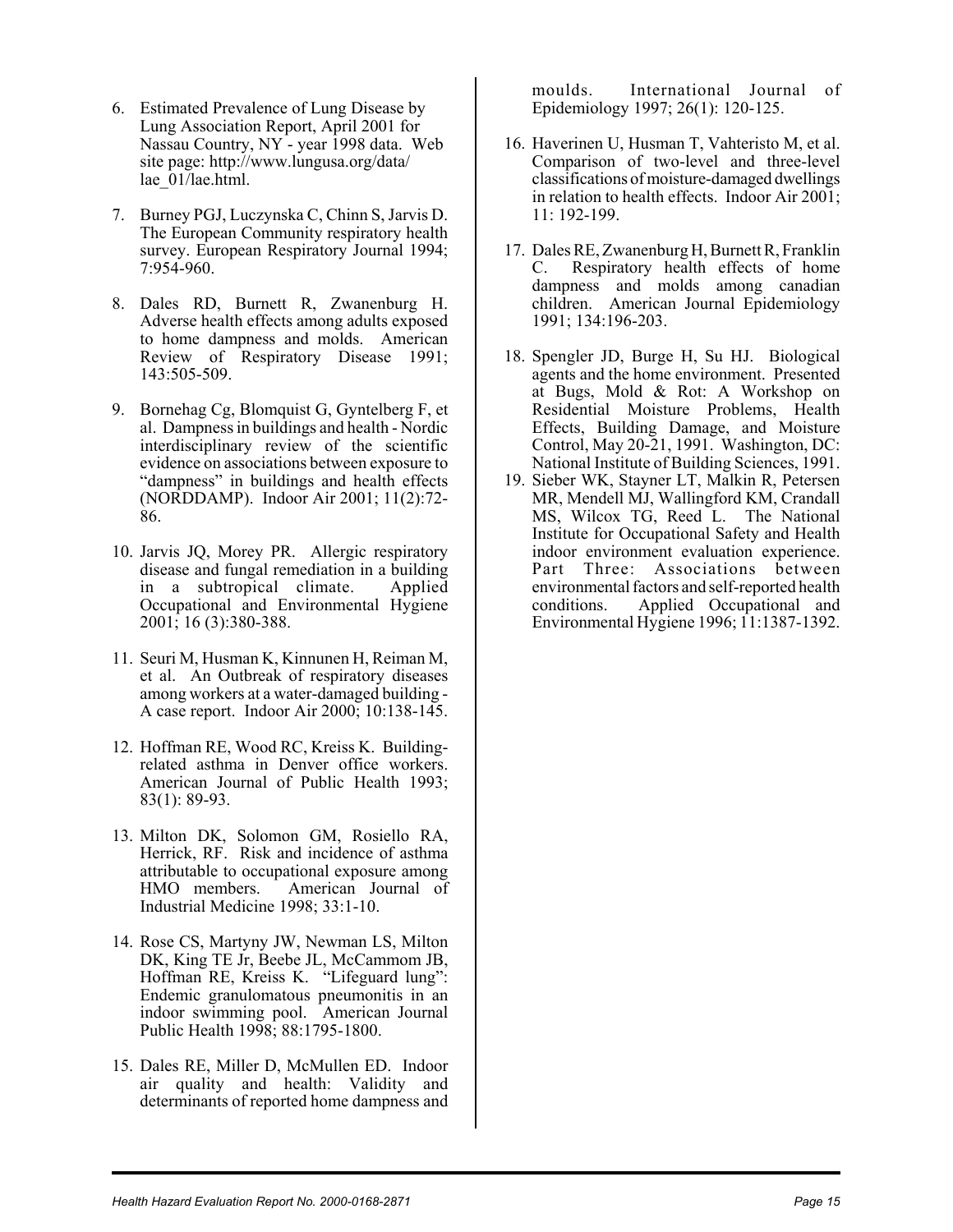6. Estimated Prevalence of Lung Disease by Lung Association Report, April 2001 for Nassau Country, NY - year 1998 data. Web site page: http://www.lungusa.org/data/lae_01/lae.html.

7. Burney PGJ, Luczynska C, Chinn S, Jarvis D. The European Community respiratory health survey. European Respiratory Journal 1994; 7:954-960.

8. Dales RD, Burnett R, Zwanenburg H. Adverse health effects among adults exposed to home dampness and molds. American Review of Respiratory Disease 1991; 143:505-509.

9. Bornehag Cg, Blomquist G, Gyntelberg F, et al. Dampness in buildings and health - Nordic interdisciplinary review of the scientific evidence on associations between exposure to "dampness" in buildings and health effects (NORDDAMP). Indoor Air 2001; 11(2):72-86.

10. Jarvis JQ, Morey PR. Allergic respiratory disease and fungal remediation in a building in a subtropical climate. Applied Occupational and Environmental Hygiene 2001; 16 (3):380-388.

11. Seuri M, Husman K, Kinnunen H, Reiman M, et al. An Outbreak of respiratory diseases among workers at a water-damaged building - A case report. Indoor Air 2000; 10:138-145.

12. Hoffman RE, Wood RC, Kreiss K. Building-related asthma in Denver office workers. American Journal of Public Health 1993; 83(1): 89-93.

13. Milton DK, Solomon GM, Rosiello RA, Herrick, RF. Risk and incidence of asthma attributable to occupational exposure among HMO members. American Journal of Industrial Medicine 1998; 33:1-10.

14. Rose CS, Martyny JW, Newman LS, Milton DK, King TE Jr, Beebe JL, McCammom JB, Hoffman RE, Kreiss K. "Lifeguard lung": Endemic granulomatous pneumonitis in an indoor swimming pool. American Journal Public Health 1998; 88:1795-1800.

15. Dales RE, Miller D, McMullen ED. Indoor air quality and health: Validity and determinants of reported home dampness and moulds. International Journal of Epidemiology 1997; 26(1): 120-125.

16. Haverinen U, Husman T, Vahteristo M, et al. Comparison of two-level and three-level classifications of moisture-damaged dwellings in relation to health effects. Indoor Air 2001; 11: 192-199.

17. Dales RE, Zwanenburg H, Burnett R, Franklin C. Respiratory health effects of home dampness and molds among canadian children. American Journal Epidemiology 1991; 134:196-203.

18. Spengler JD, Burge H, Su HJ. Biological agents and the home environment. Presented at Bugs, Mold & Rot: A Workshop on Residential Moisture Problems, Health Effects, Building Damage, and Moisture Control, May 20-21, 1991. Washington, DC: National Institute of Building Sciences, 1991.

19. Sieber WK, Stayner LT, Malkin R, Petersen MR, Mendell MJ, Wallingford KM, Crandall MS, Wilcox TG, Reed L. The National Institute for Occupational Safety and Health indoor environment evaluation experience. Part Three: Associations between environmental factors and self-reported health conditions. Applied Occupational and Environmental Hygiene 1996; 11:1387-1392.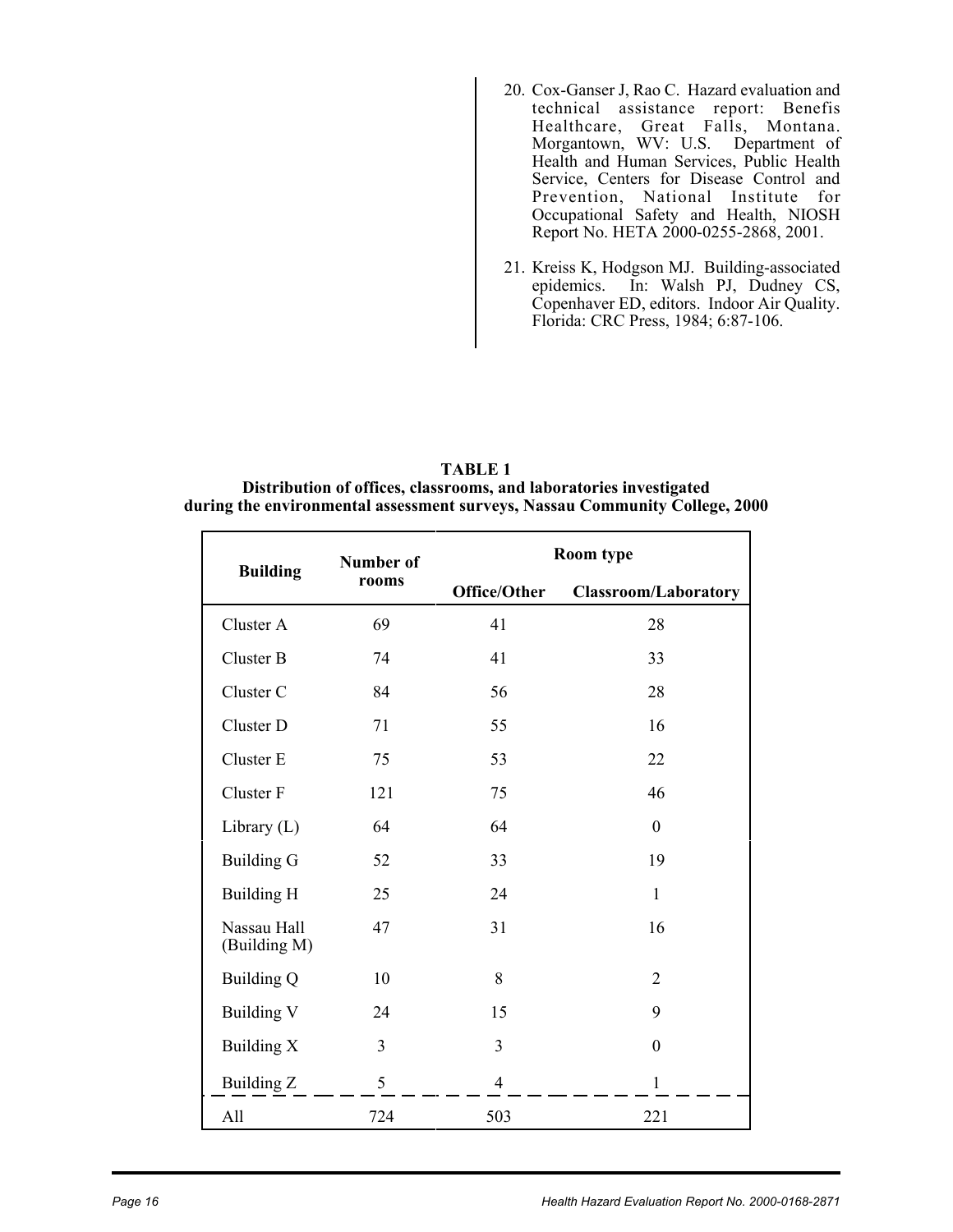20. Cox-Ganser J, Rao C. Hazard evaluation and technical assistance report: Benefis Healthcare, Great Falls, Montana. Morgantown, WV: U.S. Department of Health and Human Services, Public Health Service, Centers for Disease Control and Prevention, National Institute for Occupational Safety and Health, NIOSH Report No. HETA 2000-0255-2868, 2001.

21. Kreiss K, Hodgson MJ. Building-associated epidemics. In: Walsh PJ, Dudney CS, Copenhaver ED, editors. Indoor Air Quality. Florida: CRC Press, 1984; 6:87-106.

**TABLE 1**
**Distribution of offices, classrooms, and laboratories investigated during the environmental assessment surveys, Nassau Community College, 2000**

| Building | Number of rooms | Room type | |
|---|---|---|---|
| | | Office/Other | Classroom/Laboratory |
| Cluster A | 69 | 41 | 28 |
| Cluster B | 74 | 41 | 33 |
| Cluster C | 84 | 56 | 28 |
| Cluster D | 71 | 55 | 16 |
| Cluster E | 75 | 53 | 22 |
| Cluster F | 121 | 75 | 46 |
| Library (L) | 64 | 64 | 0 |
| Building G | 52 | 33 | 19 |
| Building H | 25 | 24 | 1 |
| Nassau Hall (Building M) | 47 | 31 | 16 |
| Building Q | 10 | 8 | 2 |
| Building V | 24 | 15 | 9 |
| Building X | 3 | 3 | 0 |
| Building Z | 5 | 4 | 1 |
| All | 724 | 503 | 221 |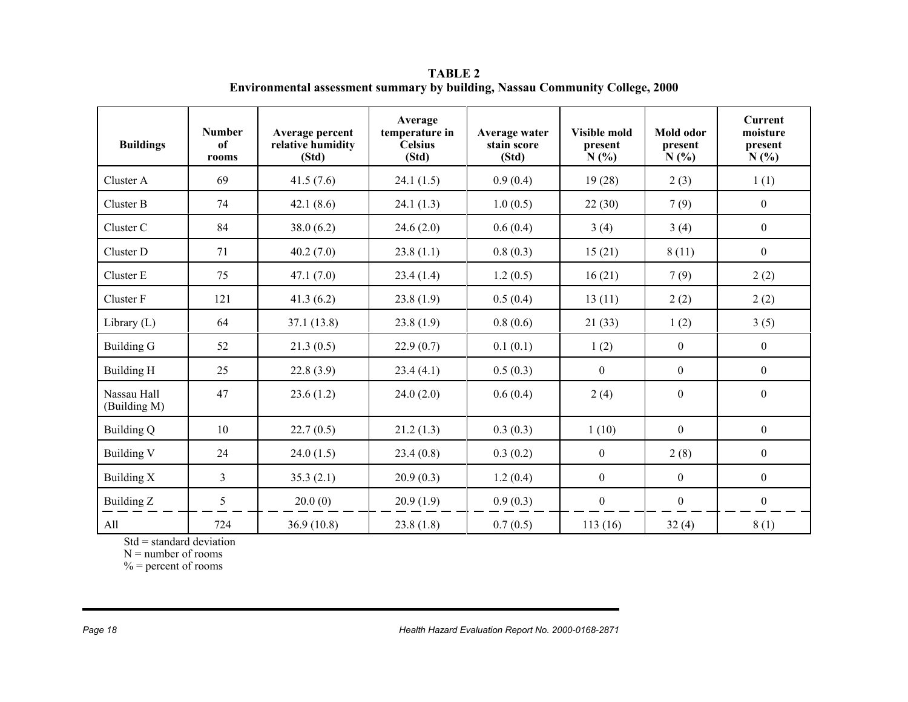**TABLE 2**
**Environmental assessment summary by building, Nassau Community College, 2000**

| Buildings | Number of rooms | Average percent relative humidity (Std) | Average temperature in Celsius (Std) | Average water stain score (Std) | Visible mold present N (%) | Mold odor present N (%) | Current moisture present N (%) |
|---|---|---|---|---|---|---|---|
| Cluster A | 69 | 41.5 (7.6) | 24.1 (1.5) | 0.9 (0.4) | 19 (28) | 2 (3) | 1 (1) |
| Cluster B | 74 | 42.1 (8.6) | 24.1 (1.3) | 1.0 (0.5) | 22 (30) | 7 (9) | 0 |
| Cluster C | 84 | 38.0 (6.2) | 24.6 (2.0) | 0.6 (0.4) | 3 (4) | 3 (4) | 0 |
| Cluster D | 71 | 40.2 (7.0) | 23.8 (1.1) | 0.8 (0.3) | 15 (21) | 8 (11) | 0 |
| Cluster E | 75 | 47.1 (7.0) | 23.4 (1.4) | 1.2 (0.5) | 16 (21) | 7 (9) | 2 (2) |
| Cluster F | 121 | 41.3 (6.2) | 23.8 (1.9) | 0.5 (0.4) | 13 (11) | 2 (2) | 2 (2) |
| Library (L) | 64 | 37.1 (13.8) | 23.8 (1.9) | 0.8 (0.6) | 21 (33) | 1 (2) | 3 (5) |
| Building G | 52 | 21.3 (0.5) | 22.9 (0.7) | 0.1 (0.1) | 1 (2) | 0 | 0 |
| Building H | 25 | 22.8 (3.9) | 23.4 (4.1) | 0.5 (0.3) | 0 | 0 | 0 |
| Nassau Hall (Building M) | 47 | 23.6 (1.2) | 24.0 (2.0) | 0.6 (0.4) | 2 (4) | 0 | 0 |
| Building Q | 10 | 22.7 (0.5) | 21.2 (1.3) | 0.3 (0.3) | 1 (10) | 0 | 0 |
| Building V | 24 | 24.0 (1.5) | 23.4 (0.8) | 0.3 (0.2) | 0 | 2 (8) | 0 |
| Building X | 3 | 35.3 (2.1) | 20.9 (0.3) | 1.2 (0.4) | 0 | 0 | 0 |
| Building Z | 5 | 20.0 (0) | 20.9 (1.9) | 0.9 (0.3) | 0 | 0 | 0 |
| All | 724 | 36.9 (10.8) | 23.8 (1.8) | 0.7 (0.5) | 113 (16) | 32 (4) | 8 (1) |

Std = standard deviation
N = number of rooms
% = percent of rooms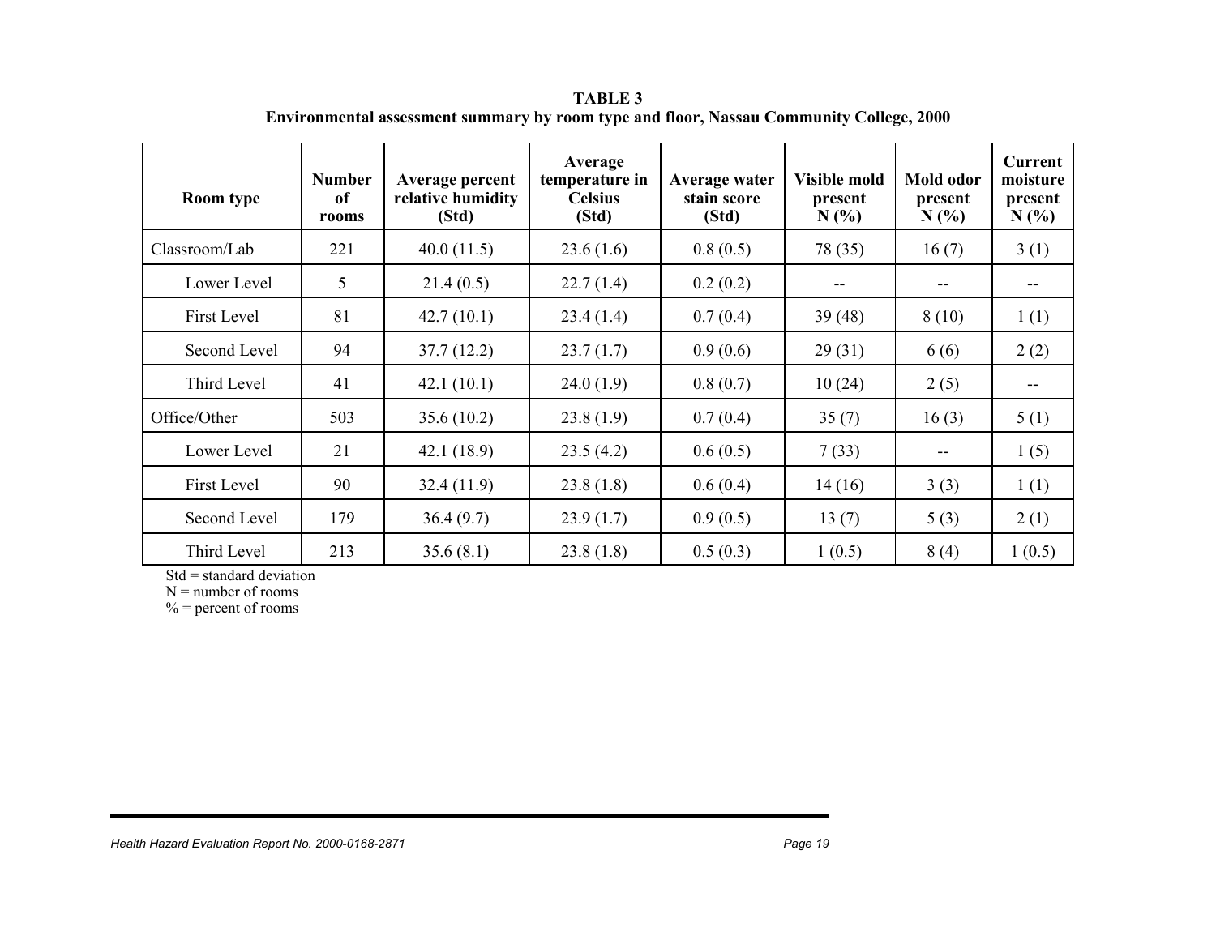**TABLE 3**
**Environmental assessment summary by room type and floor, Nassau Community College, 2000**

| Room type | Number of rooms | Average percent relative humidity (Std) | Average temperature in Celsius (Std) | Average water stain score (Std) | Visible mold present N (%) | Mold odor present N (%) | Current moisture present N (%) |
|---|---|---|---|---|---|---|---|
| Classroom/Lab | 221 | 40.0 (11.5) | 23.6 (1.6) | 0.8 (0.5) | 78 (35) | 16 (7) | 3 (1) |
| Lower Level | 5 | 21.4 (0.5) | 22.7 (1.4) | 0.2 (0.2) | -- | -- | -- |
| First Level | 81 | 42.7 (10.1) | 23.4 (1.4) | 0.7 (0.4) | 39 (48) | 8 (10) | 1 (1) |
| Second Level | 94 | 37.7 (12.2) | 23.7 (1.7) | 0.9 (0.6) | 29 (31) | 6 (6) | 2 (2) |
| Third Level | 41 | 42.1 (10.1) | 24.0 (1.9) | 0.8 (0.7) | 10 (24) | 2 (5) | -- |
| Office/Other | 503 | 35.6 (10.2) | 23.8 (1.9) | 0.7 (0.4) | 35 (7) | 16 (3) | 5 (1) |
| Lower Level | 21 | 42.1 (18.9) | 23.5 (4.2) | 0.6 (0.5) | 7 (33) | -- | 1 (5) |
| First Level | 90 | 32.4 (11.9) | 23.8 (1.8) | 0.6 (0.4) | 14 (16) | 3 (3) | 1 (1) |
| Second Level | 179 | 36.4 (9.7) | 23.9 (1.7) | 0.9 (0.5) | 13 (7) | 5 (3) | 2 (1) |
| Third Level | 213 | 35.6 (8.1) | 23.8 (1.8) | 0.5 (0.3) | 1 (0.5) | 8 (4) | 1 (0.5) |

Std = standard deviation
N = number of rooms
% = percent of rooms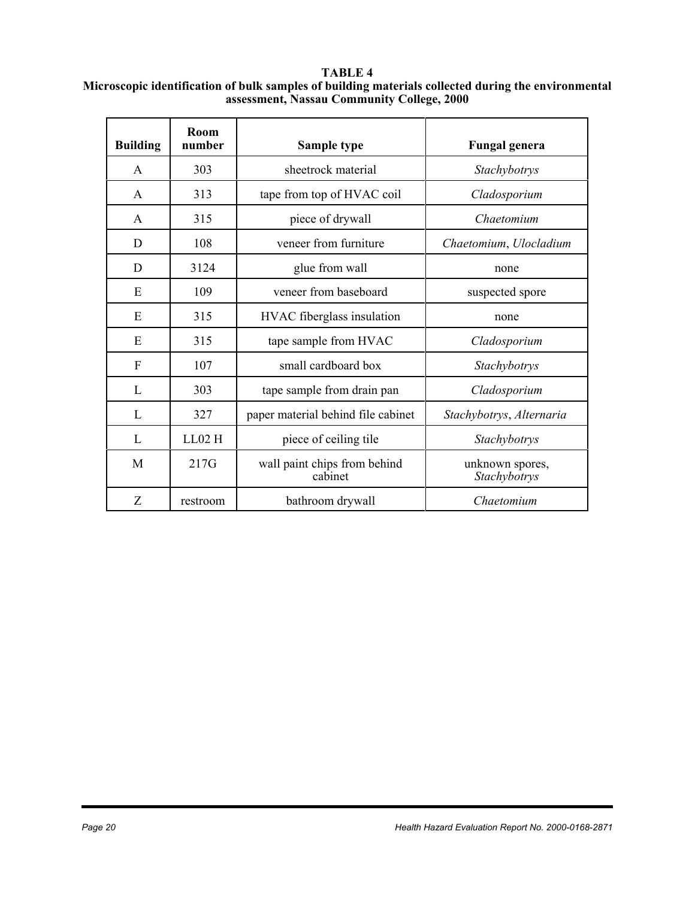**TABLE 4**
**Microscopic identification of bulk samples of building materials collected during the environmental assessment, Nassau Community College, 2000**

| Building | Room number | Sample type | Fungal genera |
|---|---|---|---|
| A | 303 | sheetrock material | *Stachybotrys* |
| A | 313 | tape from top of HVAC coil | *Cladosporium* |
| A | 315 | piece of drywall | *Chaetomium* |
| D | 108 | veneer from furniture | *Chaetomium*, *Ulocladium* |
| D | 3124 | glue from wall | none |
| E | 109 | veneer from baseboard | suspected spore |
| E | 315 | HVAC fiberglass insulation | none |
| E | 315 | tape sample from HVAC | *Cladosporium* |
| F | 107 | small cardboard box | *Stachybotrys* |
| L | 303 | tape sample from drain pan | *Cladosporium* |
| L | 327 | paper material behind file cabinet | *Stachybotrys*, *Alternaria* |
| L | LL02 H | piece of ceiling tile | *Stachybotrys* |
| M | 217G | wall paint chips from behind cabinet | unknown spores, *Stachybotrys* |
| Z | restroom | bathroom drywall | *Chaetomium* |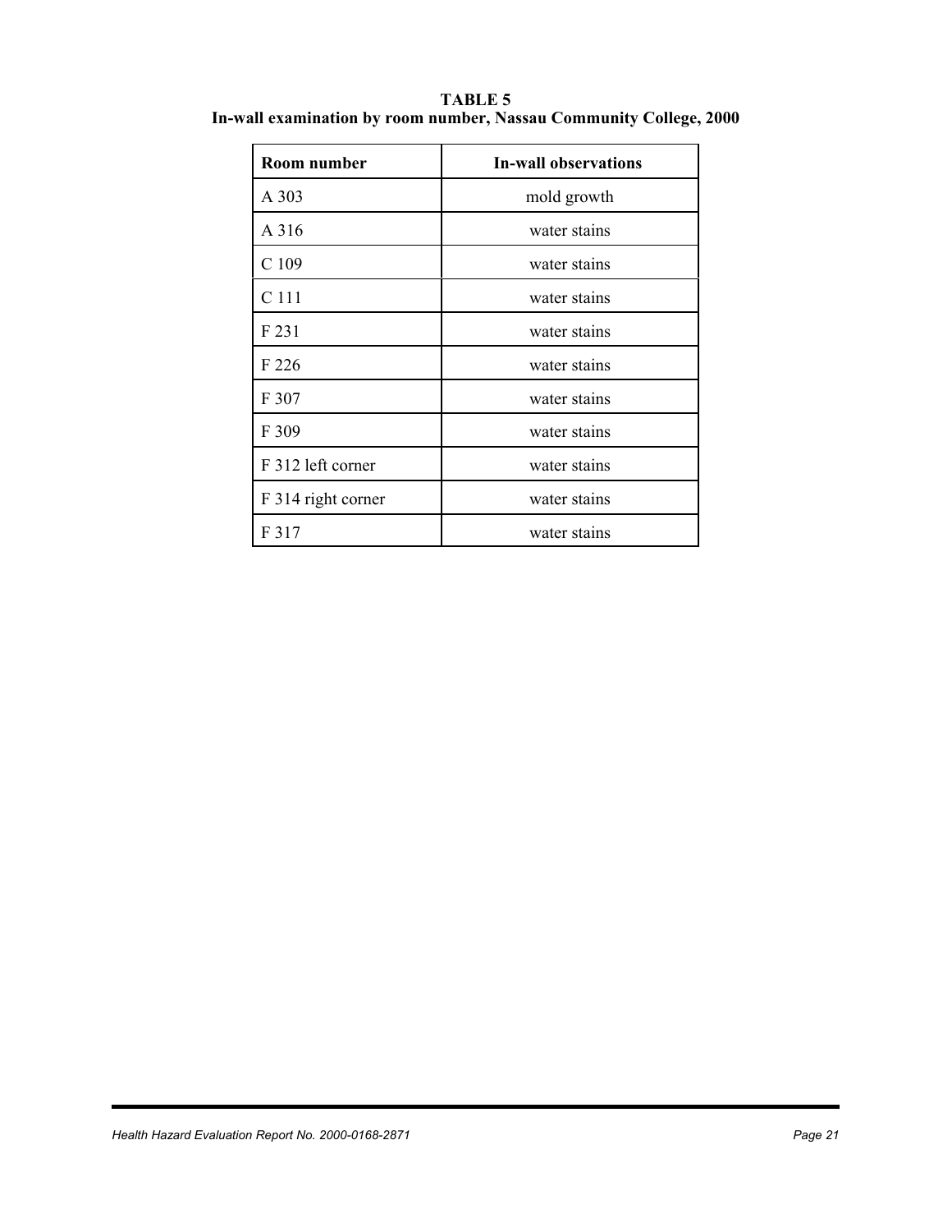**TABLE 5**
**In-wall examination by room number, Nassau Community College, 2000**

| Room number | In-wall observations |
|---|---|
| A 303 | mold growth |
| A 316 | water stains |
| C 109 | water stains |
| C 111 | water stains |
| F 231 | water stains |
| F 226 | water stains |
| F 307 | water stains |
| F 309 | water stains |
| F 312 left corner | water stains |
| F 314 right corner | water stains |
| F 317 | water stains |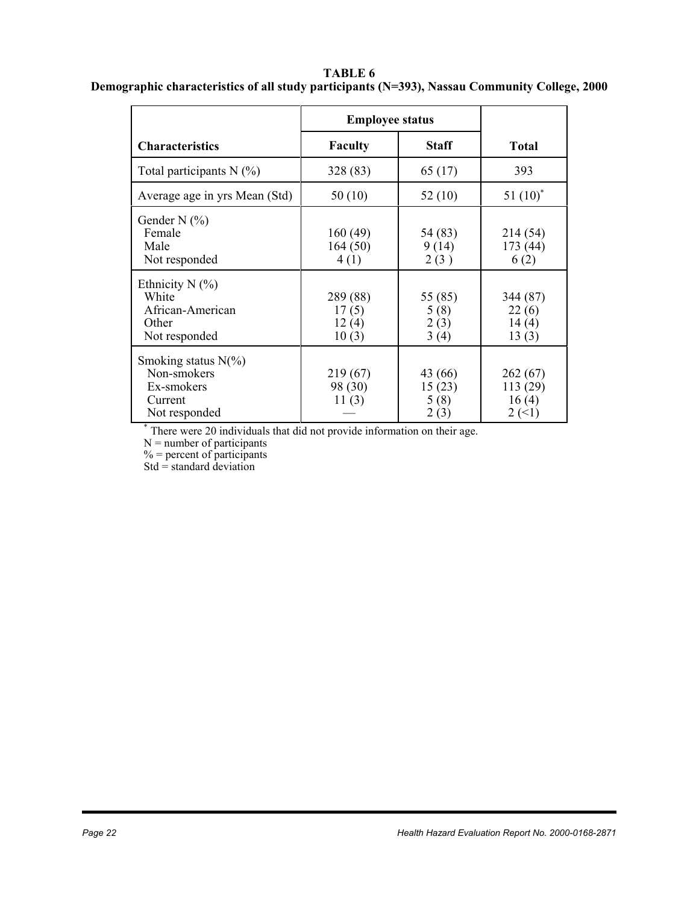**TABLE 6**
**Demographic characteristics of all study participants (N=393), Nassau Community College, 2000**

| Characteristics | Employee status | | Total |
|---|---|---|---|
| | Faculty | Staff | |
| Total participants N (%) | 328 (83) | 65 (17) | 393 |
| Average age in yrs Mean (Std) | 50 (10) | 52 (10) | 51 (10)* |
| Gender N (%) | | | |
| Female | 160 (49) | 54 (83) | 214 (54) |
| Male | 164 (50) | 9 (14) | 173 (44) |
| Not responded | 4 (1) | 2 (3 ) | 6 (2) |
| Ethnicity N (%) | | | |
| White | 289 (88) | 55 (85) | 344 (87) |
| African-American | 17 (5) | 5 (8) | 22 (6) |
| Other | 12 (4) | 2 (3) | 14 (4) |
| Not responded | 10 (3) | 3 (4) | 13 (3) |
| Smoking status N(%) | | | |
| Non-smokers | 219 (67) | 43 (66) | 262 (67) |
| Ex-smokers | 98 (30) | 15 (23) | 113 (29) |
| Current | 11 (3) | 5 (8) | 16 (4) |
| Not responded | — | 2 (3) | 2 (<1) |

\* There were 20 individuals that did not provide information on their age.
N = number of participants
% = percent of participants
Std = standard deviation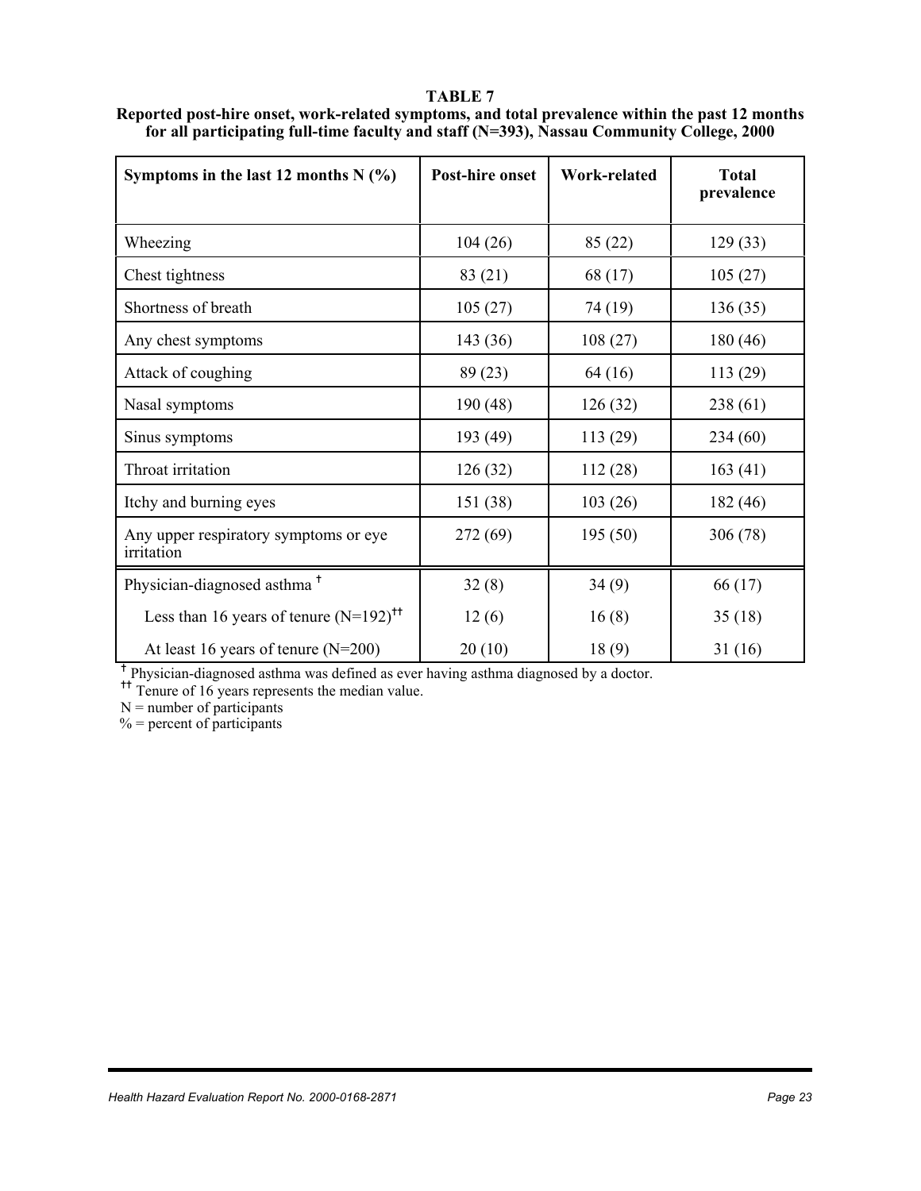**TABLE 7**

**Reported post-hire onset, work-related symptoms, and total prevalence within the past 12 months for all participating full-time faculty and staff (N=393), Nassau Community College, 2000**

| Symptoms in the last 12 months N (%) | Post-hire onset | Work-related | Total prevalence |
|---|---|---|---|
| Wheezing | 104 (26) | 85 (22) | 129 (33) |
| Chest tightness | 83 (21) | 68 (17) | 105 (27) |
| Shortness of breath | 105 (27) | 74 (19) | 136 (35) |
| Any chest symptoms | 143 (36) | 108 (27) | 180 (46) |
| Attack of coughing | 89 (23) | 64 (16) | 113 (29) |
| Nasal symptoms | 190 (48) | 126 (32) | 238 (61) |
| Sinus symptoms | 193 (49) | 113 (29) | 234 (60) |
| Throat irritation | 126 (32) | 112 (28) | 163 (41) |
| Itchy and burning eyes | 151 (38) | 103 (26) | 182 (46) |
| Any upper respiratory symptoms or eye irritation | 272 (69) | 195 (50) | 306 (78) |
| Physician-diagnosed asthma † | 32 (8) | 34 (9) | 66 (17) |
| Less than 16 years of tenure (N=192)†† | 12 (6) | 16 (8) | 35 (18) |
| At least 16 years of tenure (N=200) | 20 (10) | 18 (9) | 31 (16) |

† Physician-diagnosed asthma was defined as ever having asthma diagnosed by a doctor.
†† Tenure of 16 years represents the median value.
N = number of participants
% = percent of participants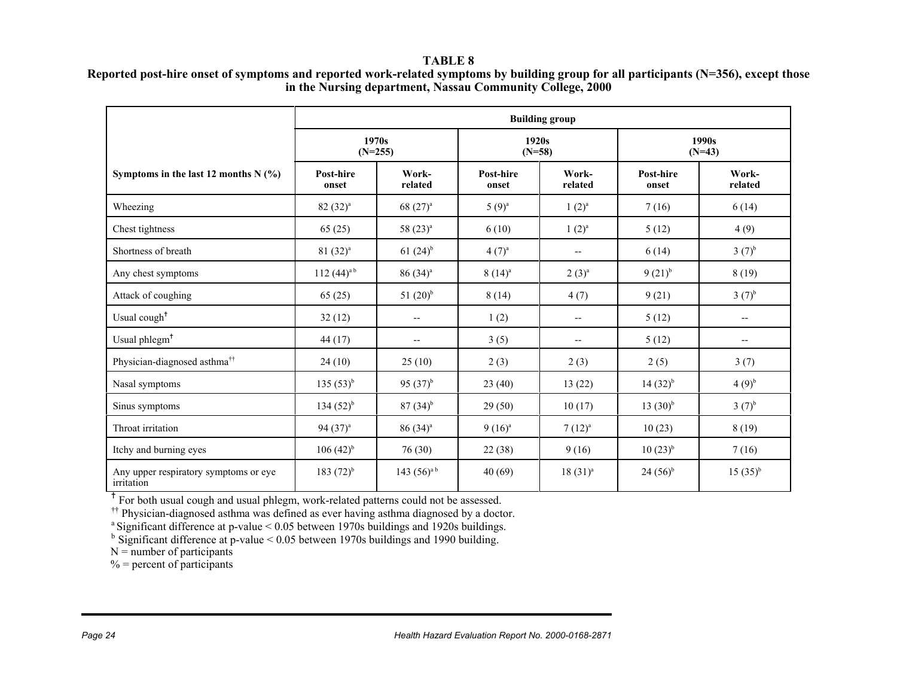**TABLE 8**

**Reported post-hire onset of symptoms and reported work-related symptoms by building group for all participants (N=356), except those in the Nursing department, Nassau Community College, 2000**

| | Building group | | | | | |
|---|---|---|---|---|---|---|
| | 1970s (N=255) | | 1920s (N=58) | | 1990s (N=43) | |
| **Symptoms in the last 12 months N (%)** | **Post-hire onset** | **Work-related** | **Post-hire onset** | **Work-related** | **Post-hire onset** | **Work-related** |
| Wheezing | 82 (32)[a] | 68 (27)[a] | 5 (9)[a] | 1 (2)[a] | 7 (16) | 6 (14) |
| Chest tightness | 65 (25) | 58 (23)[a] | 6 (10) | 1 (2)[a] | 5 (12) | 4 (9) |
| Shortness of breath | 81 (32)[a] | 61 (24)[b] | 4 (7)[a] | -- | 6 (14) | 3 (7)[b] |
| Any chest symptoms | 112 (44)[a b] | 86 (34)[a] | 8 (14)[a] | 2 (3)[a] | 9 (21)[b] | 8 (19) |
| Attack of coughing | 65 (25) | 51 (20)[b] | 8 (14) | 4 (7) | 9 (21) | 3 (7)[b] |
| Usual cough[†] | 32 (12) | -- | 1 (2) | -- | 5 (12) | -- |
| Usual phlegm[†] | 44 (17) | -- | 3 (5) | -- | 5 (12) | -- |
| Physician-diagnosed asthma[††] | 24 (10) | 25 (10) | 2 (3) | 2 (3) | 2 (5) | 3 (7) |
| Nasal symptoms | 135 (53)[b] | 95 (37)[b] | 23 (40) | 13 (22) | 14 (32)[b] | 4 (9)[b] |
| Sinus symptoms | 134 (52)[b] | 87 (34)[b] | 29 (50) | 10 (17) | 13 (30)[b] | 3 (7)[b] |
| Throat irritation | 94 (37)[a] | 86 (34)[a] | 9 (16)[a] | 7 (12)[a] | 10 (23) | 8 (19) |
| Itchy and burning eyes | 106 (42)[b] | 76 (30) | 22 (38) | 9 (16) | 10 (23)[b] | 7 (16) |
| Any upper respiratory symptoms or eye irritation | 183 (72)[b] | 143 (56)[a b] | 40 (69) | 18 (31)[a] | 24 (56)[b] | 15 (35)[b] |

[†] For both usual cough and usual phlegm, work-related patterns could not be assessed.
[††] Physician-diagnosed asthma was defined as ever having asthma diagnosed by a doctor.
[a] Significant difference at p-value < 0.05 between 1970s buildings and 1920s buildings.
[b] Significant difference at p-value < 0.05 between 1970s buildings and 1990 building.
N = number of participants
% = percent of participants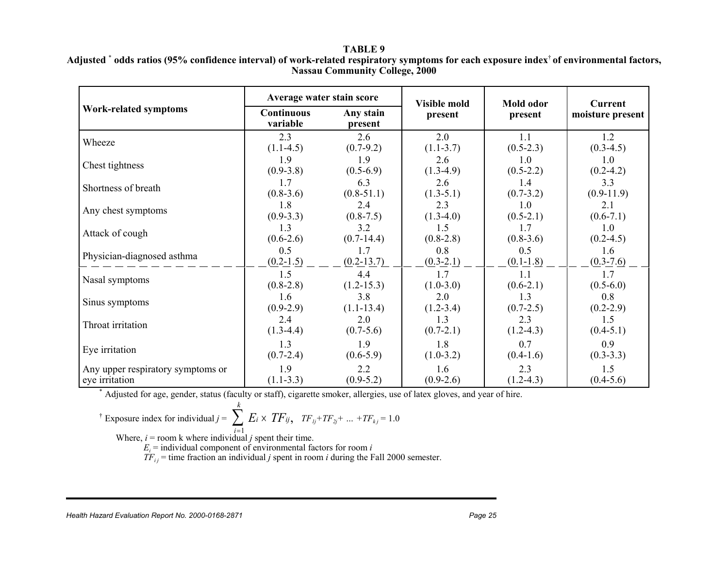**TABLE 9**

**Adjusted [*] odds ratios (95% confidence interval) of work-related respiratory symptoms for each exposure index[†] of environmental factors, Nassau Community College, 2000**

| Work-related symptoms | Average water stain score | | Visible mold present | Mold odor present | Current moisture present |
|---|---|---|---|---|---|
| | Continuous variable | Any stain present | | | |
| Wheeze | 2.3 (1.1-4.5) | 2.6 (0.7-9.2) | 2.0 (1.1-3.7) | 1.1 (0.5-2.3) | 1.2 (0.3-4.5) |
| Chest tightness | 1.9 (0.9-3.8) | 1.9 (0.5-6.9) | 2.6 (1.3-4.9) | 1.0 (0.5-2.2) | 1.0 (0.2-4.2) |
| Shortness of breath | 1.7 (0.8-3.6) | 6.3 (0.8-51.1) | 2.6 (1.3-5.1) | 1.4 (0.7-3.2) | 3.3 (0.9-11.9) |
| Any chest symptoms | 1.8 (0.9-3.3) | 2.4 (0.8-7.5) | 2.3 (1.3-4.0) | 1.0 (0.5-2.1) | 2.1 (0.6-7.1) |
| Attack of cough | 1.3 (0.6-2.6) | 3.2 (0.7-14.4) | 1.5 (0.8-2.8) | 1.7 (0.8-3.6) | 1.0 (0.2-4.5) |
| Physician-diagnosed asthma | 0.5 (0.2-1.5) | 1.7 (0.2-13.7) | 0.8 (0.3-2.1) | 0.5 (0.1-1.8) | 1.6 (0.3-7.6) |
| Nasal symptoms | 1.5 (0.8-2.8) | 4.4 (1.2-15.3) | 1.7 (1.0-3.0) | 1.1 (0.6-2.1) | 1.7 (0.5-6.0) |
| Sinus symptoms | 1.6 (0.9-2.9) | 3.8 (1.1-13.4) | 2.0 (1.2-3.4) | 1.3 (0.7-2.5) | 0.8 (0.2-2.9) |
| Throat irritation | 2.4 (1.3-4.4) | 2.0 (0.7-5.6) | 1.3 (0.7-2.1) | 2.3 (1.2-4.3) | 1.5 (0.4-5.1) |
| Eye irritation | 1.3 (0.7-2.4) | 1.9 (0.6-5.9) | 1.8 (1.0-3.2) | 0.7 (0.4-1.6) | 0.9 (0.3-3.3) |
| Any upper respiratory symptoms or eye irritation | 1.9 (1.1-3.3) | 2.2 (0.9-5.2) | 1.6 (0.9-2.6) | 2.3 (1.2-4.3) | 1.5 (0.4-5.6) |

[*] Adjusted for age, gender, status (faculty or staff), cigarette smoker, allergies, use of latex gloves, and year of hire.

[†] Exposure index for individual $j = \sum_{i=1}^{k} E_i \times TF_{ij}$, $TF_{1j} + TF_{2j} + \ldots + TF_{kj} = 1.0$

Where, $i$ = room k where individual $j$ spent their time.

$E_i$ = individual component of environmental factors for room $i$

$TF_{ij}$ = time fraction an individual $j$ spent in room $i$ during the Fall 2000 semester.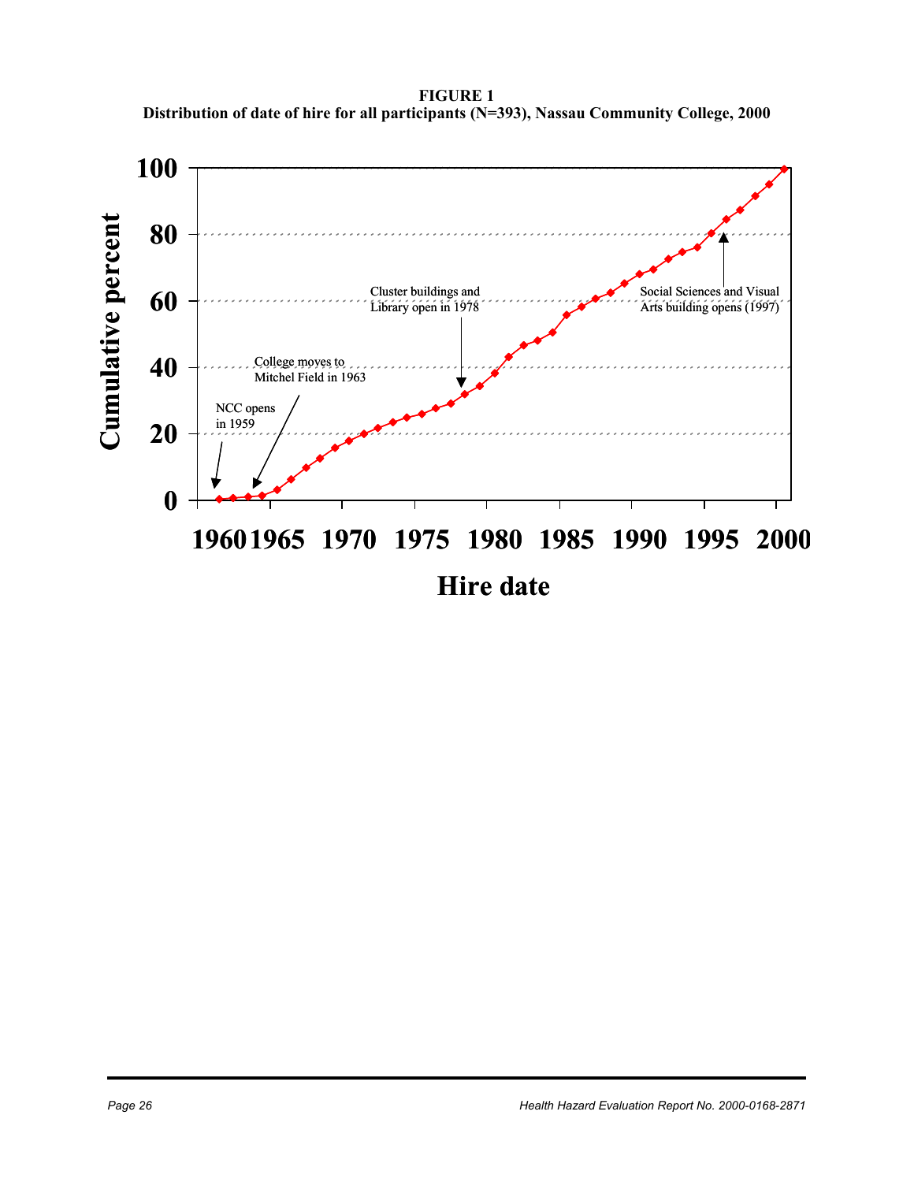**FIGURE 1**
**Distribution of date of hire for all participants (N=393), Nassau Community College, 2000**

Cumulative percent

100
80
60
40
20
0

1960 1965 1970 1975 1980 1985 1990 1995 2000

Hire date

NCC opens in 1959

College moves to Mitchel Field in 1963

Cluster buildings and Library open in 1978

Social Sciences and Visual Arts building opens (1997)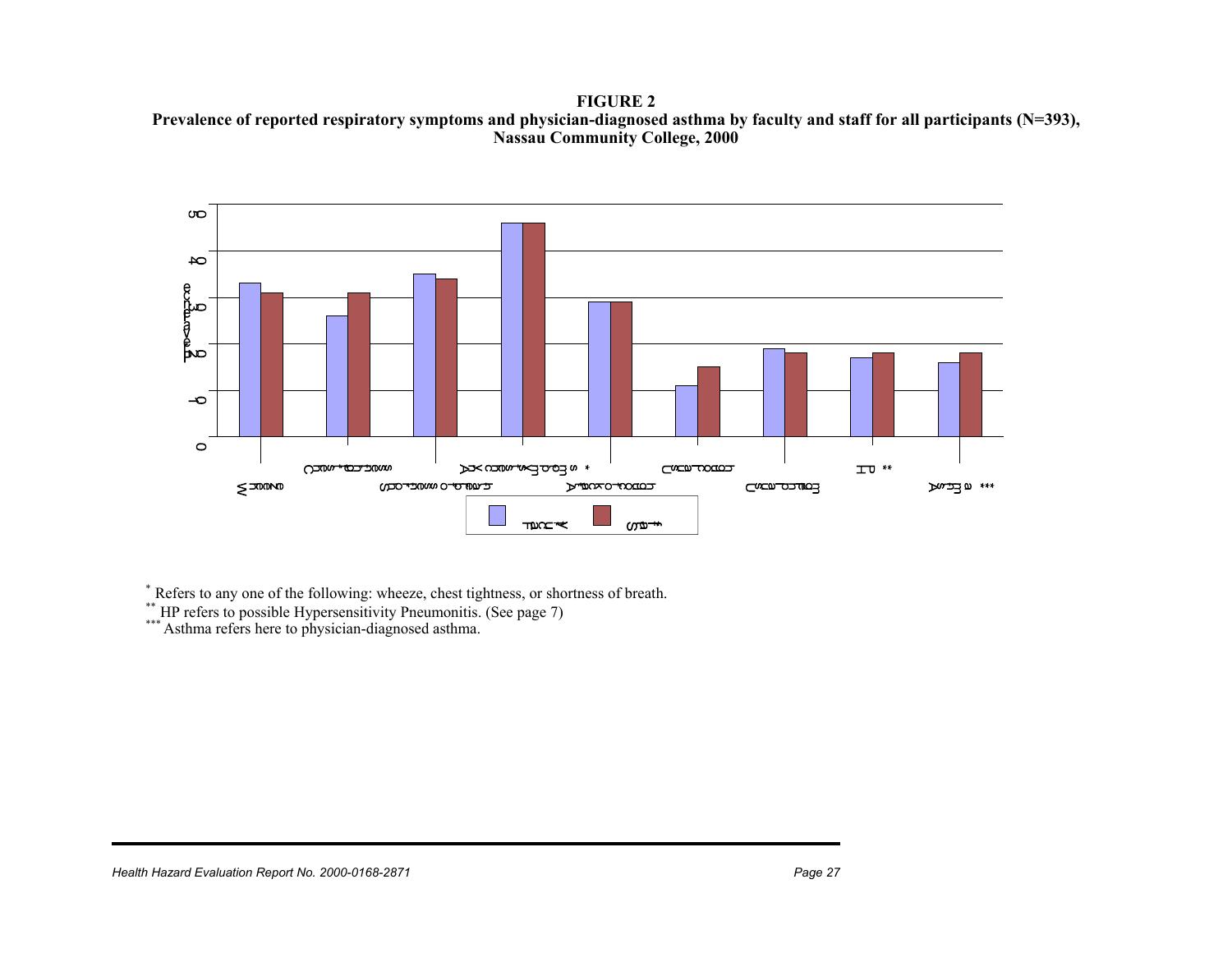**FIGURE 2**
**Prevalence of reported respiratory symptoms and physician-diagnosed asthma by faculty and staff for all participants (N=393), Nassau Community College, 2000**

Percent

0
10
20
30
40
50

Wheeze
Chest tightness
Shortness of breath
Any chest symptoms *
Attacks of cough
Usual cough
Usual phlegm
HP **
Asthma ***

Faculty
Staff

[*] Refers to any one of the following: wheeze, chest tightness, or shortness of breath.
[**] HP refers to possible Hypersensitivity Pneumonitis. (See page 7)
[***] Asthma refers here to physician-diagnosed asthma.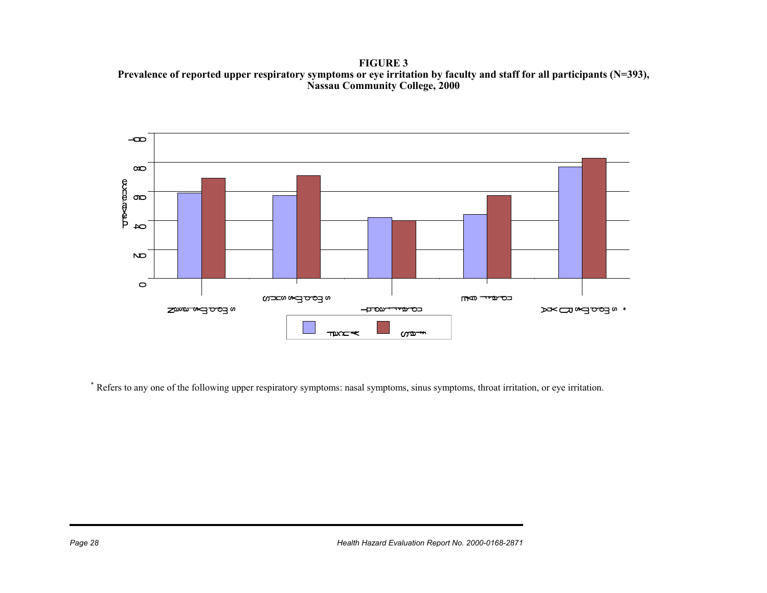**FIGURE 3**
**Prevalence of reported upper respiratory symptoms or eye irritation by faculty and staff for all participants (N=393), Nassau Community College, 2000**

Percent

0

20

40

60

80

100

Nasal symptoms

Sinus symptoms

Throat irritation

Eye irritation

Any URS symptoms *

Faculty

Staff

[*] Refers to any one of the following upper respiratory symptoms: nasal symptoms, sinus symptoms, throat irritation, or eye irritation.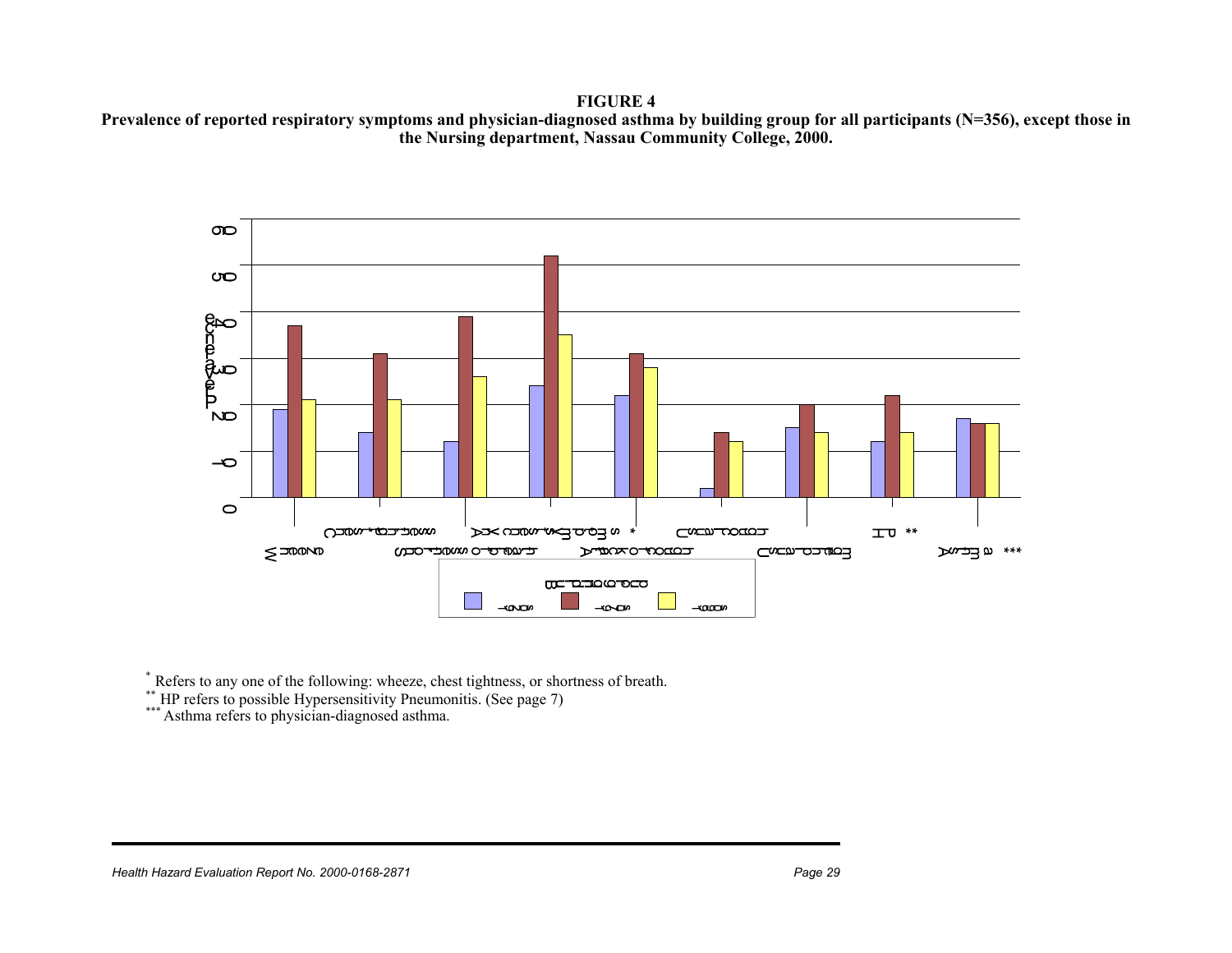**FIGURE 4**

**Prevalence of reported respiratory symptoms and physician-diagnosed asthma by building group for all participants (N=356), except those in the Nursing department, Nassau Community College, 2000.**

Percentage

0
10
20
30
40
50
60

Wheeze
Chest tightness
Shortness of breath
Any chest symptoms *
Attacks of cough
Unusual cough
Unusual phlegm
HP **
Asthma ***

Building group

[* Refers to any one of the following: wheeze, chest tightness, or shortness of breath.]
[** HP refers to possible Hypersensitivity Pneumonitis. (See page 7)]
[*** Asthma refers to physician-diagnosed asthma.]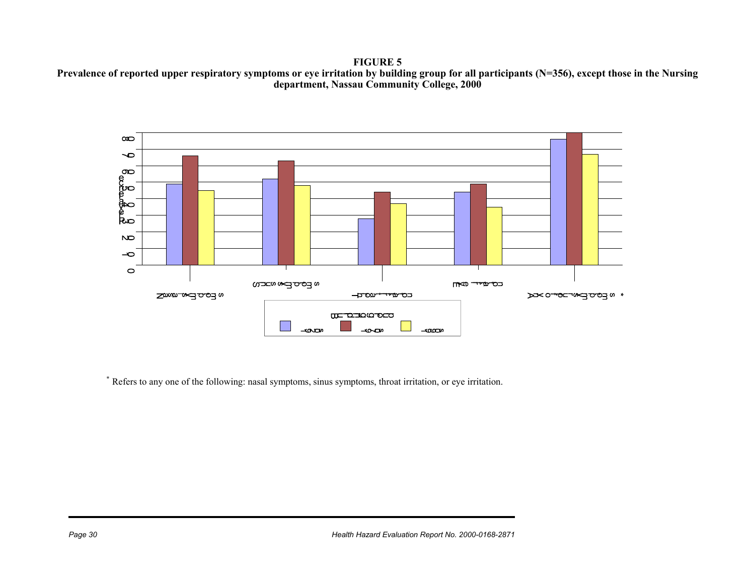**FIGURE 5**
**Prevalence of reported upper respiratory symptoms or eye irritation by building group for all participants (N=356), except those in the Nursing department, Nassau Community College, 2000**

Percent

0
10
20
30
40
50
60
70
80

Nasal symptoms
Sinus symptoms
Throat irritation
Eye irritation
Any of the symptoms *

Building group

A (n=64)
B (n=64)
C (n=88)

[*] Refers to any one of the following: nasal symptoms, sinus symptoms, throat irritation, or eye irritation.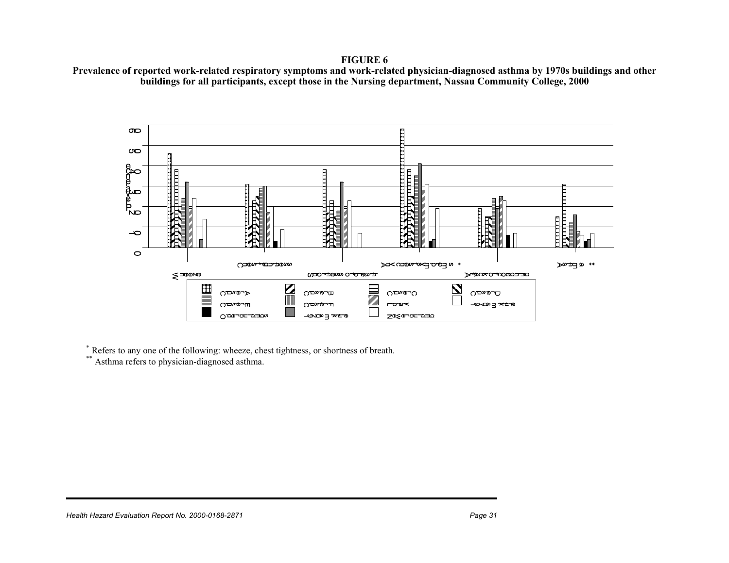**FIGURE 6**
**Prevalence of reported work-related respiratory symptoms and work-related physician-diagnosed asthma by 1970s buildings and other buildings for all participants, except those in the Nursing department, Nassau Community College, 2000**

Percentage

0
10
20
30
40
50
60

Wheeze
Chest tightness
Shortness of breath
Any Lower Resp Sx *
Any of the above
Asthma **

Cluster A
Cluster B
Cluster C
Cluster D
Cluster E
Cluster F
Tower
Tower Addition
Other Buildings
Tower Add/Tower
New Buildings

[*] Refers to any one of the following: wheeze, chest tightness, or shortness of breath.
[**] Asthma refers to physician-diagnosed asthma.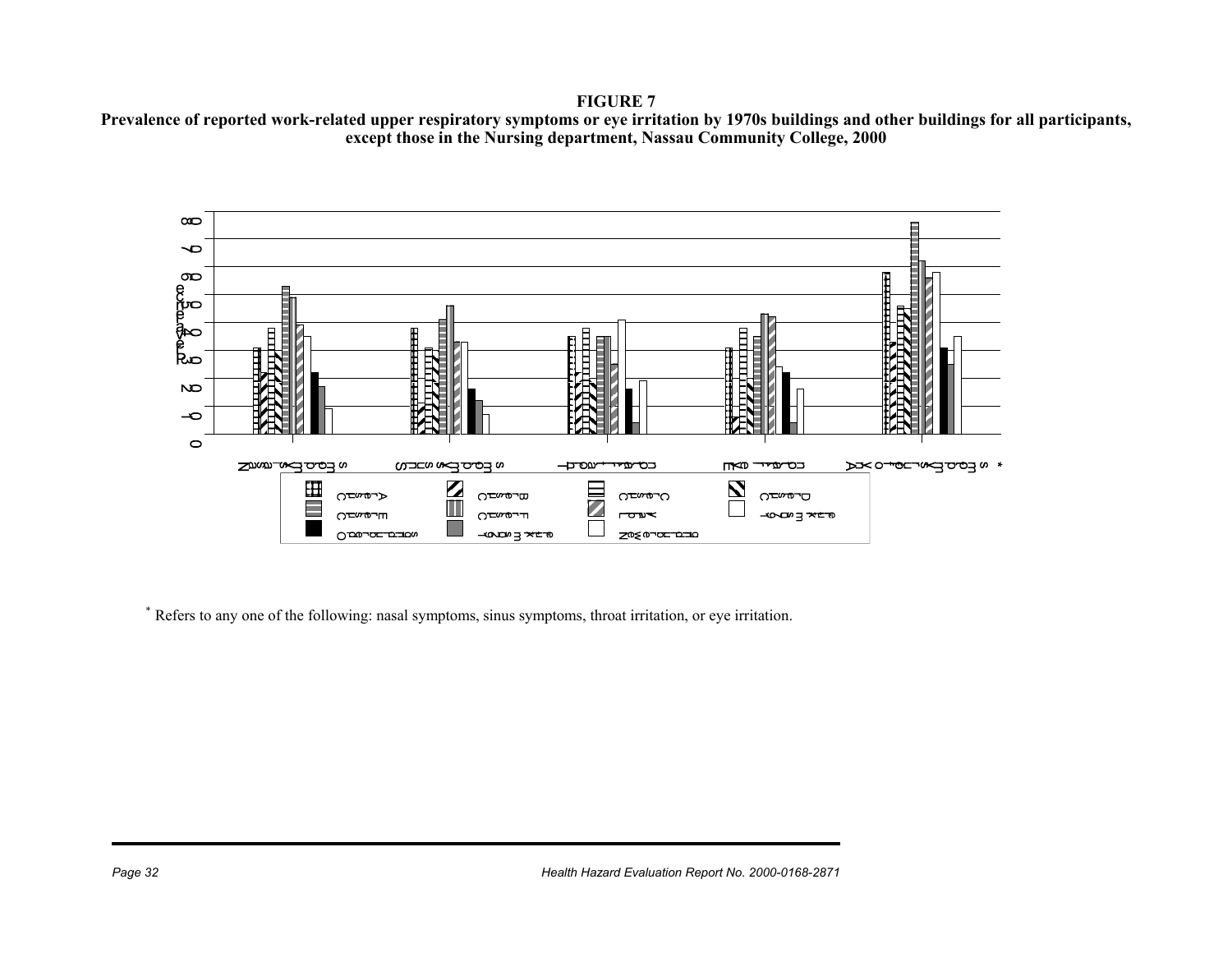**FIGURE 7**
**Prevalence of reported work-related upper respiratory symptoms or eye irritation by 1970s buildings and other buildings for all participants, except those in the Nursing department, Nassau Community College, 2000**

Prevalence

0
10
20
30
40
50
60
70
80

Nasal symptoms
Sinus symptoms
Throat irritation
Eye irritation
Any of the symptoms *

Cluster A
Cluster B
Cluster C
Cluster D
Cluster E
Cluster F
Tower
Physical Education
Other buildings
Physical Education (2)
New buildings

[*] Refers to any one of the following: nasal symptoms, sinus symptoms, throat irritation, or eye irritation.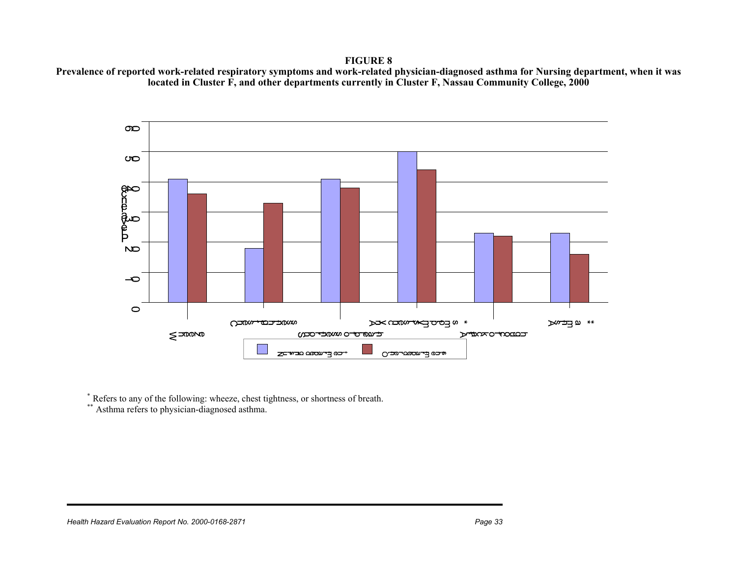**FIGURE 8**

**Prevalence of reported work-related respiratory symptoms and work-related physician-diagnosed asthma for Nursing department, when it was located in Cluster F, and other departments currently in Cluster F, Nassau Community College, 2000**

Percent

0
10
20
30
40
50
60

Wheeze
Chest tightness
Shortness of breath
Any chest symptoms *
Attack of cough
Asthma **

Nursing department
Other departments

[*] Refers to any of the following: wheeze, chest tightness, or shortness of breath.
[**] Asthma refers to physician-diagnosed asthma.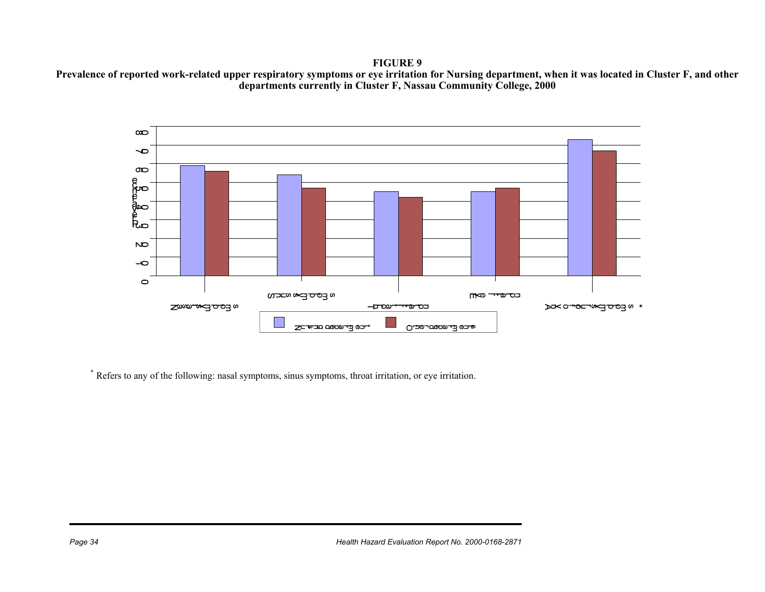**FIGURE 9**

**Prevalence of reported work-related upper respiratory symptoms or eye irritation for Nursing department, when it was located in Cluster F, and other departments currently in Cluster F, Nassau Community College, 2000**

Prevalence

0
10
20
30
40
50
60
70
80

Nasal symptoms
Sinus symptoms
Throat irritation
Eye irritation
Any of the symptoms *

Nursing department
Other departments

\* Refers to any of the following: nasal symptoms, sinus symptoms, throat irritation, or eye irritation.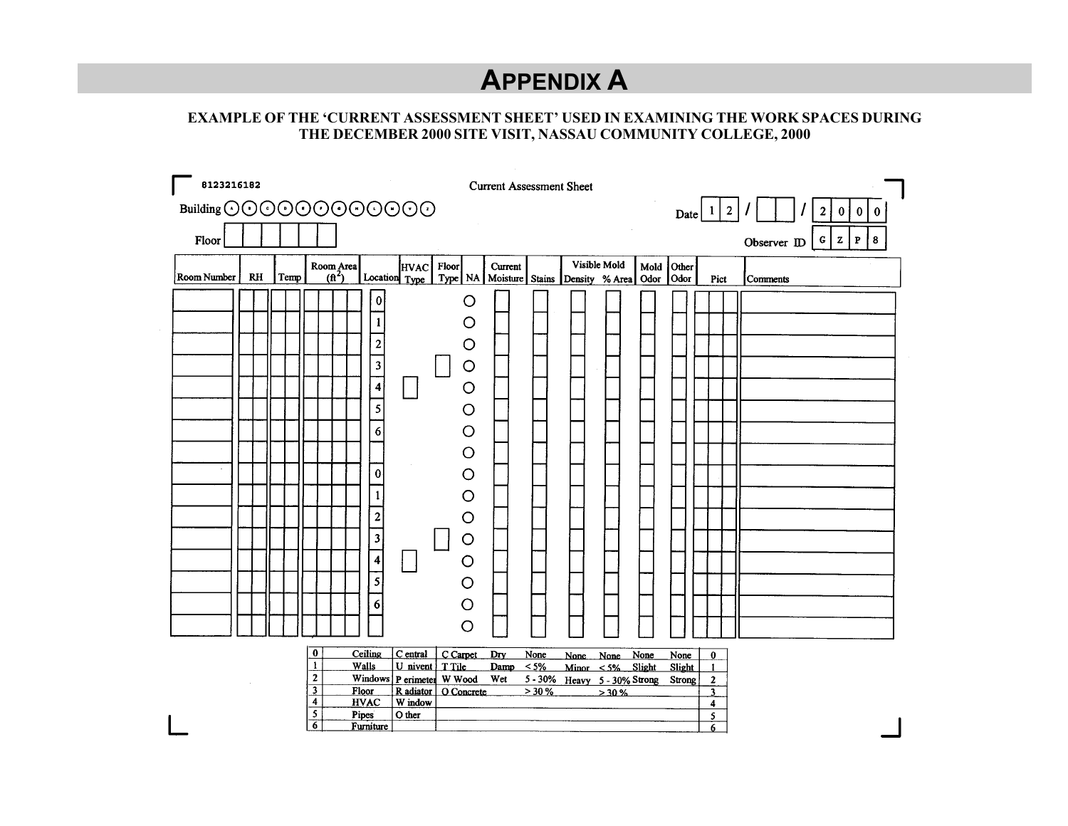# APPENDIX A

**EXAMPLE OF THE 'CURRENT ASSESSMENT SHEET' USED IN EXAMINING THE WORK SPACES DURING THE DECEMBER 2000 SITE VISIT, NASSAU COMMUNITY COLLEGE, 2000**

8123216182

Current Assessment Sheet

Building

Date 1 2 / / 2 0 0 0

Floor

Observer ID G Z P 8

| Room Number | RH | Temp | Room Area (ft[2]) | Location | HVAC Type | Floor Type | NA | Current Moisture | Stains | Visible Mold Density | Visible Mold % Area | Mold Odor | Other Odor | Pict | Comments |
|---|---|---|---|---|---|---|---|---|---|---|---|---|---|---|---|
| | | | | 0 | | | ○ | | | | | | | | |
| | | | | 1 | | | ○ | | | | | | | | |
| | | | | 2 | | | ○ | | | | | | | | |
| | | | | 3 | | | ○ | | | | | | | | |
| | | | | 4 | | | ○ | | | | | | | | |
| | | | | 5 | | | ○ | | | | | | | | |
| | | | | 6 | | | ○ | | | | | | | | |
| | | | | | | | ○ | | | | | | | | |
| | | | | 0 | | | ○ | | | | | | | | |
| | | | | 1 | | | ○ | | | | | | | | |
| | | | | 2 | | | ○ | | | | | | | | |
| | | | | 3 | | | ○ | | | | | | | | |
| | | | | 4 | | | ○ | | | | | | | | |
| | | | | 5 | | | ○ | | | | | | | | |
| | | | | 6 | | | ○ | | | | | | | | |
| | | | | | | | ○ | | | | | | | | |

| | Location | HVAC Type | Floor Type | Current Moisture | Stains | Visible Mold Density | Visible Mold % Area | Mold Odor | Other Odor | |
|---|---|---|---|---|---|---|---|---|---|---|
| 0 | Ceiling | C entral | C Carpet | Dry | None | None | None | None | None | 0 |
| 1 | Walls | U nivent | T Tile | Damp | < 5% | Minor | < 5% | Slight | Slight | 1 |
| 2 | Windows | P erimeter | W Wood | Wet | 5 - 30% | Heavy | 5 - 30% | Strong | Strong | 2 |
| 3 | Floor | R adiator | O Concrete | | > 30 % | | > 30 % | | | 3 |
| 4 | HVAC | W indow | | | | | | | | 4 |
| 5 | Pipes | O ther | | | | | | | | 5 |
| 6 | Furniture | | | | | | | | | 6 |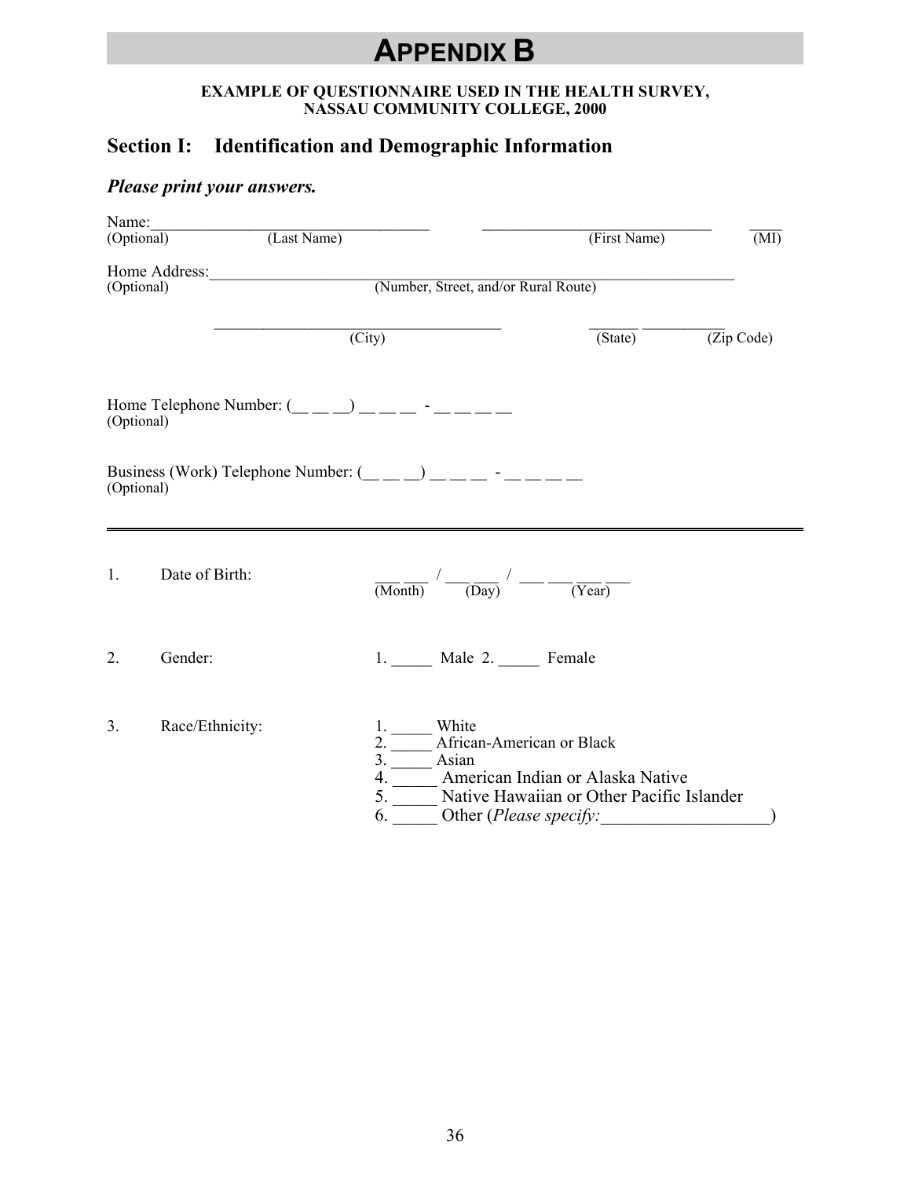# APPENDIX B

**EXAMPLE OF QUESTIONNAIRE USED IN THE HEALTH SURVEY, NASSAU COMMUNITY COLLEGE, 2000**

## Section I: Identification and Demographic Information

### *Please print your answers.*

Name:_________________________________ _____________________________ ____
(Optional) (Last Name) (First Name) (MI)

Home Address:_________________________________________________________________
(Optional) (Number, Street, and/or Rural Route)

_____________________________________ ______ __________
(City) (State) (Zip Code)

Home Telephone Number: (__ __ __) __ __ __ - __ __ __ __
(Optional)

Business (Work) Telephone Number: (__ __ __) __ __ __ - __ __ __ __
(Optional)

---

1. Date of Birth: ___ ___ / ___ ___ / ___ ___ ___ ___
   (Month) (Day) (Year)

2. Gender: 1. _____ Male 2. _____ Female

3. Race/Ethnicity:
   1. _____ White
   2. _____ African-American or Black
   3. _____ Asian
   4. _____ American Indian or Alaska Native
   5. _____ Native Hawaiian or Other Pacific Islander
   6. _____ Other (*Please specify:*___________________)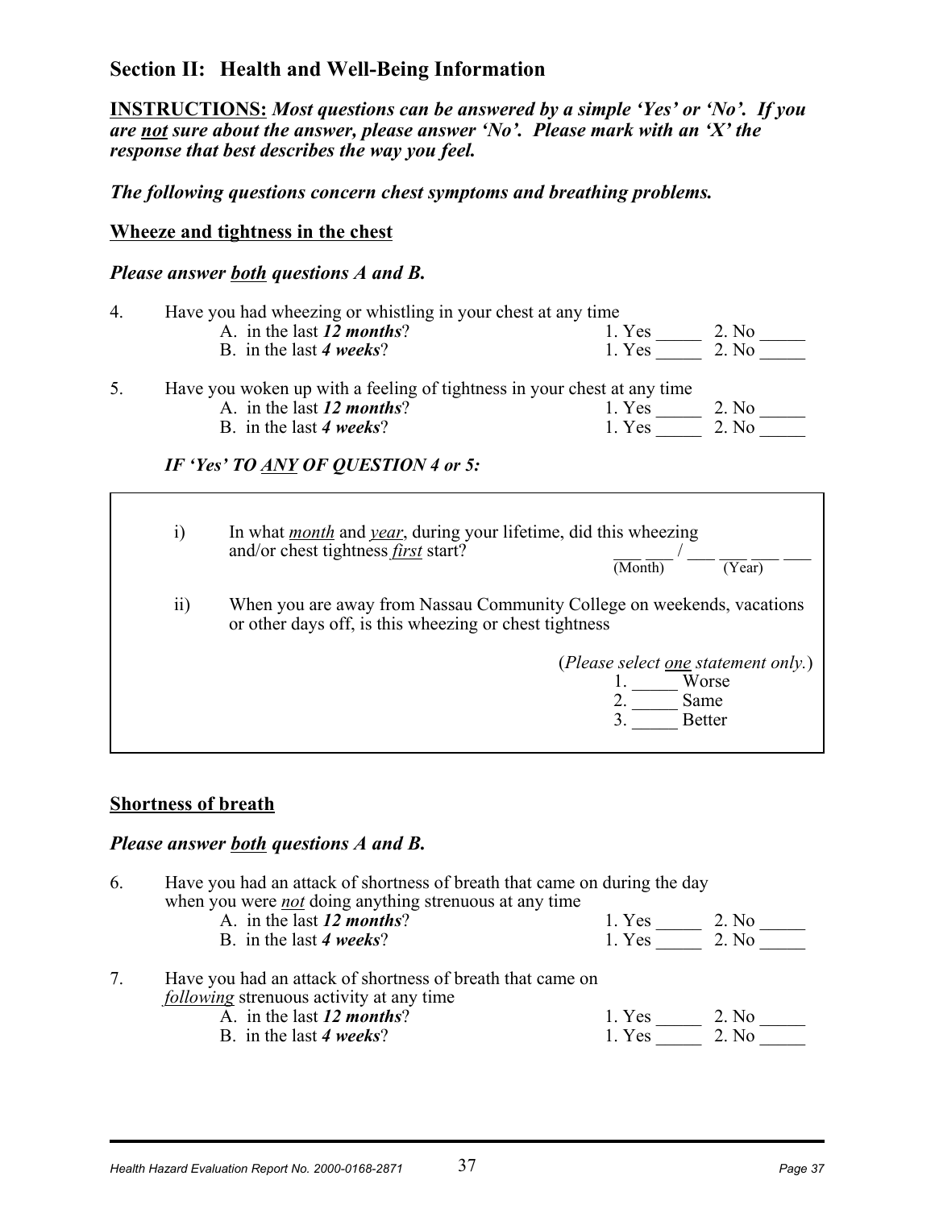## Section II: Health and Well-Being Information

**INSTRUCTIONS:** ***Most questions can be answered by a simple 'Yes' or 'No'. If you are not sure about the answer, please answer 'No'. Please mark with an 'X' the response that best describes the way you feel.***

***The following questions concern chest symptoms and breathing problems.***

### Wheeze and tightness in the chest

***Please answer both questions A and B.***

4. Have you had wheezing or whistling in your chest at any time
   - A. in the last ***12 months***? 1. Yes _____ 2. No _____
   - B. in the last ***4 weeks***? 1. Yes _____ 2. No _____

5. Have you woken up with a feeling of tightness in your chest at any time
   - A. in the last ***12 months***? 1. Yes _____ 2. No _____
   - B. in the last ***4 weeks***? 1. Yes _____ 2. No _____

***IF 'Yes' TO ANY OF QUESTION 4 or 5:***

i) In what *month* and *year*, during your lifetime, did this wheezing and/or chest tightness *first* start? ___ ___ / ___ ___ ___ ___ (Month) (Year)

ii) When you are away from Nassau Community College on weekends, vacations or other days off, is this wheezing or chest tightness

(*Please select one statement only.*)
1. _____ Worse
2. _____ Same
3. _____ Better

### Shortness of breath

***Please answer both questions A and B.***

6. Have you had an attack of shortness of breath that came on during the day when you were *not* doing anything strenuous at any time
   - A. in the last ***12 months***? 1. Yes _____ 2. No _____
   - B. in the last ***4 weeks***? 1. Yes _____ 2. No _____

7. Have you had an attack of shortness of breath that came on *following* strenuous activity at any time
   - A. in the last ***12 months***? 1. Yes _____ 2. No _____
   - B. in the last ***4 weeks***? 1. Yes _____ 2. No _____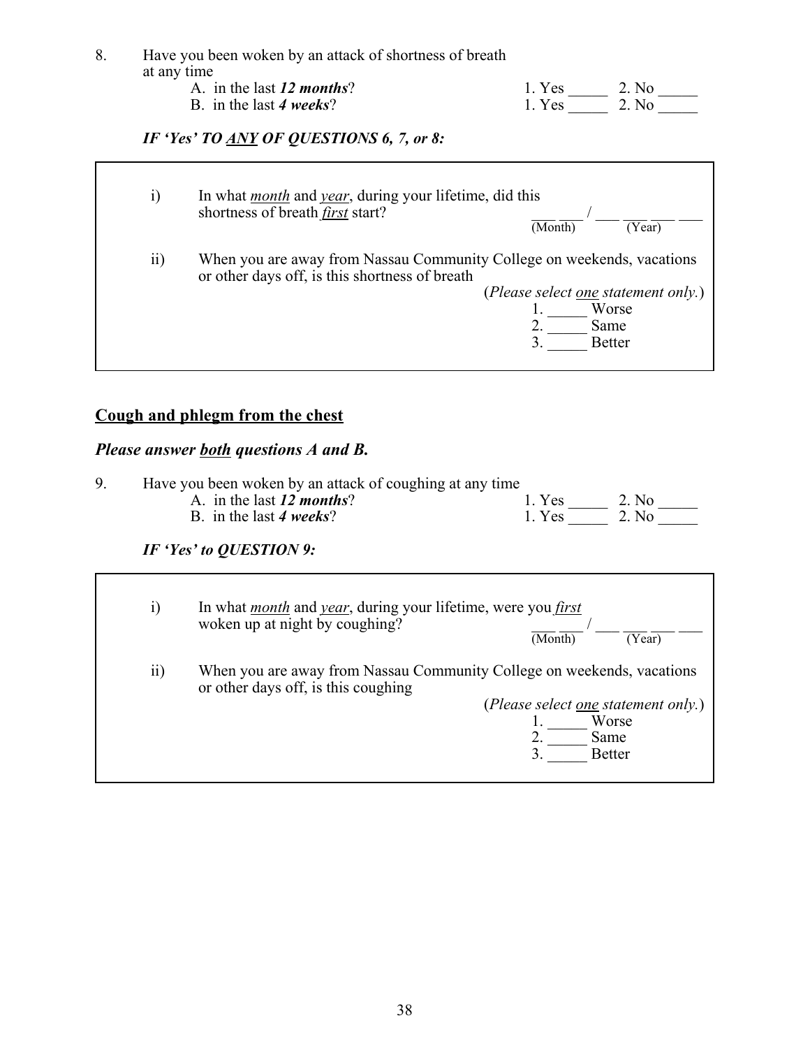8. Have you been woken by an attack of shortness of breath at any time

   A. in the last ***12 months***? 1. Yes _____ 2. No _____

   B. in the last ***4 weeks***? 1. Yes _____ 2. No _____

***IF 'Yes' TO <u>ANY</u> OF QUESTIONS 6, 7, or 8:***

i) In what *<u>month</u>* and *<u>year</u>*, during your lifetime, did this shortness of breath *<u>first</u>* start?

___ ___ / ___ ___ ___ ___
(Month) (Year)

ii) When you are away from Nassau Community College on weekends, vacations or other days off, is this shortness of breath

(*Please select <u>one</u> statement only.*)

1. _____ Worse
2. _____ Same
3. _____ Better

## <u>Cough and phlegm from the chest</u>

***Please answer <u>both</u> questions A and B.***

9. Have you been woken by an attack of coughing at any time

   A. in the last ***12 months***? 1. Yes _____ 2. No _____

   B. in the last ***4 weeks***? 1. Yes _____ 2. No _____

***IF 'Yes' to QUESTION 9:***

i) In what *<u>month</u>* and *<u>year</u>*, during your lifetime, were you *<u>first</u>* woken up at night by coughing?

___ ___ / ___ ___ ___ ___
(Month) (Year)

ii) When you are away from Nassau Community College on weekends, vacations or other days off, is this coughing

(*Please select <u>one</u> statement only.*)

1. _____ Worse
2. _____ Same
3. _____ Better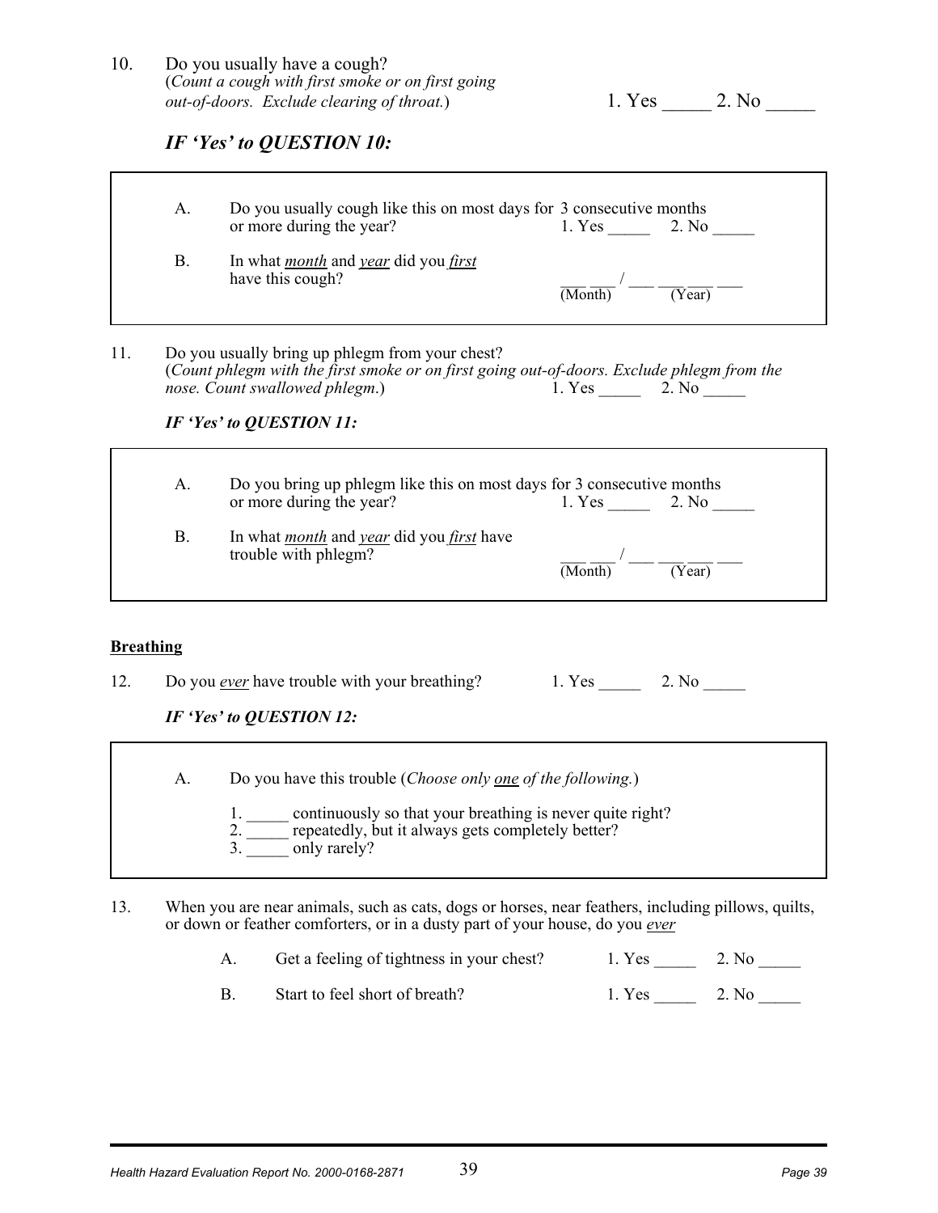10. Do you usually have a cough?
    (*Count a cough with first smoke or on first going out-of-doors. Exclude clearing of throat.*) 1. Yes _____ 2. No _____

### *IF 'Yes' to QUESTION 10:*

A. Do you usually cough like this on most days for 3 consecutive months or more during the year? 1. Yes _____ 2. No _____

B. In what *month* and *year* did you *first* have this cough? ___ ___ / ___ ___ ___ ___ (Month) (Year)

11. Do you usually bring up phlegm from your chest?
    (*Count phlegm with the first smoke or on first going out-of-doors. Exclude phlegm from the nose. Count swallowed phlegm.*) 1. Yes _____ 2. No _____

***IF 'Yes' to QUESTION 11:***

A. Do you bring up phlegm like this on most days for 3 consecutive months or more during the year? 1. Yes _____ 2. No _____

B. In what *month* and *year* did you *first* have trouble with phlegm? ___ ___ / ___ ___ ___ ___ (Month) (Year)

**Breathing**

12. Do you *ever* have trouble with your breathing? 1. Yes _____ 2. No _____

***IF 'Yes' to QUESTION 12:***

A. Do you have this trouble (*Choose only one of the following.*)

1. _____ continuously so that your breathing is never quite right?
2. _____ repeatedly, but it always gets completely better?
3. _____ only rarely?

13. When you are near animals, such as cats, dogs or horses, near feathers, including pillows, quilts, or down or feather comforters, or in a dusty part of your house, do you *ever*

    A. Get a feeling of tightness in your chest? 1. Yes _____ 2. No _____

    B. Start to feel short of breath? 1. Yes _____ 2. No _____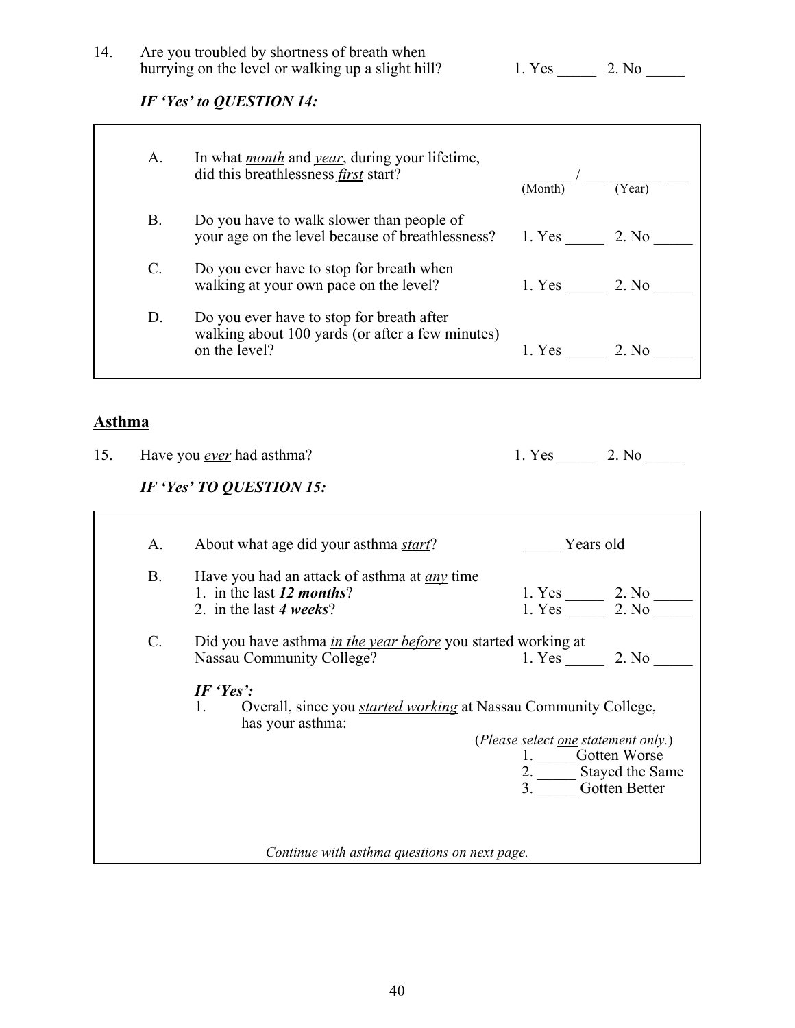14. Are you troubled by shortness of breath when hurrying on the level or walking up a slight hill? 1. Yes _____ 2. No _____

***IF 'Yes' to QUESTION 14:***

A. In what *__month__* and *__year__*, during your lifetime, did this breathlessness *__first__* start? ___ ___ / ___ ___ ___ ___ (Month) (Year)

B. Do you have to walk slower than people of your age on the level because of breathlessness? 1. Yes _____ 2. No _____

C. Do you ever have to stop for breath when walking at your own pace on the level? 1. Yes _____ 2. No _____

D. Do you ever have to stop for breath after walking about 100 yards (or after a few minutes) on the level? 1. Yes _____ 2. No _____

## Asthma

15. Have you *__ever__* had asthma? 1. Yes _____ 2. No _____

***IF 'Yes' TO QUESTION 15:***

A. About what age did your asthma *__start__*? _____ Years old

B. Have you had an attack of asthma at *__any__* time
   1. in the last ***12 months***? 1. Yes _____ 2. No _____
   2. in the last ***4 weeks***? 1. Yes _____ 2. No _____

C. Did you have asthma *__in the year before__* you started working at Nassau Community College? 1. Yes _____ 2. No _____

   ***IF 'Yes':***
   1. Overall, since you *__started working__* at Nassau Community College, has your asthma:

      (*Please select __one__ statement only.*)
      1. _____Gotten Worse
      2. _____ Stayed the Same
      3. _____ Gotten Better

*Continue with asthma questions on next page.*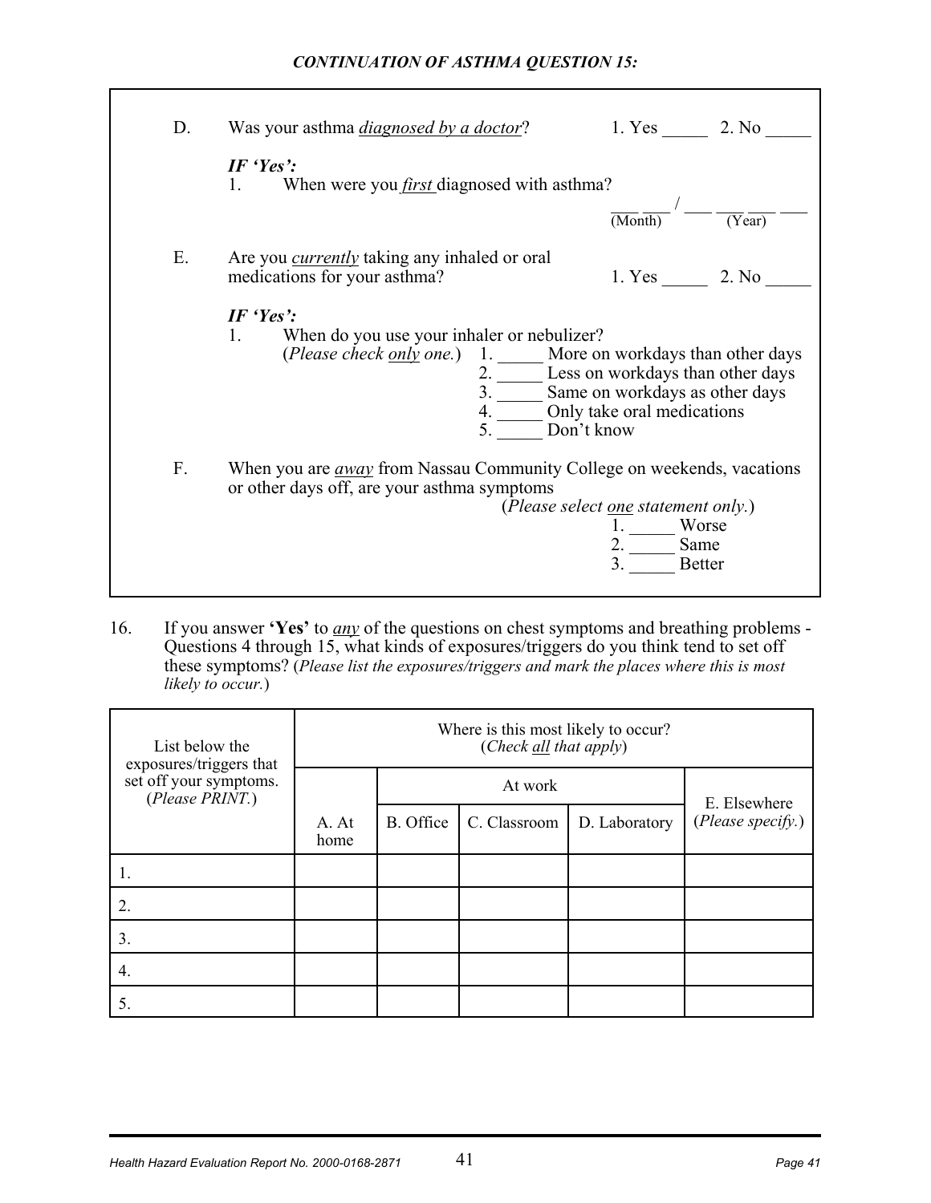***CONTINUATION OF ASTHMA QUESTION 15:***

D. Was your asthma ***diagnosed by a doctor***? 1. Yes _____ 2. No _____

***IF 'Yes':***

1. When were you ***first*** diagnosed with asthma? ___ ___ / ___ ___ ___ ___ (Month) (Year)

E. Are you ***currently*** taking any inhaled or oral medications for your asthma? 1. Yes _____ 2. No _____

***IF 'Yes':***

1. When do you use your inhaler or nebulizer?
   (*Please check only one.*)
   1. _____ More on workdays than other days
   2. _____ Less on workdays than other days
   3. _____ Same on workdays as other days
   4. _____ Only take oral medications
   5. _____ Don't know

F. When you are ***away*** from Nassau Community College on weekends, vacations or other days off, are your asthma symptoms
   (*Please select one statement only.*)
   1. _____ Worse
   2. _____ Same
   3. _____ Better

16. If you answer **'Yes'** to ***any*** of the questions on chest symptoms and breathing problems - Questions 4 through 15, what kinds of exposures/triggers do you think tend to set off these symptoms? (*Please list the exposures/triggers and mark the places where this is most likely to occur.*)

| List below the exposures/triggers that set off your symptoms. (*Please PRINT.*) | Where is this most likely to occur? (*Check all that apply*) | | | | |
|---|---|---|---|---|---|
| | A. At home | At work | | | E. Elsewhere (*Please specify.*) |
| | | B. Office | C. Classroom | D. Laboratory | |
| 1. | | | | | |
| 2. | | | | | |
| 3. | | | | | |
| 4. | | | | | |
| 5. | | | | | |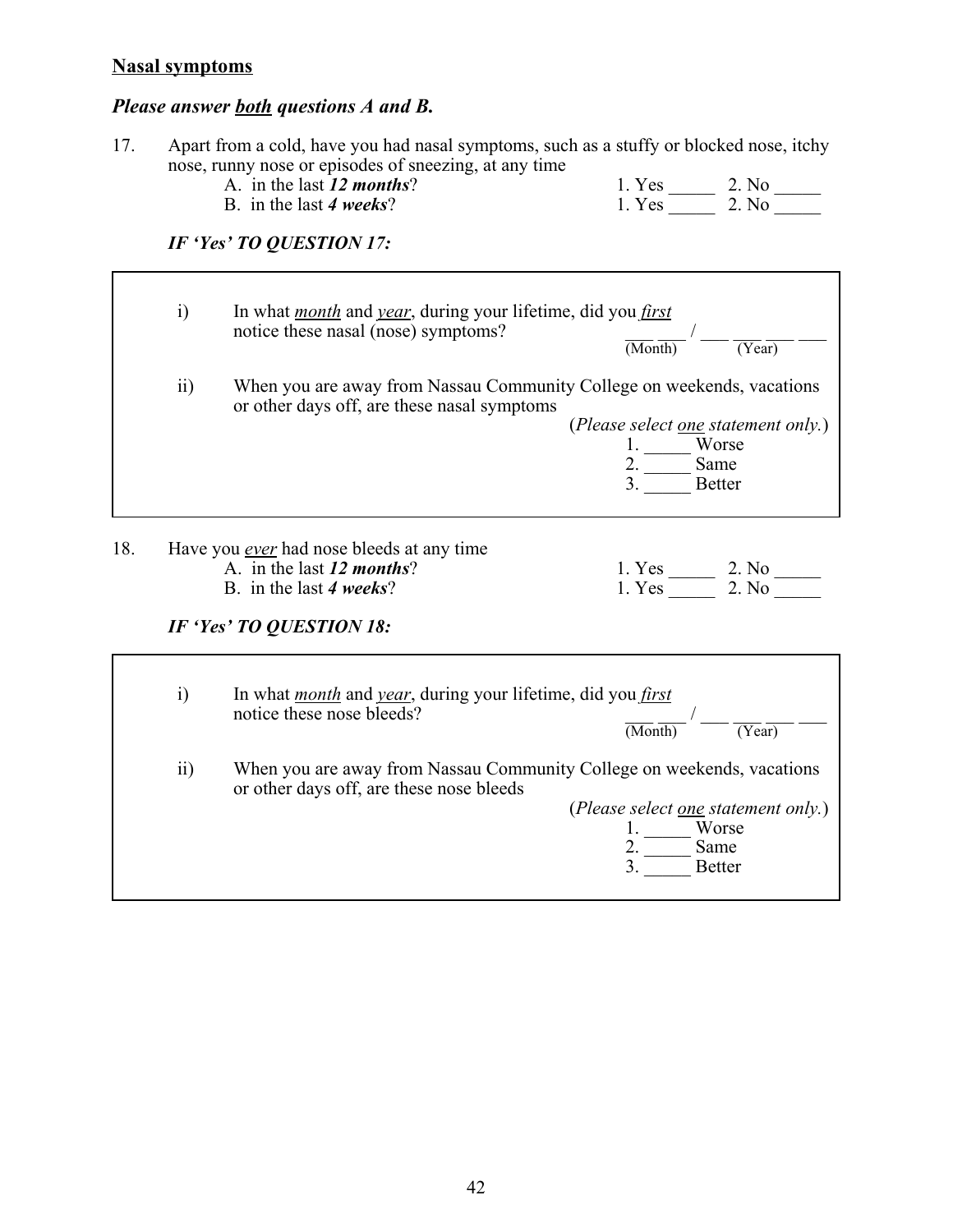## Nasal symptoms

***Please answer both questions A and B.***

17. Apart from a cold, have you had nasal symptoms, such as a stuffy or blocked nose, itchy nose, runny nose or episodes of sneezing, at any time

    A. in the last ***12 months***? 1. Yes _____ 2. No _____

    B. in the last ***4 weeks***? 1. Yes _____ 2. No _____

    ***IF 'Yes' TO QUESTION 17:***

    i) In what *month* and *year*, during your lifetime, did you *first* notice these nasal (nose) symptoms? ___ ___ / ___ ___ ___ ___ (Month) (Year)

    ii) When you are away from Nassau Community College on weekends, vacations or other days off, are these nasal symptoms

    (*Please select one statement only.*)

    1. _____ Worse
    2. _____ Same
    3. _____ Better

18. Have you *ever* had nose bleeds at any time

    A. in the last ***12 months***? 1. Yes _____ 2. No _____

    B. in the last ***4 weeks***? 1. Yes _____ 2. No _____

    ***IF 'Yes' TO QUESTION 18:***

    i) In what *month* and *year*, during your lifetime, did you *first* notice these nose bleeds? ___ ___ / ___ ___ ___ ___ (Month) (Year)

    ii) When you are away from Nassau Community College on weekends, vacations or other days off, are these nose bleeds

    (*Please select one statement only.*)

    1. _____ Worse
    2. _____ Same
    3. _____ Better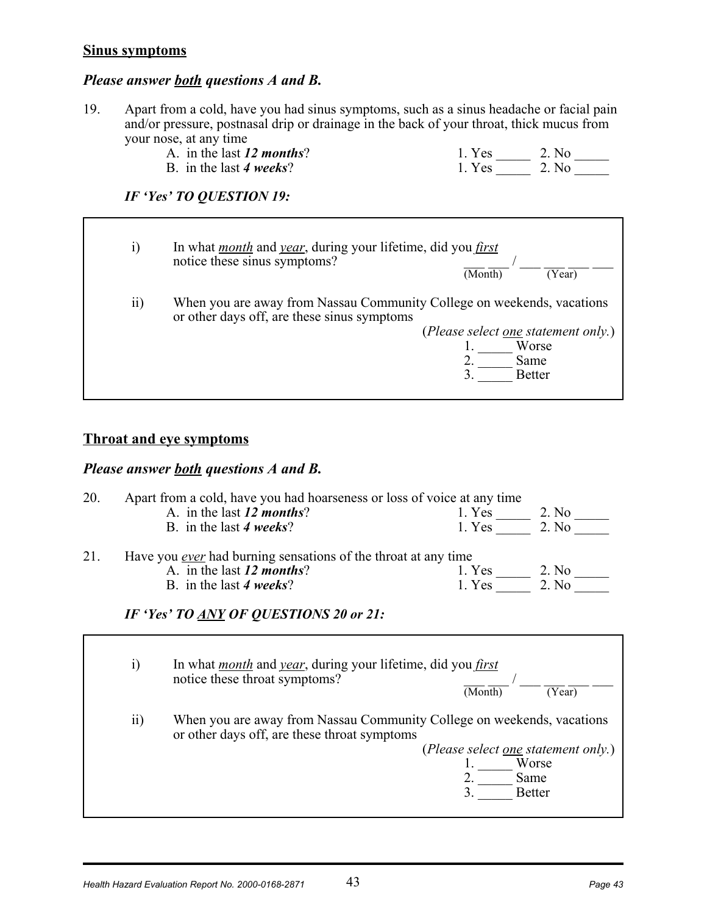## Sinus symptoms

### *Please answer both questions A and B.*

19. Apart from a cold, have you had sinus symptoms, such as a sinus headache or facial pain and/or pressure, postnasal drip or drainage in the back of your throat, thick mucus from your nose, at any time

    A. in the last ***12 months***? 1. Yes _____ 2. No _____

    B. in the last ***4 weeks***? 1. Yes _____ 2. No _____

***IF 'Yes' TO QUESTION 19:***

i) In what *month* and *year*, during your lifetime, did you *first* notice these sinus symptoms? ___ ___ / ___ ___ ___ ___ (Month) (Year)

ii) When you are away from Nassau Community College on weekends, vacations or other days off, are these sinus symptoms

(*Please select one statement only.*)

1. _____ Worse
2. _____ Same
3. _____ Better

## Throat and eye symptoms

### *Please answer both questions A and B.*

20. Apart from a cold, have you had hoarseness or loss of voice at any time

    A. in the last ***12 months***? 1. Yes _____ 2. No _____

    B. in the last ***4 weeks***? 1. Yes _____ 2. No _____

21. Have you *ever* had burning sensations of the throat at any time

    A. in the last ***12 months***? 1. Yes _____ 2. No _____

    B. in the last ***4 weeks***? 1. Yes _____ 2. No _____

***IF 'Yes' TO ANY OF QUESTIONS 20 or 21:***

i) In what *month* and *year*, during your lifetime, did you *first* notice these throat symptoms? ___ ___ / ___ ___ ___ ___ (Month) (Year)

ii) When you are away from Nassau Community College on weekends, vacations or other days off, are these throat symptoms

(*Please select one statement only.*)

1. _____ Worse
2. _____ Same
3. _____ Better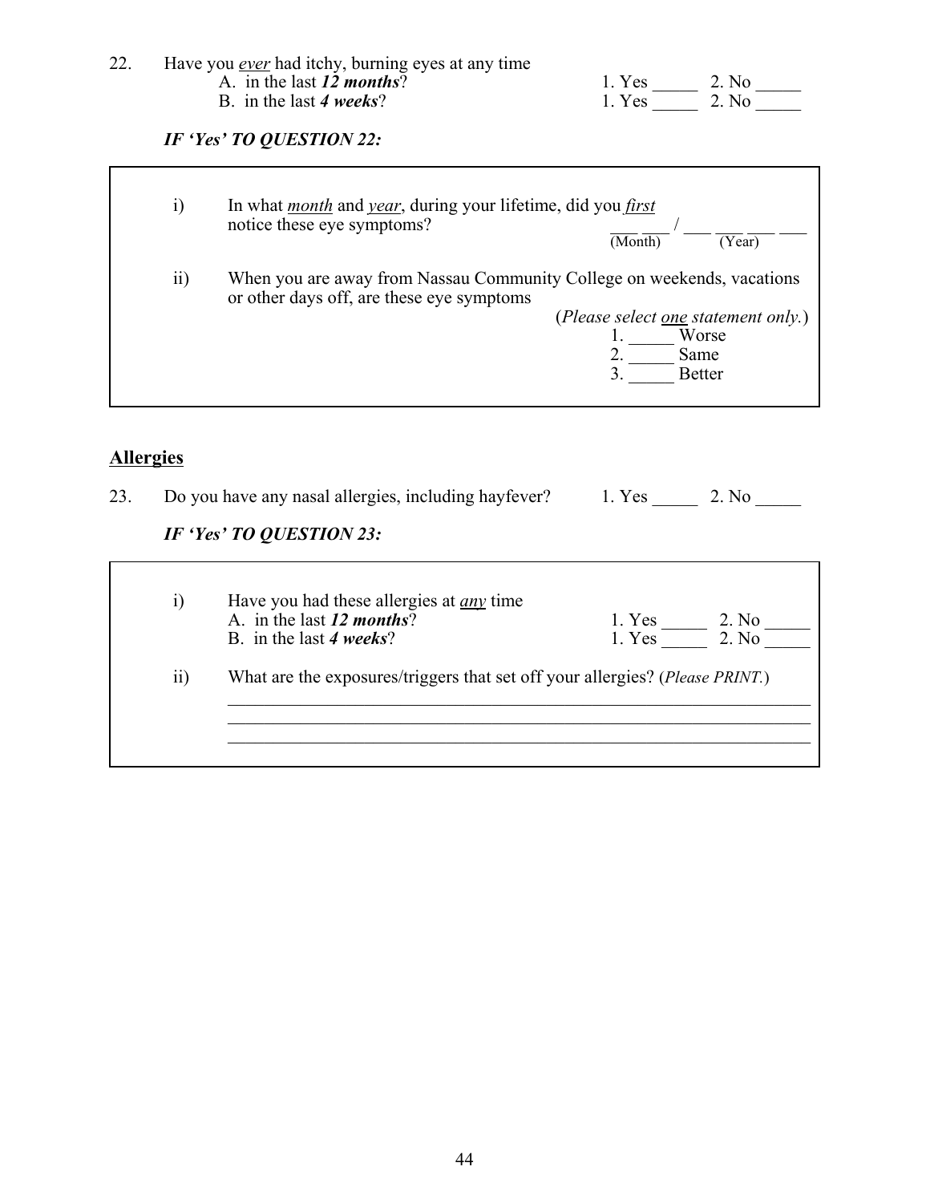22. Have you *ever* had itchy, burning eyes at any time

A. in the last ***12 months***? 1. Yes _____ 2. No _____

B. in the last ***4 weeks***? 1. Yes _____ 2. No _____

***IF 'Yes' TO QUESTION 22:***

i) In what *month* and *year*, during your lifetime, did you *first* notice these eye symptoms? ___ ___ / ___ ___ ___ ___ (Month) (Year)

ii) When you are away from Nassau Community College on weekends, vacations or other days off, are these eye symptoms

(*Please select one statement only.*)

1. _____ Worse
2. _____ Same
3. _____ Better

## Allergies

23. Do you have any nasal allergies, including hayfever? 1. Yes _____ 2. No _____

***IF 'Yes' TO QUESTION 23:***

i) Have you had these allergies at *any* time

A. in the last ***12 months***? 1. Yes _____ 2. No _____

B. in the last ***4 weeks***? 1. Yes _____ 2. No _____

ii) What are the exposures/triggers that set off your allergies? (*Please PRINT.*)

_______________________________________________________________

_______________________________________________________________

_______________________________________________________________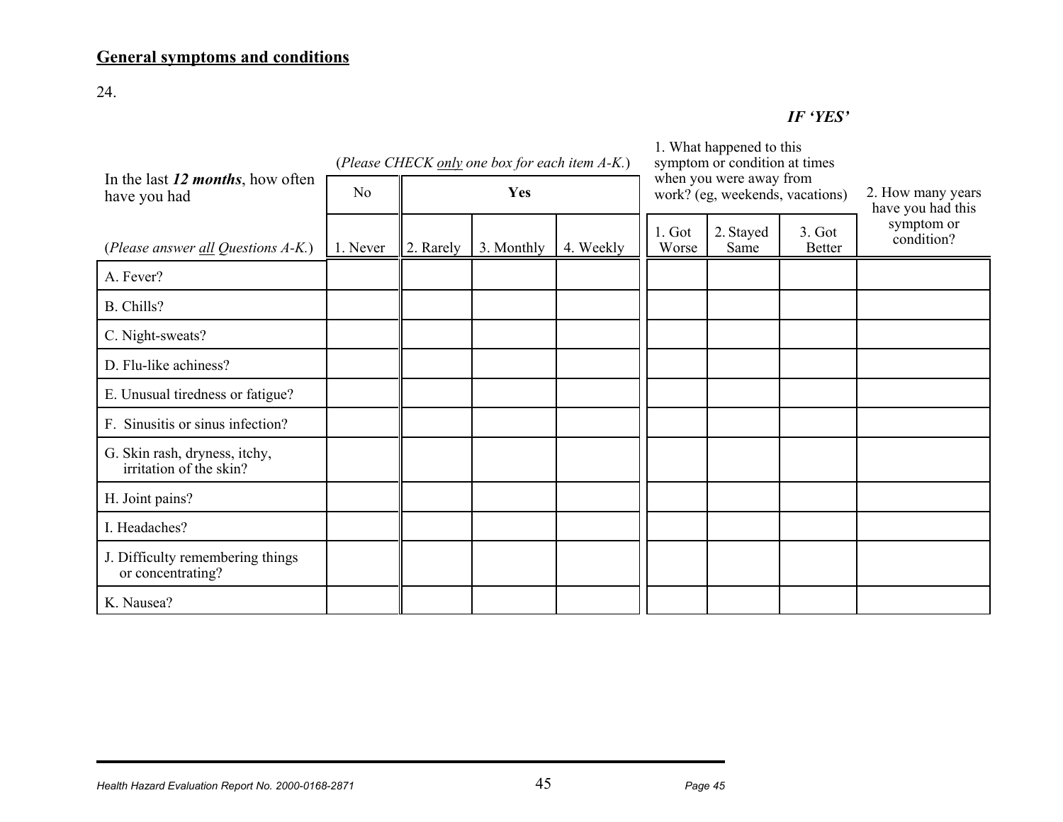## General symptoms and conditions

24.

***IF 'YES'***

| In the last ***12 months***, how often have you had | (*Please CHECK only one box for each item A-K.*) No | Yes | | | 1. What happened to this symptom or condition at times when you were away from work? (eg, weekends, vacations) | | | 2. How many years have you had this symptom or condition? |
|---|---|---|---|---|---|---|---|---|
| (*Please answer all Questions A-K.*) | 1. Never | 2. Rarely | 3. Monthly | 4. Weekly | 1. Got Worse | 2. Stayed Same | 3. Got Better | |
| A. Fever? | | | | | | | | |
| B. Chills? | | | | | | | | |
| C. Night-sweats? | | | | | | | | |
| D. Flu-like achiness? | | | | | | | | |
| E. Unusual tiredness or fatigue? | | | | | | | | |
| F. Sinusitis or sinus infection? | | | | | | | | |
| G. Skin rash, dryness, itchy, irritation of the skin? | | | | | | | | |
| H. Joint pains? | | | | | | | | |
| I. Headaches? | | | | | | | | |
| J. Difficulty remembering things or concentrating? | | | | | | | | |
| K. Nausea? | | | | | | | | |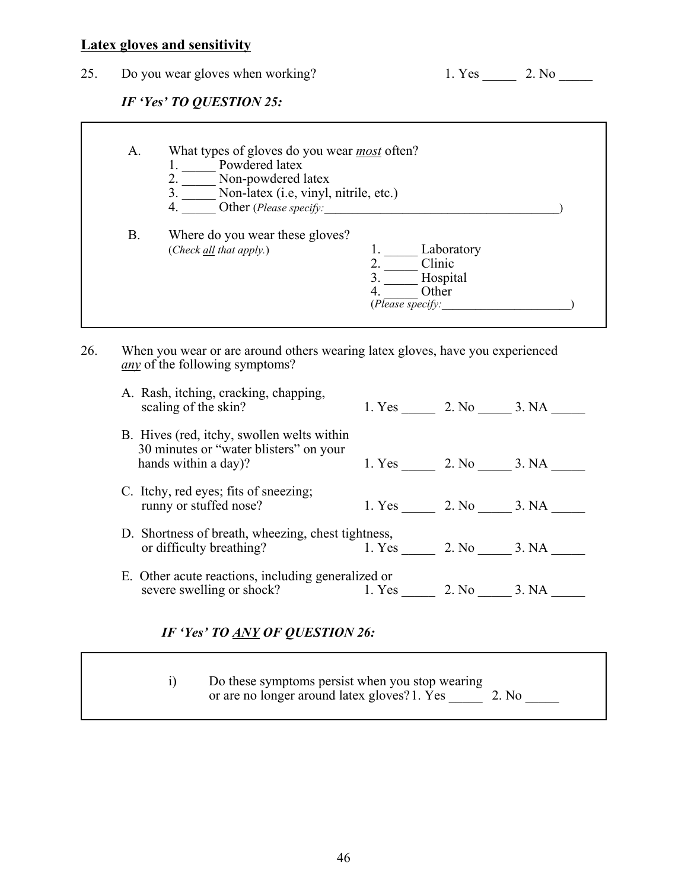## Latex gloves and sensitivity

25. Do you wear gloves when working? 1. Yes _____ 2. No _____

***IF 'Yes' TO QUESTION 25:***

A. What types of gloves do you wear ***most*** often?
   1. _____ Powdered latex
   2. _____ Non-powdered latex
   3. _____ Non-latex (i.e, vinyl, nitrile, etc.)
   4. _____ Other (*Please specify:*_____________________________________)

B. Where do you wear these gloves?
   (*Check* ***all*** *that apply.*)
   1. _____ Laboratory
   2. _____ Clinic
   3. _____ Hospital
   4. _____ Other
   (*Please specify:*_____________________)

26. When you wear or are around others wearing latex gloves, have you experienced ***any*** of the following symptoms?

   A. Rash, itching, cracking, chapping, scaling of the skin? 1. Yes _____ 2. No _____ 3. NA _____

   B. Hives (red, itchy, swollen welts within 30 minutes or "water blisters" on your hands within a day)? 1. Yes _____ 2. No _____ 3. NA _____

   C. Itchy, red eyes; fits of sneezing; runny or stuffed nose? 1. Yes _____ 2. No _____ 3. NA _____

   D. Shortness of breath, wheezing, chest tightness, or difficulty breathing? 1. Yes _____ 2. No _____ 3. NA _____

   E. Other acute reactions, including generalized or severe swelling or shock? 1. Yes _____ 2. No _____ 3. NA _____

***IF 'Yes' TO ANY OF QUESTION 26:***

i) Do these symptoms persist when you stop wearing or are no longer around latex gloves? 1. Yes _____ 2. No _____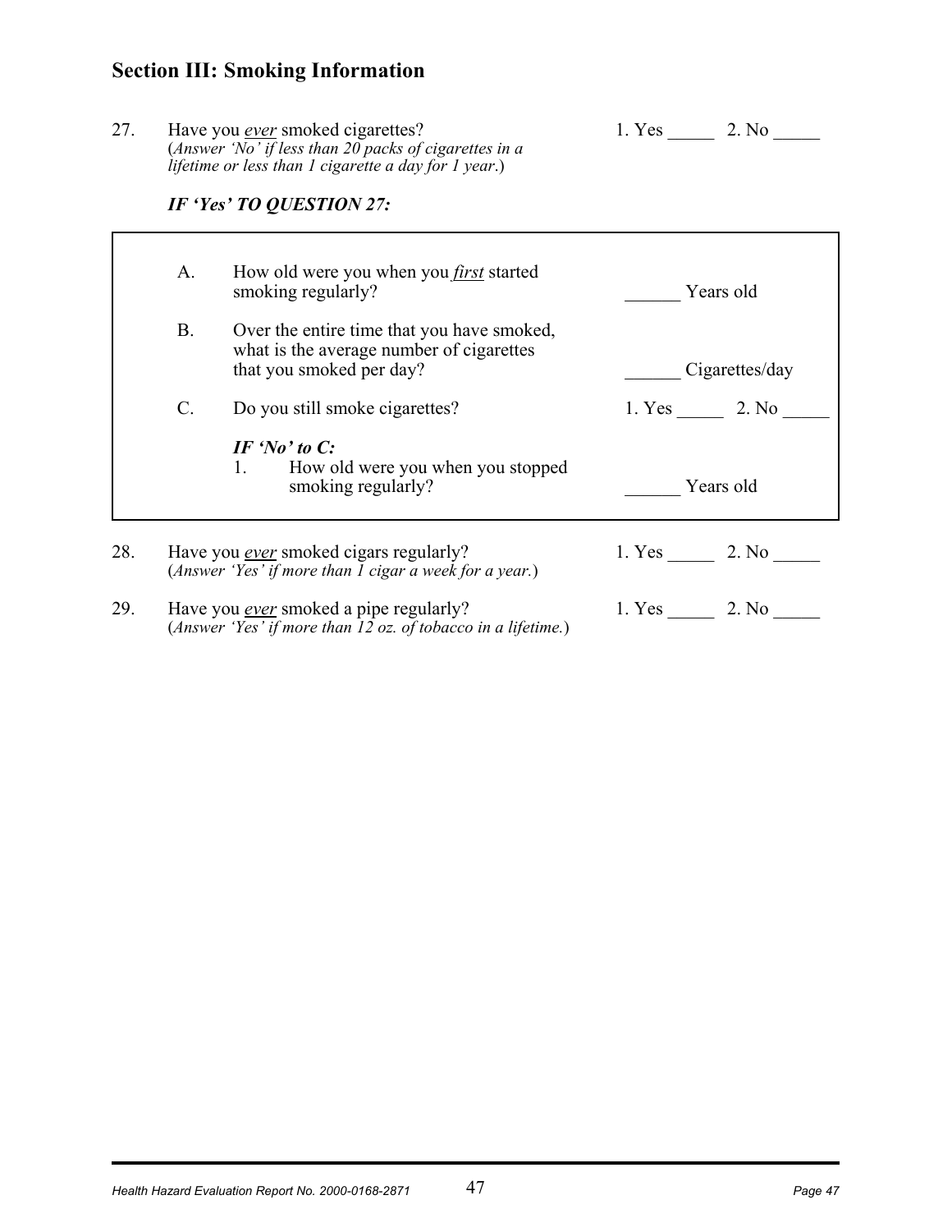## Section III: Smoking Information

27. Have you *ever* smoked cigarettes? 1. Yes _____ 2. No _____
    (*Answer 'No' if less than 20 packs of cigarettes in a lifetime or less than 1 cigarette a day for 1 year*.)

    ***IF 'Yes' TO QUESTION 27:***

    A. How old were you when you *first* started smoking regularly? ______ Years old

    B. Over the entire time that you have smoked, what is the average number of cigarettes that you smoked per day? ______ Cigarettes/day

    C. Do you still smoke cigarettes? 1. Yes _____ 2. No _____

    ***IF 'No' to C:***

    1. How old were you when you stopped smoking regularly? ______ Years old

28. Have you *ever* smoked cigars regularly? 1. Yes _____ 2. No _____
    (*Answer 'Yes' if more than 1 cigar a week for a year.*)

29. Have you *ever* smoked a pipe regularly? 1. Yes _____ 2. No _____
    (*Answer 'Yes' if more than 12 oz. of tobacco in a lifetime.*)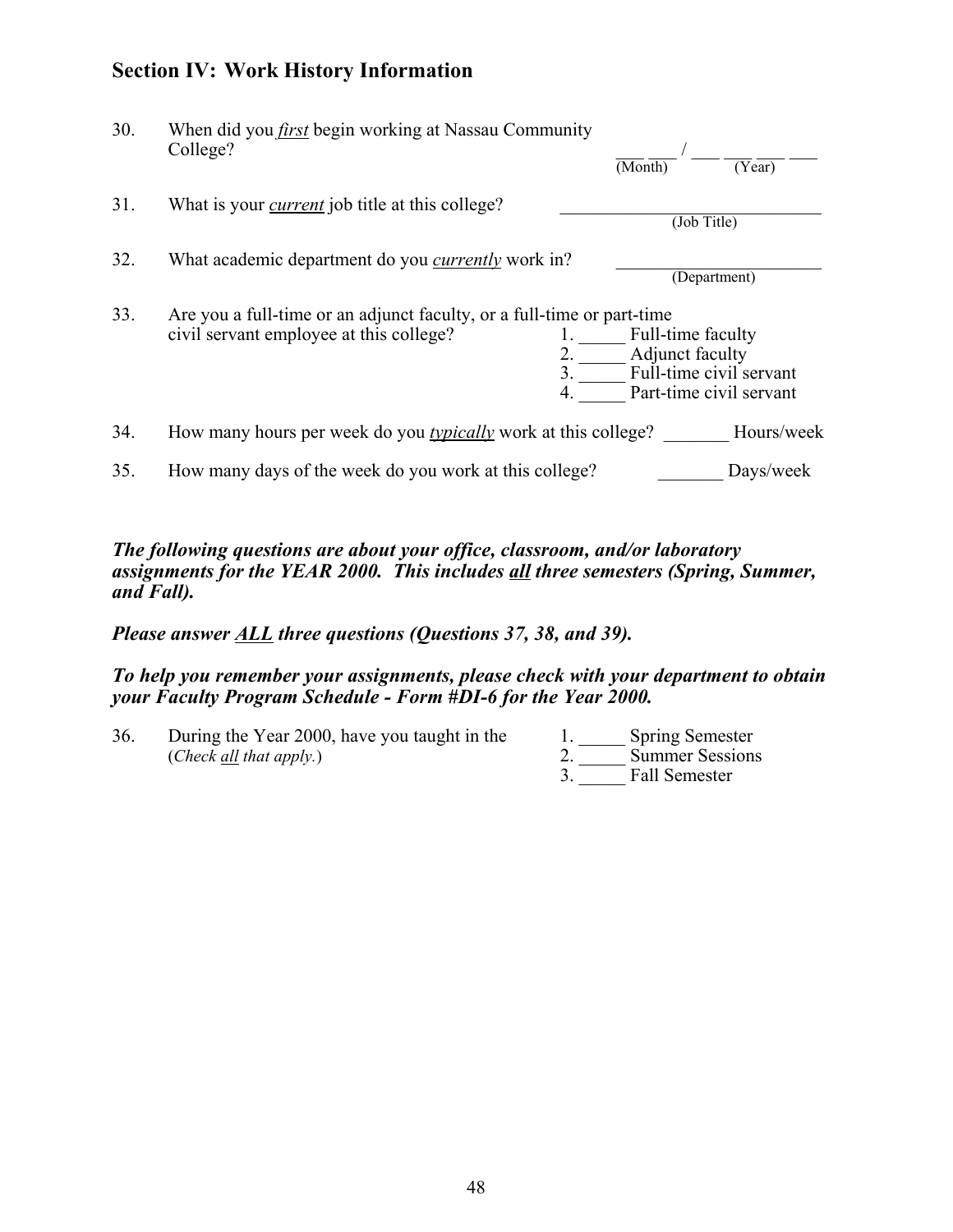## Section IV: Work History Information

30. When did you ***first*** begin working at Nassau Community College? ___ ___ / ___ ___ ___ ___ (Month) (Year)

31. What is your ***current*** job title at this college? ______________________________ (Job Title)

32. What academic department do you ***currently*** work in? ______________________ (Department)

33. Are you a full-time or an adjunct faculty, or a full-time or part-time civil servant employee at this college?
    1. _____ Full-time faculty
    2. _____ Adjunct faculty
    3. _____ Full-time civil servant
    4. _____ Part-time civil servant

34. How many hours per week do you ***typically*** work at this college? _______ Hours/week

35. How many days of the week do you work at this college? _______ Days/week

***The following questions are about your office, classroom, and/or laboratory assignments for the YEAR 2000. This includes <u>all</u> three semesters (Spring, Summer, and Fall).***

***Please answer <u>ALL</u> three questions (Questions 37, 38, and 39).***

***To help you remember your assignments, please check with your department to obtain your Faculty Program Schedule - Form #DI-6 for the Year 2000.***

36. During the Year 2000, have you taught in the (*Check <u>all</u> that apply.*)
    1. _____ Spring Semester
    2. _____ Summer Sessions
    3. _____ Fall Semester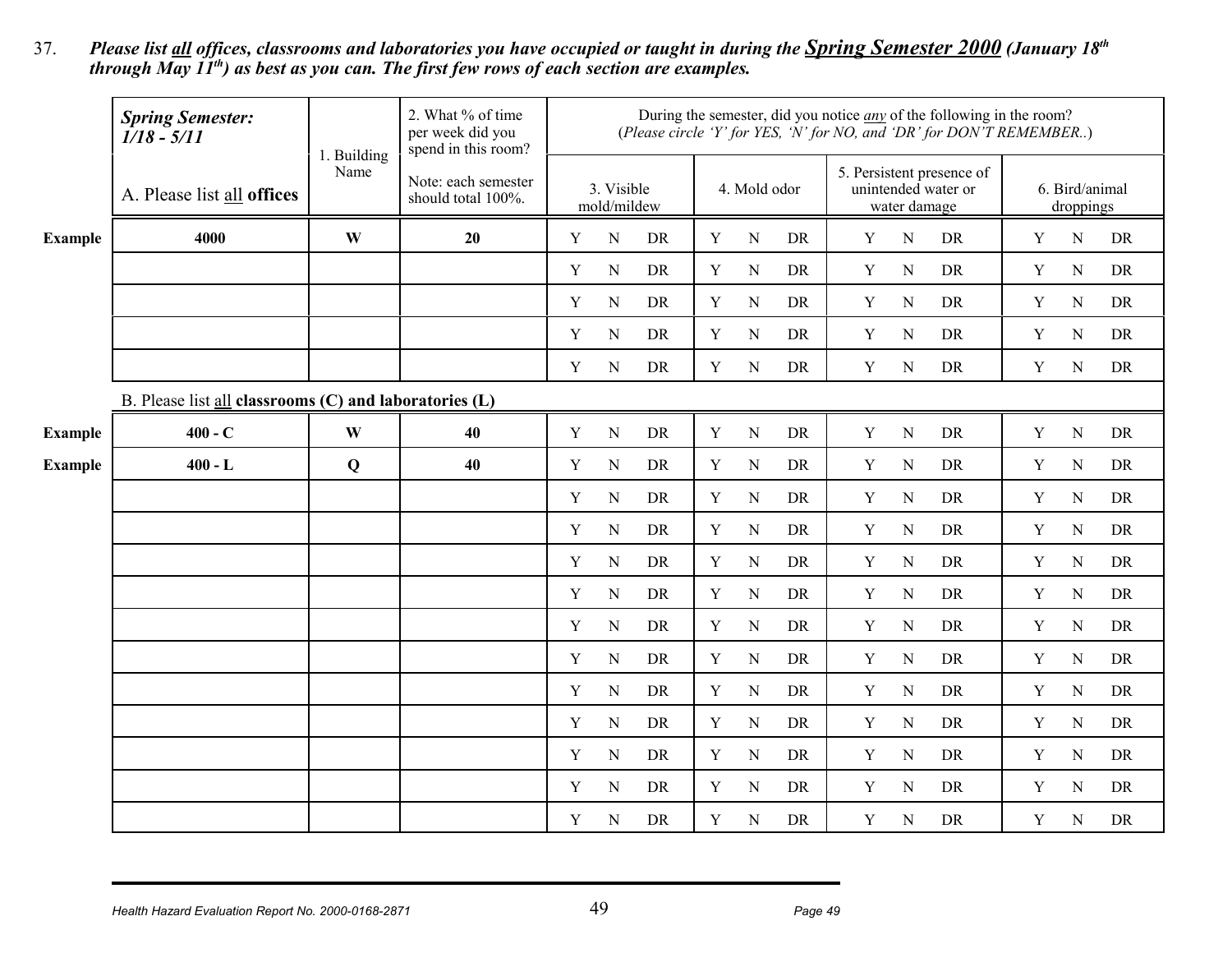37. ***Please list all offices, classrooms and laboratories you have occupied or taught in during the Spring Semester 2000 (January 18th through May 11th) as best as you can. The first few rows of each section are examples.***

| | ***Spring Semester: 1/18 - 5/11*** | 1. Building Name | 2. What % of time per week did you spend in this room? | During the semester, did you notice *any* of the following in the room? (*Please circle 'Y' for YES, 'N' for NO, and 'DR' for DON'T REMEMBER..*) | | | |
|---|---|---|---|---|---|---|---|
| | A. Please list all **offices** | | Note: each semester should total 100%. | 3. Visible mold/mildew | 4. Mold odor | 5. Persistent presence of unintended water or water damage | 6. Bird/animal droppings |
| **Example** | **4000** | **W** | **20** | Y N DR | Y N DR | Y N DR | Y N DR |
| | | | | Y N DR | Y N DR | Y N DR | Y N DR |
| | | | | Y N DR | Y N DR | Y N DR | Y N DR |
| | | | | Y N DR | Y N DR | Y N DR | Y N DR |
| | | | | Y N DR | Y N DR | Y N DR | Y N DR |
| | B. Please list all **classrooms (C) and laboratories (L)** | | | | | | |
| **Example** | **400 - C** | **W** | **40** | Y N DR | Y N DR | Y N DR | Y N DR |
| **Example** | **400 - L** | **Q** | **40** | Y N DR | Y N DR | Y N DR | Y N DR |
| | | | | Y N DR | Y N DR | Y N DR | Y N DR |
| | | | | Y N DR | Y N DR | Y N DR | Y N DR |
| | | | | Y N DR | Y N DR | Y N DR | Y N DR |
| | | | | Y N DR | Y N DR | Y N DR | Y N DR |
| | | | | Y N DR | Y N DR | Y N DR | Y N DR |
| | | | | Y N DR | Y N DR | Y N DR | Y N DR |
| | | | | Y N DR | Y N DR | Y N DR | Y N DR |
| | | | | Y N DR | Y N DR | Y N DR | Y N DR |
| | | | | Y N DR | Y N DR | Y N DR | Y N DR |
| | | | | Y N DR | Y N DR | Y N DR | Y N DR |
| | | | | Y N DR | Y N DR | Y N DR | Y N DR |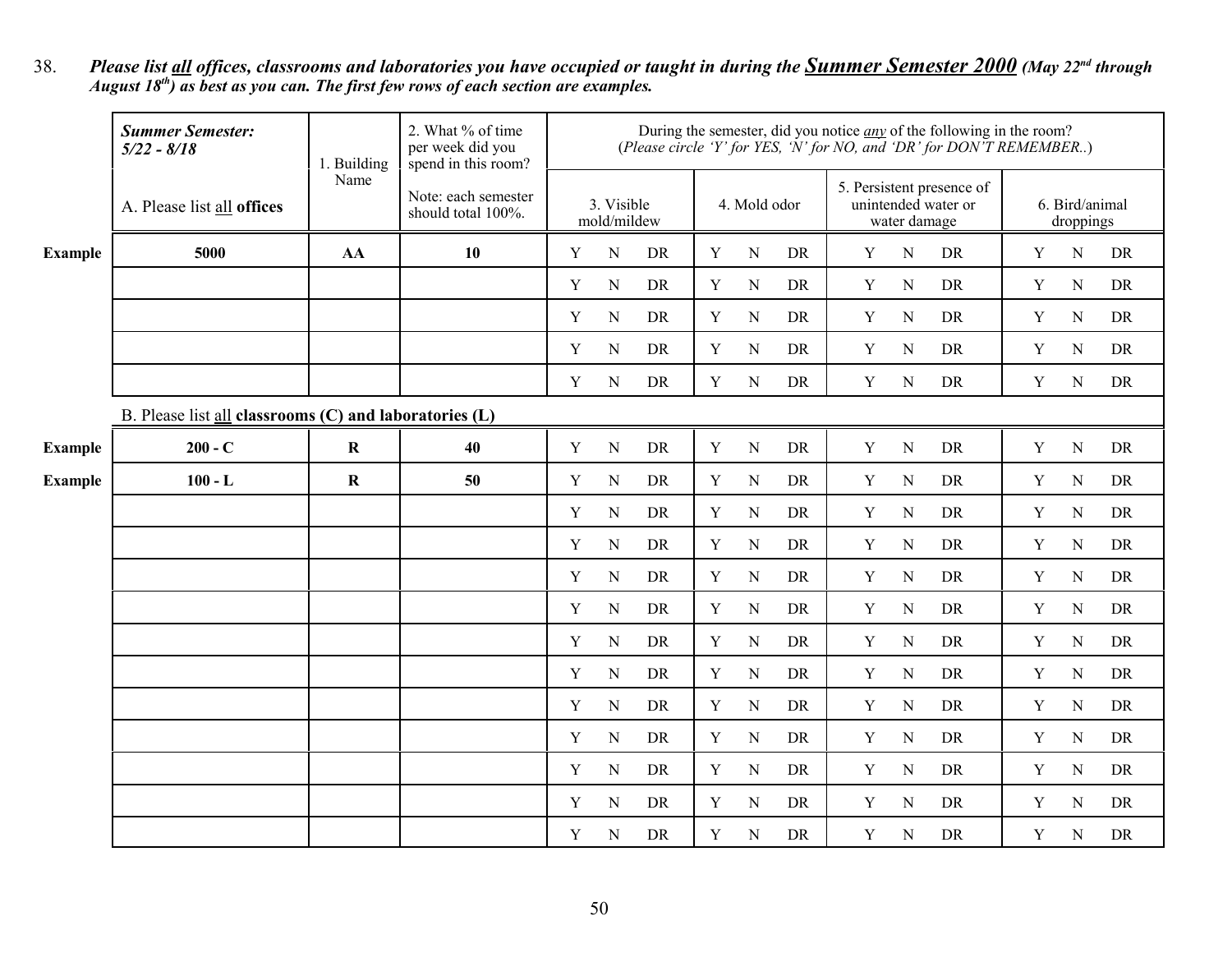38. ***Please list all offices, classrooms and laboratories you have occupied or taught in during the Summer Semester 2000 (May 22[nd] through August 18[th]) as best as you can. The first few rows of each section are examples.***

| | ***Summer Semester: 5/22 - 8/18*** | 1. Building Name | 2. What % of time per week did you spend in this room? | During the semester, did you notice *any* of the following in the room? (*Please circle 'Y' for YES, 'N' for NO, and 'DR' for DON'T REMEMBER..*) | | | |
|---|---|---|---|---|---|---|---|
| | A. Please list all **offices** | | Note: each semester should total 100%. | 3. Visible mold/mildew | 4. Mold odor | 5. Persistent presence of unintended water or water damage | 6. Bird/animal droppings |
| **Example** | **5000** | **AA** | **10** | Y N DR | Y N DR | Y N DR | Y N DR |
| | | | | Y N DR | Y N DR | Y N DR | Y N DR |
| | | | | Y N DR | Y N DR | Y N DR | Y N DR |
| | | | | Y N DR | Y N DR | Y N DR | Y N DR |
| | | | | Y N DR | Y N DR | Y N DR | Y N DR |
| | B. Please list all **classrooms (C) and laboratories (L)** | | | | | | |
| **Example** | **200 - C** | **R** | **40** | Y N DR | Y N DR | Y N DR | Y N DR |
| **Example** | **100 - L** | **R** | **50** | Y N DR | Y N DR | Y N DR | Y N DR |
| | | | | Y N DR | Y N DR | Y N DR | Y N DR |
| | | | | Y N DR | Y N DR | Y N DR | Y N DR |
| | | | | Y N DR | Y N DR | Y N DR | Y N DR |
| | | | | Y N DR | Y N DR | Y N DR | Y N DR |
| | | | | Y N DR | Y N DR | Y N DR | Y N DR |
| | | | | Y N DR | Y N DR | Y N DR | Y N DR |
| | | | | Y N DR | Y N DR | Y N DR | Y N DR |
| | | | | Y N DR | Y N DR | Y N DR | Y N DR |
| | | | | Y N DR | Y N DR | Y N DR | Y N DR |
| | | | | Y N DR | Y N DR | Y N DR | Y N DR |
| | | | | Y N DR | Y N DR | Y N DR | Y N DR |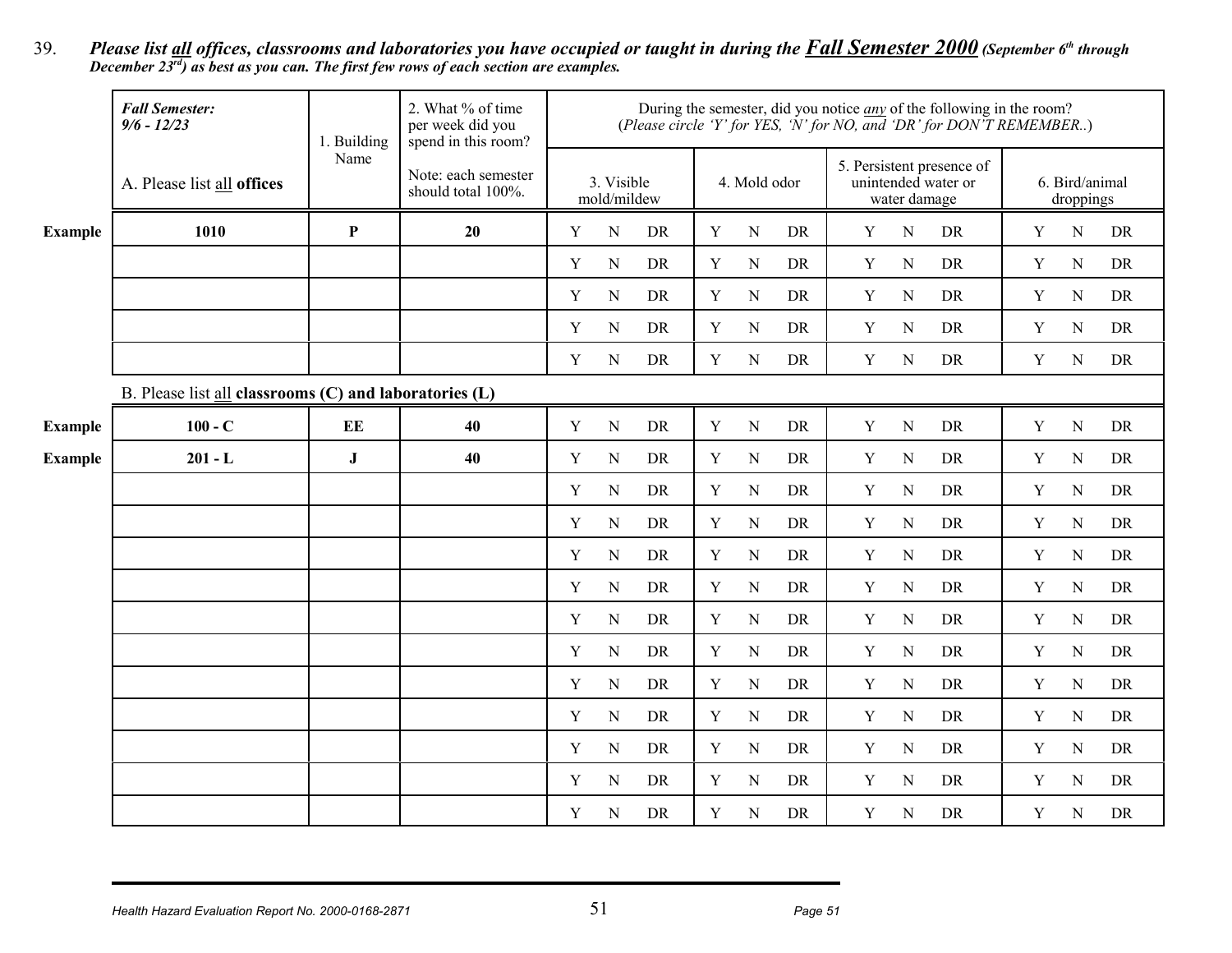39. ***Please list all offices, classrooms and laboratories you have occupied or taught in during the Fall Semester 2000 (September 6th through December 23rd) as best as you can. The first few rows of each section are examples.***

| | ***Fall Semester: 9/6 - 12/23*** | 1. Building Name | 2. What % of time per week did you spend in this room? | During the semester, did you notice *any* of the following in the room? (*Please circle 'Y' for YES, 'N' for NO, and 'DR' for DON'T REMEMBER..*) | | | |
|---|---|---|---|---|---|---|---|
| | A. Please list all **offices** | | Note: each semester should total 100%. | 3. Visible mold/mildew | 4. Mold odor | 5. Persistent presence of unintended water or water damage | 6. Bird/animal droppings |
| **Example** | **1010** | **P** | **20** | Y N DR | Y N DR | Y N DR | Y N DR |
| | | | | Y N DR | Y N DR | Y N DR | Y N DR |
| | | | | Y N DR | Y N DR | Y N DR | Y N DR |
| | | | | Y N DR | Y N DR | Y N DR | Y N DR |
| | | | | Y N DR | Y N DR | Y N DR | Y N DR |
| | B. Please list all **classrooms (C) and laboratories (L)** | | | | | | |
| **Example** | **100 - C** | **EE** | **40** | Y N DR | Y N DR | Y N DR | Y N DR |
| **Example** | **201 - L** | **J** | **40** | Y N DR | Y N DR | Y N DR | Y N DR |
| | | | | Y N DR | Y N DR | Y N DR | Y N DR |
| | | | | Y N DR | Y N DR | Y N DR | Y N DR |
| | | | | Y N DR | Y N DR | Y N DR | Y N DR |
| | | | | Y N DR | Y N DR | Y N DR | Y N DR |
| | | | | Y N DR | Y N DR | Y N DR | Y N DR |
| | | | | Y N DR | Y N DR | Y N DR | Y N DR |
| | | | | Y N DR | Y N DR | Y N DR | Y N DR |
| | | | | Y N DR | Y N DR | Y N DR | Y N DR |
| | | | | Y N DR | Y N DR | Y N DR | Y N DR |
| | | | | Y N DR | Y N DR | Y N DR | Y N DR |
| | | | | Y N DR | Y N DR | Y N DR | Y N DR |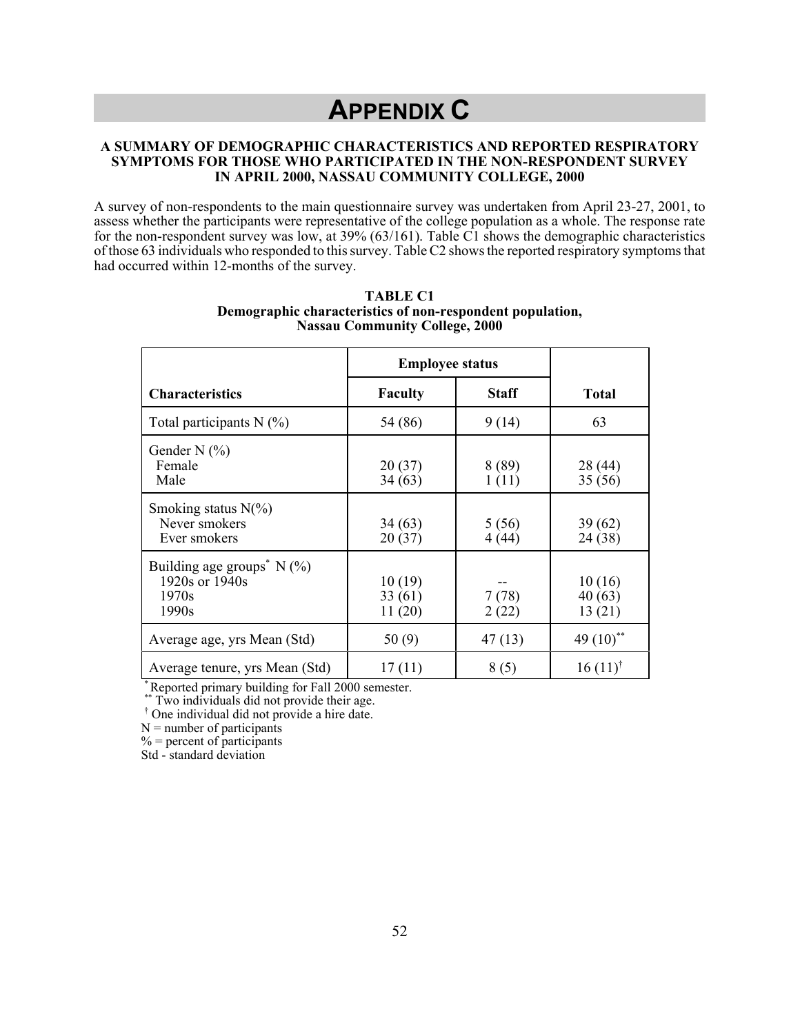# APPENDIX C

**A SUMMARY OF DEMOGRAPHIC CHARACTERISTICS AND REPORTED RESPIRATORY SYMPTOMS FOR THOSE WHO PARTICIPATED IN THE NON-RESPONDENT SURVEY IN APRIL 2000, NASSAU COMMUNITY COLLEGE, 2000**

A survey of non-respondents to the main questionnaire survey was undertaken from April 23-27, 2001, to assess whether the participants were representative of the college population as a whole. The response rate for the non-respondent survey was low, at 39% (63/161). Table C1 shows the demographic characteristics of those 63 individuals who responded to this survey. Table C2 shows the reported respiratory symptoms that had occurred within 12-months of the survey.

**TABLE C1**
**Demographic characteristics of non-respondent population, Nassau Community College, 2000**

| | Employee status | | |
|---|---|---|---|
| **Characteristics** | **Faculty** | **Staff** | **Total** |
| Total participants N (%) | 54 (86) | 9 (14) | 63 |
| Gender N (%) | | | |
| Female | 20 (37) | 8 (89) | 28 (44) |
| Male | 34 (63) | 1 (11) | 35 (56) |
| Smoking status N(%) | | | |
| Never smokers | 34 (63) | 5 (56) | 39 (62) |
| Ever smokers | 20 (37) | 4 (44) | 24 (38) |
| Building age groups* N (%) | | | |
| 1920s or 1940s | 10 (19) | -- | 10 (16) |
| 1970s | 33 (61) | 7 (78) | 40 (63) |
| 1990s | 11 (20) | 2 (22) | 13 (21) |
| Average age, yrs Mean (Std) | 50 (9) | 47 (13) | 49 (10)** |
| Average tenure, yrs Mean (Std) | 17 (11) | 8 (5) | 16 (11)† |

\* Reported primary building for Fall 2000 semester.
\** Two individuals did not provide their age.
† One individual did not provide a hire date.
N = number of participants
% = percent of participants
Std - standard deviation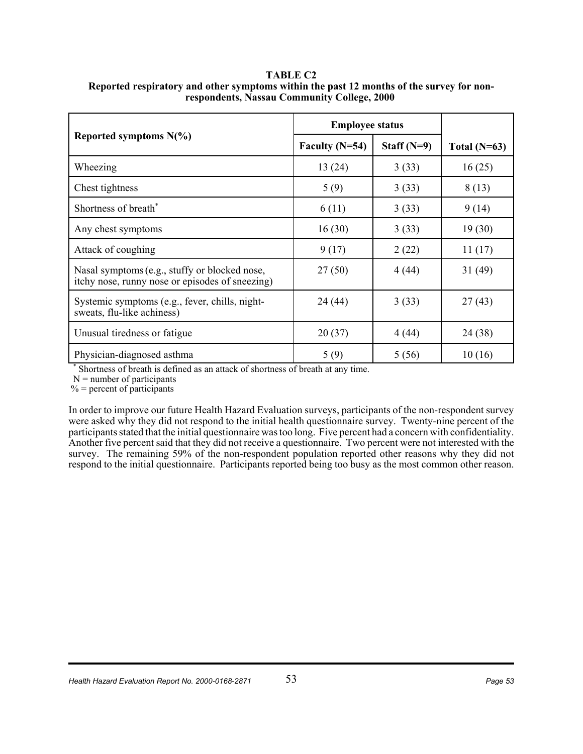**TABLE C2**
**Reported respiratory and other symptoms within the past 12 months of the survey for non-respondents, Nassau Community College, 2000**

| Reported symptoms N(%) | Employee status | | Total (N=63) |
|---|---|---|---|
| | Faculty (N=54) | Staff (N=9) | |
| Wheezing | 13 (24) | 3 (33) | 16 (25) |
| Chest tightness | 5 (9) | 3 (33) | 8 (13) |
| Shortness of breath* | 6 (11) | 3 (33) | 9 (14) |
| Any chest symptoms | 16 (30) | 3 (33) | 19 (30) |
| Attack of coughing | 9 (17) | 2 (22) | 11 (17) |
| Nasal symptoms (e.g., stuffy or blocked nose, itchy nose, runny nose or episodes of sneezing) | 27 (50) | 4 (44) | 31 (49) |
| Systemic symptoms (e.g., fever, chills, night-sweats, flu-like achiness) | 24 (44) | 3 (33) | 27 (43) |
| Unusual tiredness or fatigue | 20 (37) | 4 (44) | 24 (38) |
| Physician-diagnosed asthma | 5 (9) | 5 (56) | 10 (16) |

* Shortness of breath is defined as an attack of shortness of breath at any time.
N = number of participants
% = percent of participants

In order to improve our future Health Hazard Evaluation surveys, participants of the non-respondent survey were asked why they did not respond to the initial health questionnaire survey. Twenty-nine percent of the participants stated that the initial questionnaire was too long. Five percent had a concern with confidentiality. Another five percent said that they did not receive a questionnaire. Two percent were not interested with the survey. The remaining 59% of the non-respondent population reported other reasons why they did not respond to the initial questionnaire. Participants reported being too busy as the most common other reason.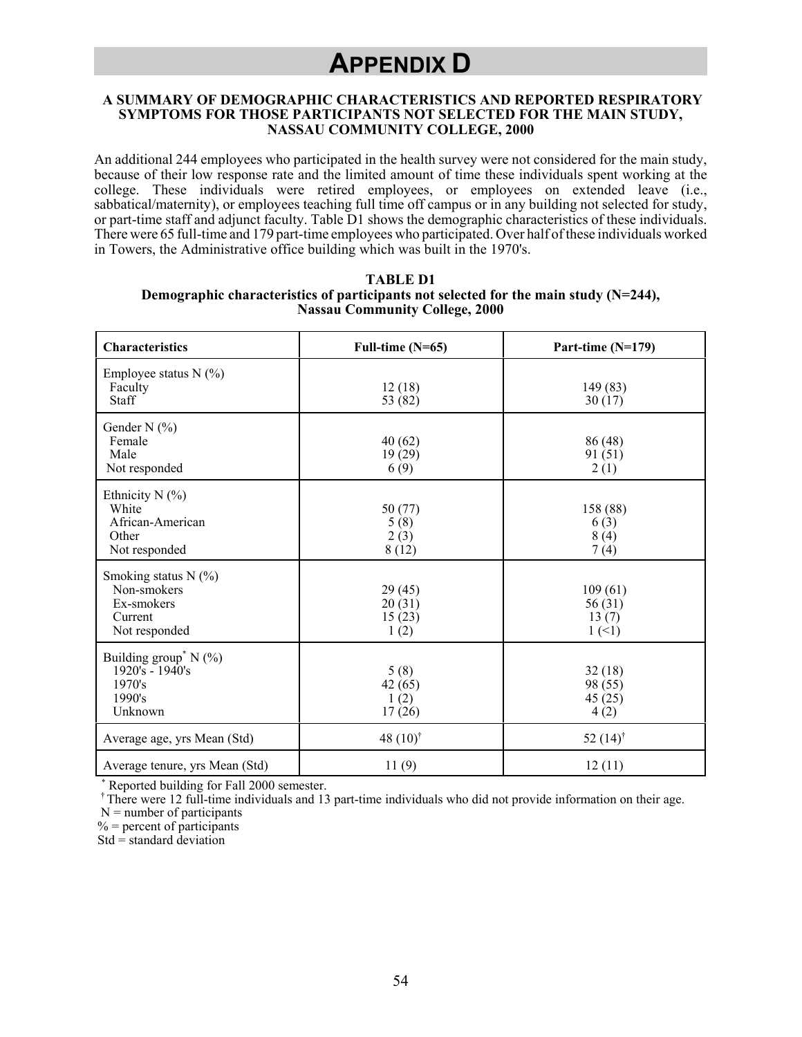# APPENDIX D

**A SUMMARY OF DEMOGRAPHIC CHARACTERISTICS AND REPORTED RESPIRATORY SYMPTOMS FOR THOSE PARTICIPANTS NOT SELECTED FOR THE MAIN STUDY, NASSAU COMMUNITY COLLEGE, 2000**

An additional 244 employees who participated in the health survey were not considered for the main study, because of their low response rate and the limited amount of time these individuals spent working at the college. These individuals were retired employees, or employees on extended leave (i.e., sabbatical/maternity), or employees teaching full time off campus or in any building not selected for study, or part-time staff and adjunct faculty. Table D1 shows the demographic characteristics of these individuals. There were 65 full-time and 179 part-time employees who participated. Over half of these individuals worked in Towers, the Administrative office building which was built in the 1970's.

**TABLE D1**
**Demographic characteristics of participants not selected for the main study (N=244), Nassau Community College, 2000**

| Characteristics | Full-time (N=65) | Part-time (N=179) |
|---|---|---|
| Employee status N (%) | | |
| Faculty | 12 (18) | 149 (83) |
| Staff | 53 (82) | 30 (17) |
| Gender N (%) | | |
| Female | 40 (62) | 86 (48) |
| Male | 19 (29) | 91 (51) |
| Not responded | 6 (9) | 2 (1) |
| Ethnicity N (%) | | |
| White | 50 (77) | 158 (88) |
| African-American | 5 (8) | 6 (3) |
| Other | 2 (3) | 8 (4) |
| Not responded | 8 (12) | 7 (4) |
| Smoking status N (%) | | |
| Non-smokers | 29 (45) | 109 (61) |
| Ex-smokers | 20 (31) | 56 (31) |
| Current | 15 (23) | 13 (7) |
| Not responded | 1 (2) | 1 (<1) |
| Building group* N (%) | | |
| 1920's - 1940's | 5 (8) | 32 (18) |
| 1970's | 42 (65) | 98 (55) |
| 1990's | 1 (2) | 45 (25) |
| Unknown | 17 (26) | 4 (2) |
| Average age, yrs Mean (Std) | 48 (10)† | 52 (14)† |
| Average tenure, yrs Mean (Std) | 11 (9) | 12 (11) |

\* Reported building for Fall 2000 semester.
† There were 12 full-time individuals and 13 part-time individuals who did not provide information on their age.
N = number of participants
% = percent of participants
Std = standard deviation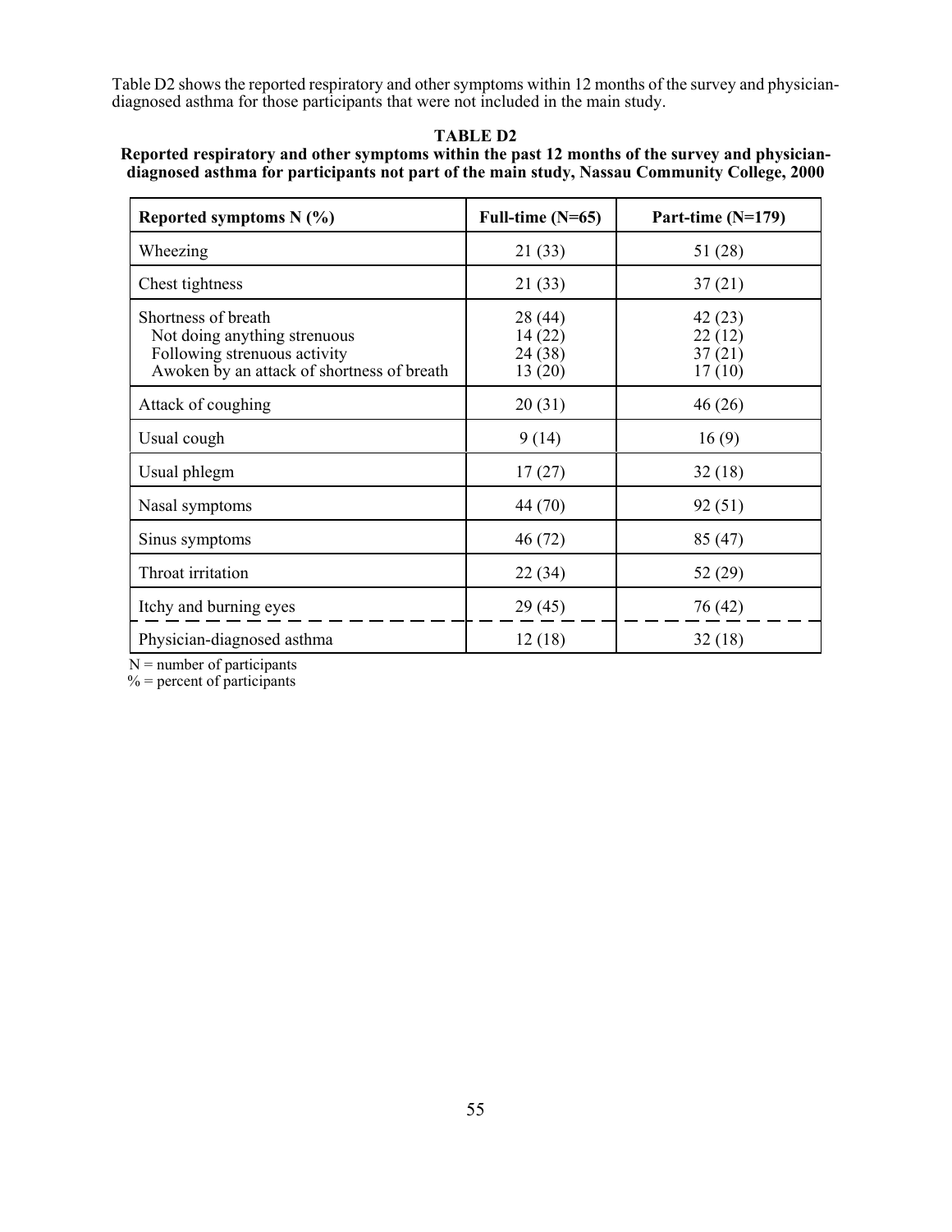Table D2 shows the reported respiratory and other symptoms within 12 months of the survey and physician-diagnosed asthma for those participants that were not included in the main study.

**TABLE D2**
**Reported respiratory and other symptoms within the past 12 months of the survey and physician-diagnosed asthma for participants not part of the main study, Nassau Community College, 2000**

| Reported symptoms N (%) | Full-time (N=65) | Part-time (N=179) |
|---|---|---|
| Wheezing | 21 (33) | 51 (28) |
| Chest tightness | 21 (33) | 37 (21) |
| Shortness of breath | 28 (44) | 42 (23) |
| Not doing anything strenuous | 14 (22) | 22 (12) |
| Following strenuous activity | 24 (38) | 37 (21) |
| Awoken by an attack of shortness of breath | 13 (20) | 17 (10) |
| Attack of coughing | 20 (31) | 46 (26) |
| Usual cough | 9 (14) | 16 (9) |
| Usual phlegm | 17 (27) | 32 (18) |
| Nasal symptoms | 44 (70) | 92 (51) |
| Sinus symptoms | 46 (72) | 85 (47) |
| Throat irritation | 22 (34) | 52 (29) |
| Itchy and burning eyes | 29 (45) | 76 (42) |
| Physician-diagnosed asthma | 12 (18) | 32 (18) |

N = number of participants
% = percent of participants